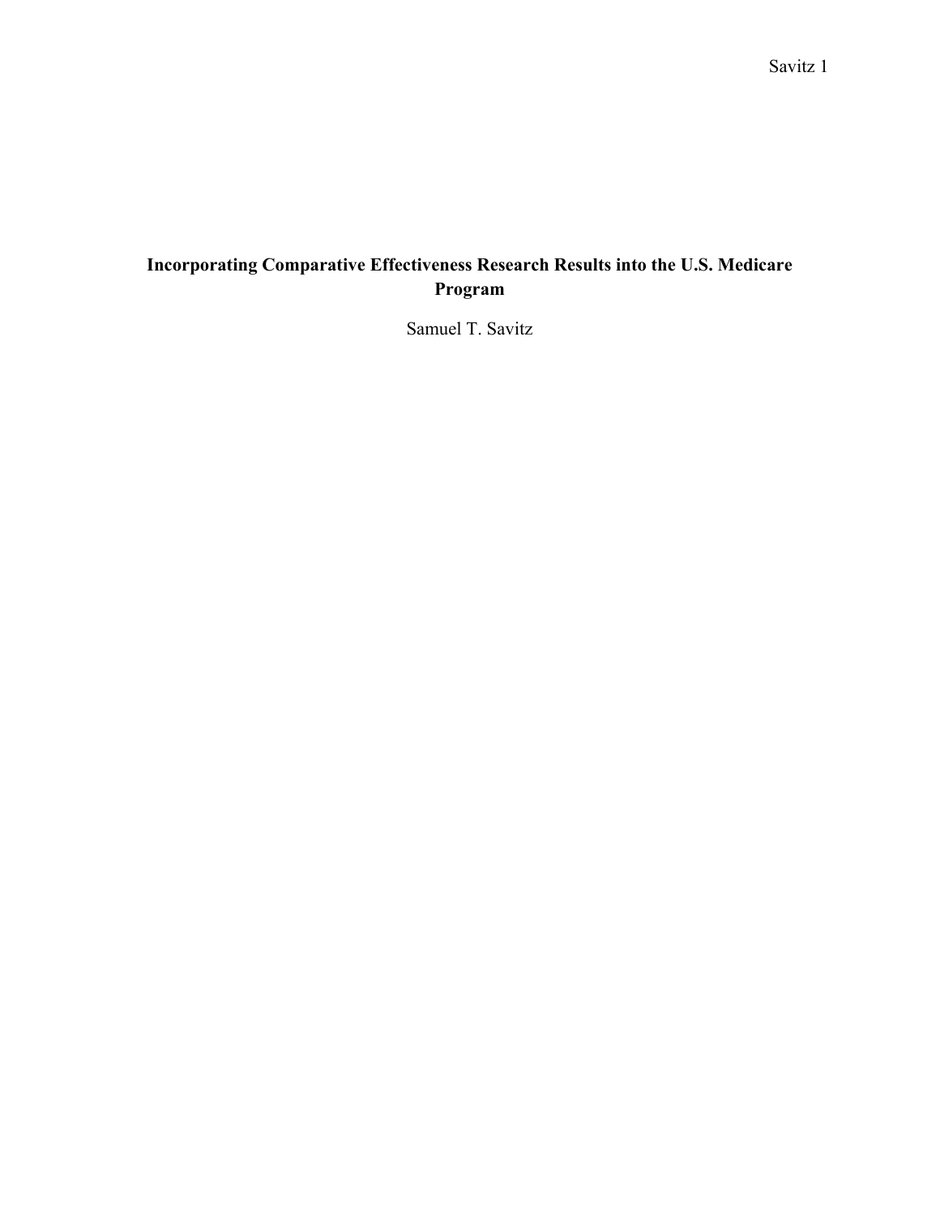# Incorporating Comparative Effectiveness Research Results into the U.S. Medicare Program

Samuel T. Savitz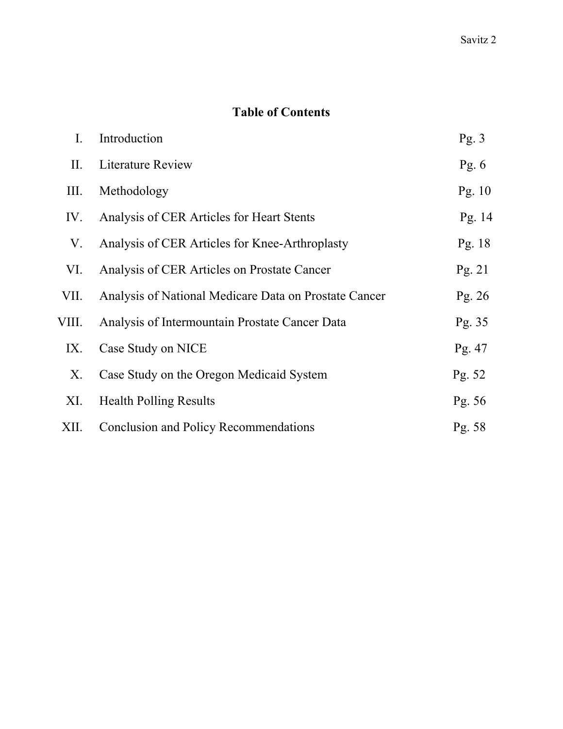## Table of Contents

| | | |
|---|---|---|
| I. | Introduction | Pg. 3 |
| II. | Literature Review | Pg. 6 |
| III. | Methodology | Pg. 10 |
| IV. | Analysis of CER Articles for Heart Stents | Pg. 14 |
| V. | Analysis of CER Articles for Knee-Arthroplasty | Pg. 18 |
| VI. | Analysis of CER Articles on Prostate Cancer | Pg. 21 |
| VII. | Analysis of National Medicare Data on Prostate Cancer | Pg. 26 |
| VIII. | Analysis of Intermountain Prostate Cancer Data | Pg. 35 |
| IX. | Case Study on NICE | Pg. 47 |
| X. | Case Study on the Oregon Medicaid System | Pg. 52 |
| XI. | Health Polling Results | Pg. 56 |
| XII. | Conclusion and Policy Recommendations | Pg. 58 |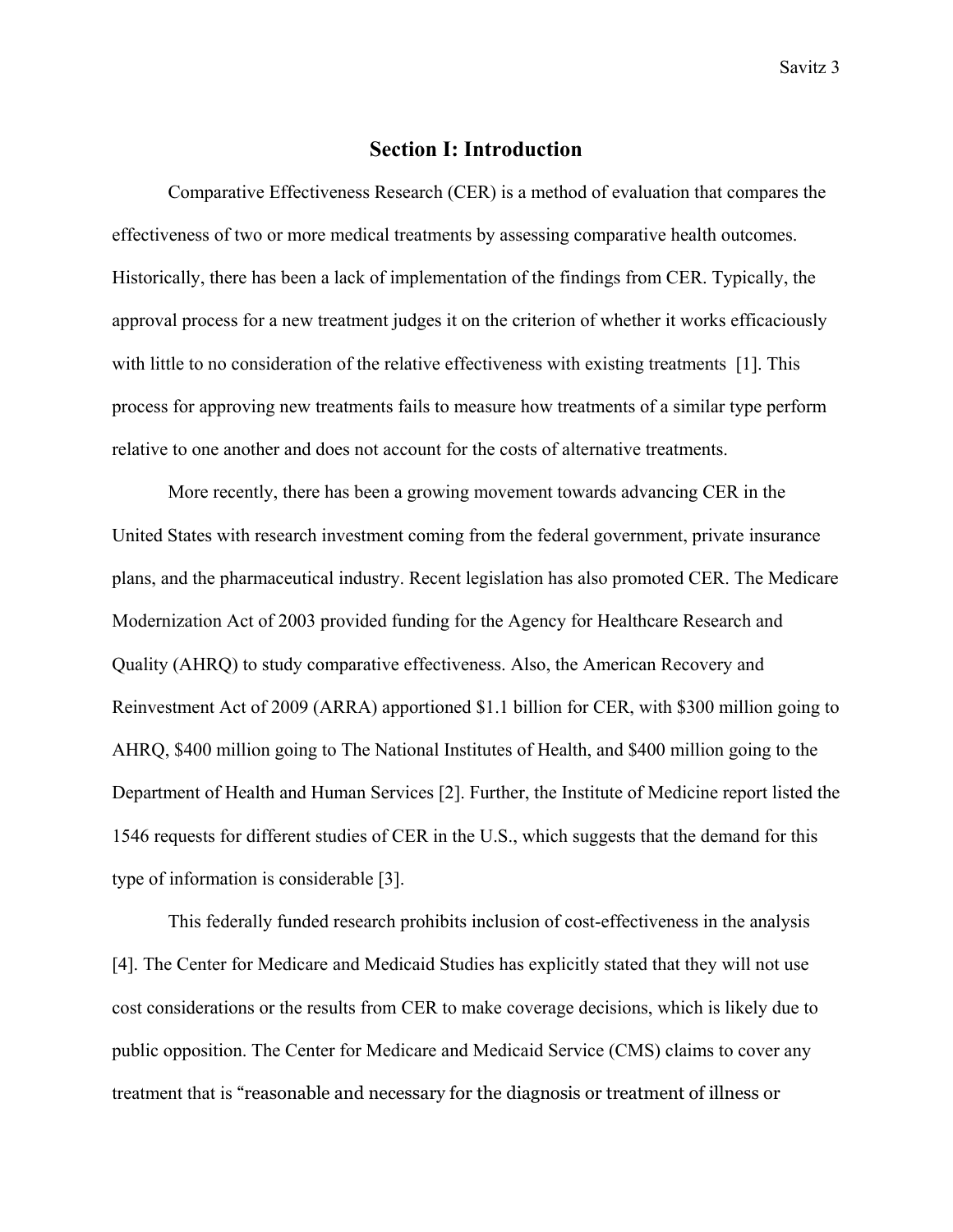## Section I: Introduction

Comparative Effectiveness Research (CER) is a method of evaluation that compares the effectiveness of two or more medical treatments by assessing comparative health outcomes. Historically, there has been a lack of implementation of the findings from CER. Typically, the approval process for a new treatment judges it on the criterion of whether it works efficaciously with little to no consideration of the relative effectiveness with existing treatments [1]. This process for approving new treatments fails to measure how treatments of a similar type perform relative to one another and does not account for the costs of alternative treatments.

More recently, there has been a growing movement towards advancing CER in the United States with research investment coming from the federal government, private insurance plans, and the pharmaceutical industry. Recent legislation has also promoted CER. The Medicare Modernization Act of 2003 provided funding for the Agency for Healthcare Research and Quality (AHRQ) to study comparative effectiveness. Also, the American Recovery and Reinvestment Act of 2009 (ARRA) apportioned $1.1 billion for CER, with $300 million going to AHRQ, $400 million going to The National Institutes of Health, and $400 million going to the Department of Health and Human Services [2]. Further, the Institute of Medicine report listed the 1546 requests for different studies of CER in the U.S., which suggests that the demand for this type of information is considerable [3].

This federally funded research prohibits inclusion of cost-effectiveness in the analysis [4]. The Center for Medicare and Medicaid Studies has explicitly stated that they will not use cost considerations or the results from CER to make coverage decisions, which is likely due to public opposition. The Center for Medicare and Medicaid Service (CMS) claims to cover any treatment that is "reasonable and necessary for the diagnosis or treatment of illness or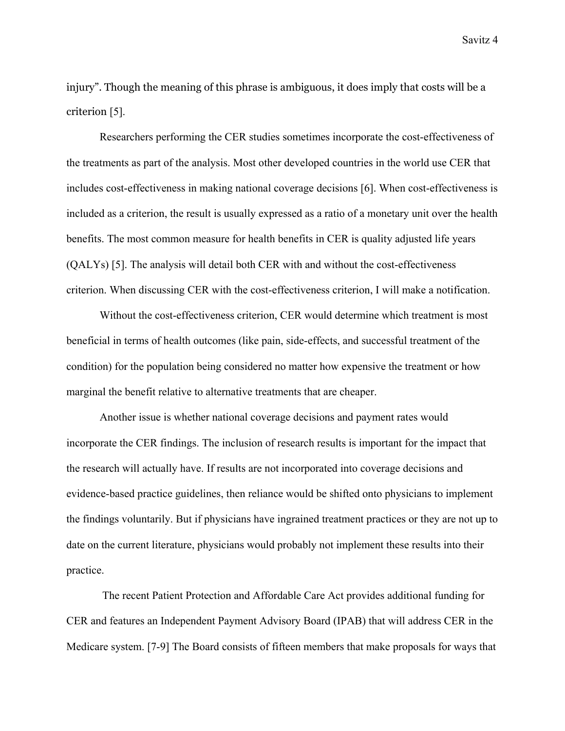injury". Though the meaning of this phrase is ambiguous, it does imply that costs will be a criterion [5].

Researchers performing the CER studies sometimes incorporate the cost-effectiveness of the treatments as part of the analysis. Most other developed countries in the world use CER that includes cost-effectiveness in making national coverage decisions [6]. When cost-effectiveness is included as a criterion, the result is usually expressed as a ratio of a monetary unit over the health benefits. The most common measure for health benefits in CER is quality adjusted life years (QALYs) [5]. The analysis will detail both CER with and without the cost-effectiveness criterion. When discussing CER with the cost-effectiveness criterion, I will make a notification.

Without the cost-effectiveness criterion, CER would determine which treatment is most beneficial in terms of health outcomes (like pain, side-effects, and successful treatment of the condition) for the population being considered no matter how expensive the treatment or how marginal the benefit relative to alternative treatments that are cheaper.

Another issue is whether national coverage decisions and payment rates would incorporate the CER findings. The inclusion of research results is important for the impact that the research will actually have. If results are not incorporated into coverage decisions and evidence-based practice guidelines, then reliance would be shifted onto physicians to implement the findings voluntarily. But if physicians have ingrained treatment practices or they are not up to date on the current literature, physicians would probably not implement these results into their practice.

The recent Patient Protection and Affordable Care Act provides additional funding for CER and features an Independent Payment Advisory Board (IPAB) that will address CER in the Medicare system. [7-9] The Board consists of fifteen members that make proposals for ways that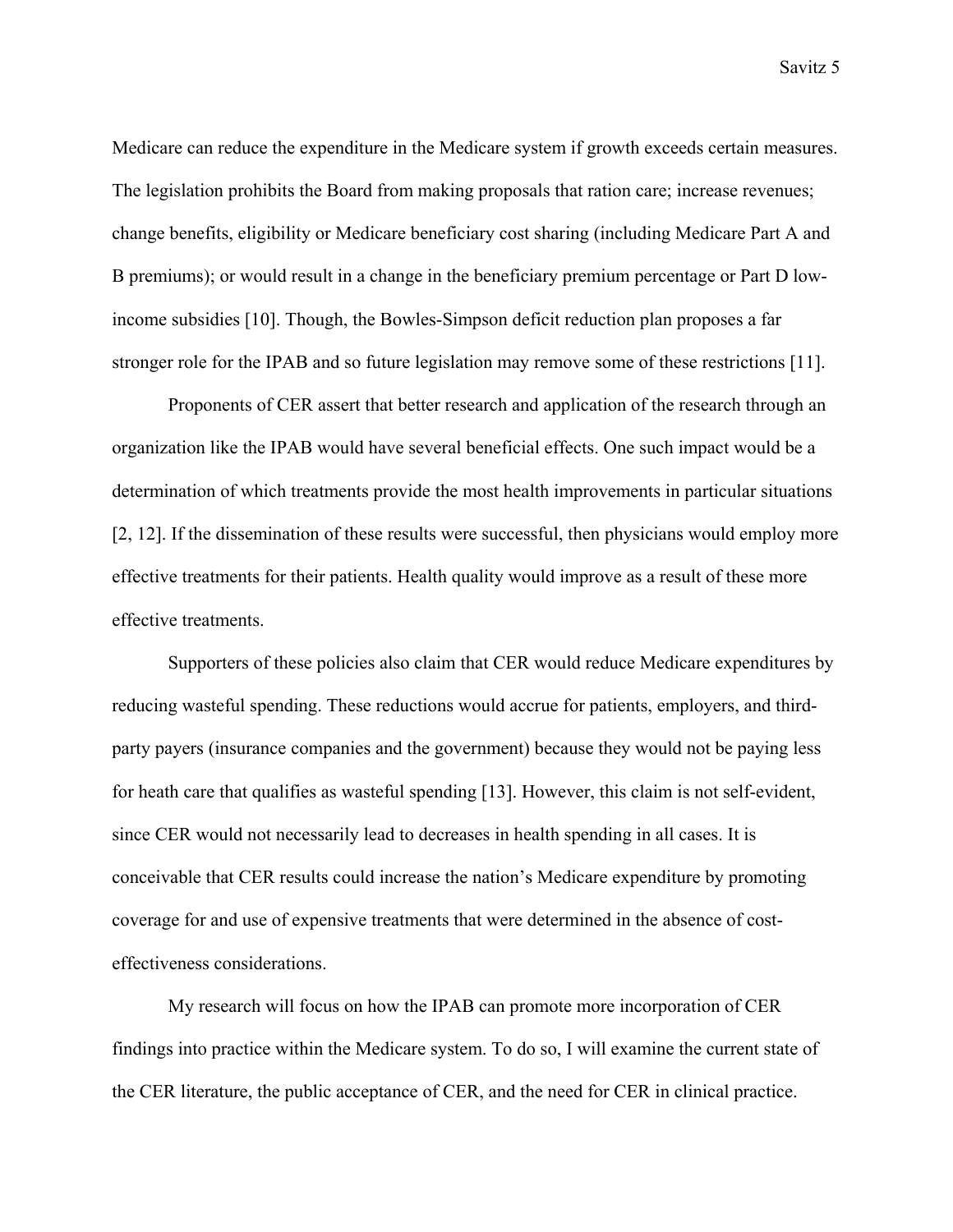Medicare can reduce the expenditure in the Medicare system if growth exceeds certain measures. The legislation prohibits the Board from making proposals that ration care; increase revenues; change benefits, eligibility or Medicare beneficiary cost sharing (including Medicare Part A and B premiums); or would result in a change in the beneficiary premium percentage or Part D low-income subsidies [10]. Though, the Bowles-Simpson deficit reduction plan proposes a far stronger role for the IPAB and so future legislation may remove some of these restrictions [11].

Proponents of CER assert that better research and application of the research through an organization like the IPAB would have several beneficial effects. One such impact would be a determination of which treatments provide the most health improvements in particular situations [2, 12]. If the dissemination of these results were successful, then physicians would employ more effective treatments for their patients. Health quality would improve as a result of these more effective treatments.

Supporters of these policies also claim that CER would reduce Medicare expenditures by reducing wasteful spending. These reductions would accrue for patients, employers, and third-party payers (insurance companies and the government) because they would not be paying less for heath care that qualifies as wasteful spending [13]. However, this claim is not self-evident, since CER would not necessarily lead to decreases in health spending in all cases. It is conceivable that CER results could increase the nation's Medicare expenditure by promoting coverage for and use of expensive treatments that were determined in the absence of cost-effectiveness considerations.

My research will focus on how the IPAB can promote more incorporation of CER findings into practice within the Medicare system. To do so, I will examine the current state of the CER literature, the public acceptance of CER, and the need for CER in clinical practice.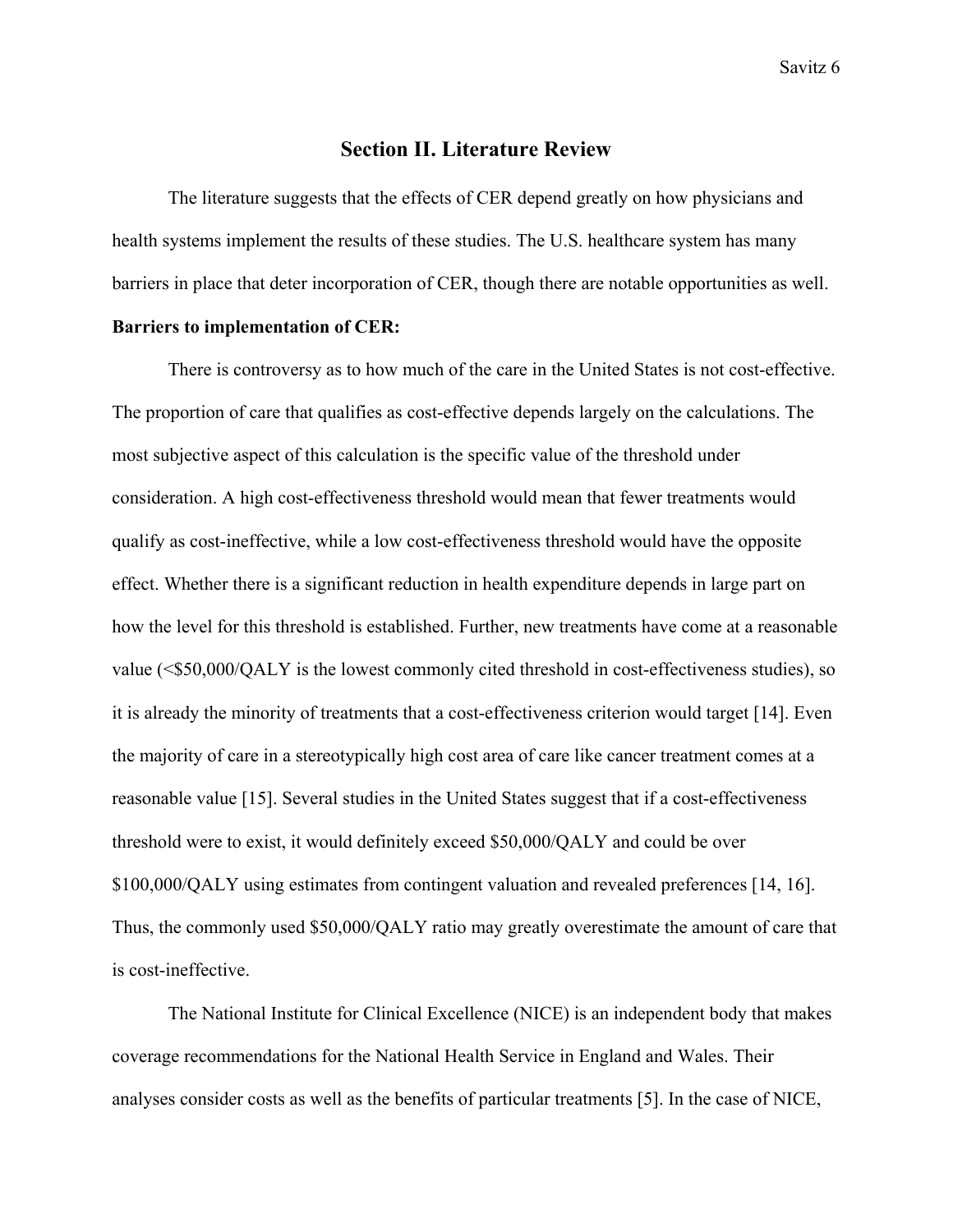## Section II. Literature Review

The literature suggests that the effects of CER depend greatly on how physicians and health systems implement the results of these studies. The U.S. healthcare system has many barriers in place that deter incorporation of CER, though there are notable opportunities as well.

**Barriers to implementation of CER:**

There is controversy as to how much of the care in the United States is not cost-effective. The proportion of care that qualifies as cost-effective depends largely on the calculations. The most subjective aspect of this calculation is the specific value of the threshold under consideration. A high cost-effectiveness threshold would mean that fewer treatments would qualify as cost-ineffective, while a low cost-effectiveness threshold would have the opposite effect. Whether there is a significant reduction in health expenditure depends in large part on how the level for this threshold is established. Further, new treatments have come at a reasonable value (<$50,000/QALY is the lowest commonly cited threshold in cost-effectiveness studies), so it is already the minority of treatments that a cost-effectiveness criterion would target [14]. Even the majority of care in a stereotypically high cost area of care like cancer treatment comes at a reasonable value [15]. Several studies in the United States suggest that if a cost-effectiveness threshold were to exist, it would definitely exceed $50,000/QALY and could be over $100,000/QALY using estimates from contingent valuation and revealed preferences [14, 16]. Thus, the commonly used $50,000/QALY ratio may greatly overestimate the amount of care that is cost-ineffective.

The National Institute for Clinical Excellence (NICE) is an independent body that makes coverage recommendations for the National Health Service in England and Wales. Their analyses consider costs as well as the benefits of particular treatments [5]. In the case of NICE,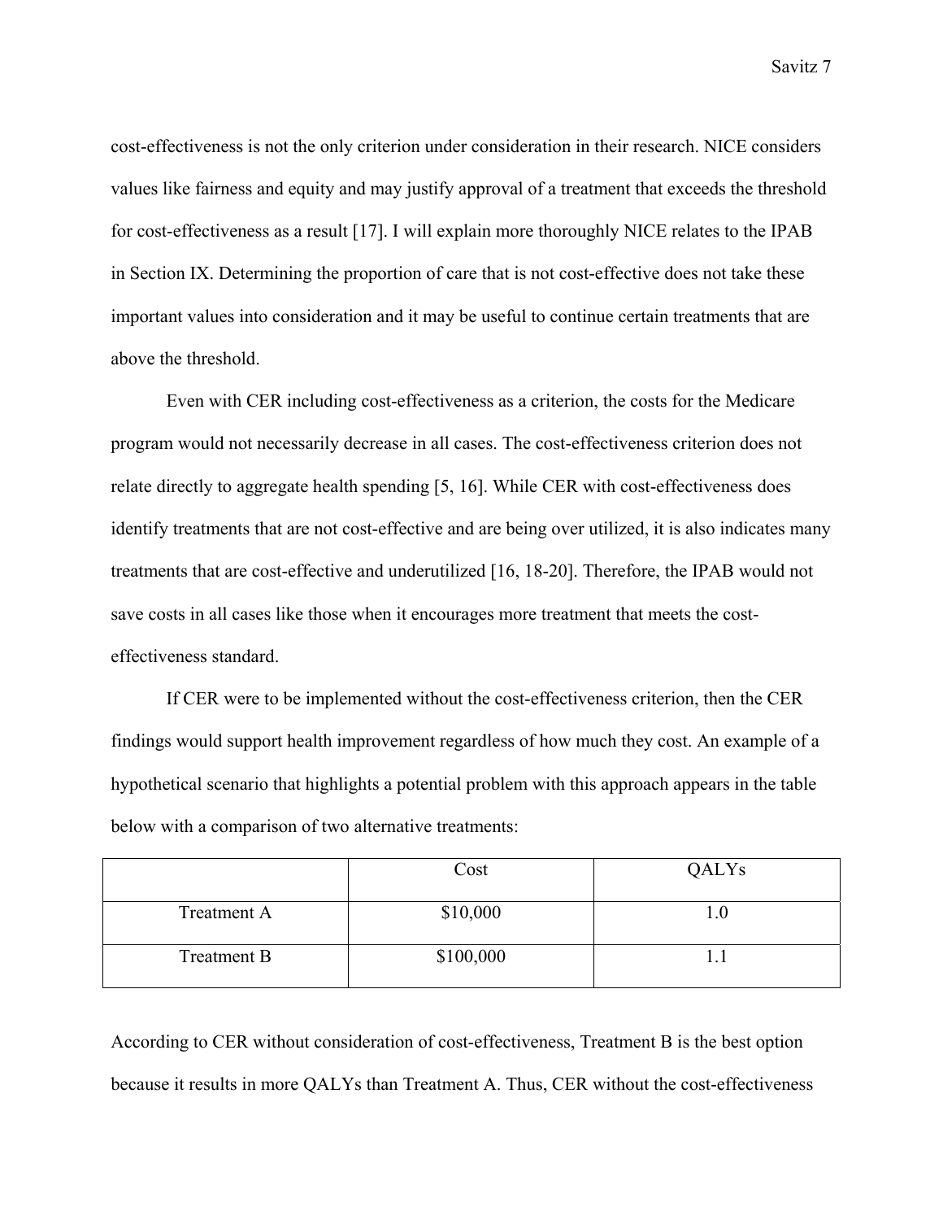cost-effectiveness is not the only criterion under consideration in their research. NICE considers values like fairness and equity and may justify approval of a treatment that exceeds the threshold for cost-effectiveness as a result [17]. I will explain more thoroughly NICE relates to the IPAB in Section IX. Determining the proportion of care that is not cost-effective does not take these important values into consideration and it may be useful to continue certain treatments that are above the threshold.

Even with CER including cost-effectiveness as a criterion, the costs for the Medicare program would not necessarily decrease in all cases. The cost-effectiveness criterion does not relate directly to aggregate health spending [5, 16]. While CER with cost-effectiveness does identify treatments that are not cost-effective and are being over utilized, it is also indicates many treatments that are cost-effective and underutilized [16, 18-20]. Therefore, the IPAB would not save costs in all cases like those when it encourages more treatment that meets the cost-effectiveness standard.

If CER were to be implemented without the cost-effectiveness criterion, then the CER findings would support health improvement regardless of how much they cost. An example of a hypothetical scenario that highlights a potential problem with this approach appears in the table below with a comparison of two alternative treatments:

| | Cost | QALYs |
|---|---|---|
| Treatment A | $10,000 | 1.0 |
| Treatment B | $100,000 | 1.1 |

According to CER without consideration of cost-effectiveness, Treatment B is the best option because it results in more QALYs than Treatment A. Thus, CER without the cost-effectiveness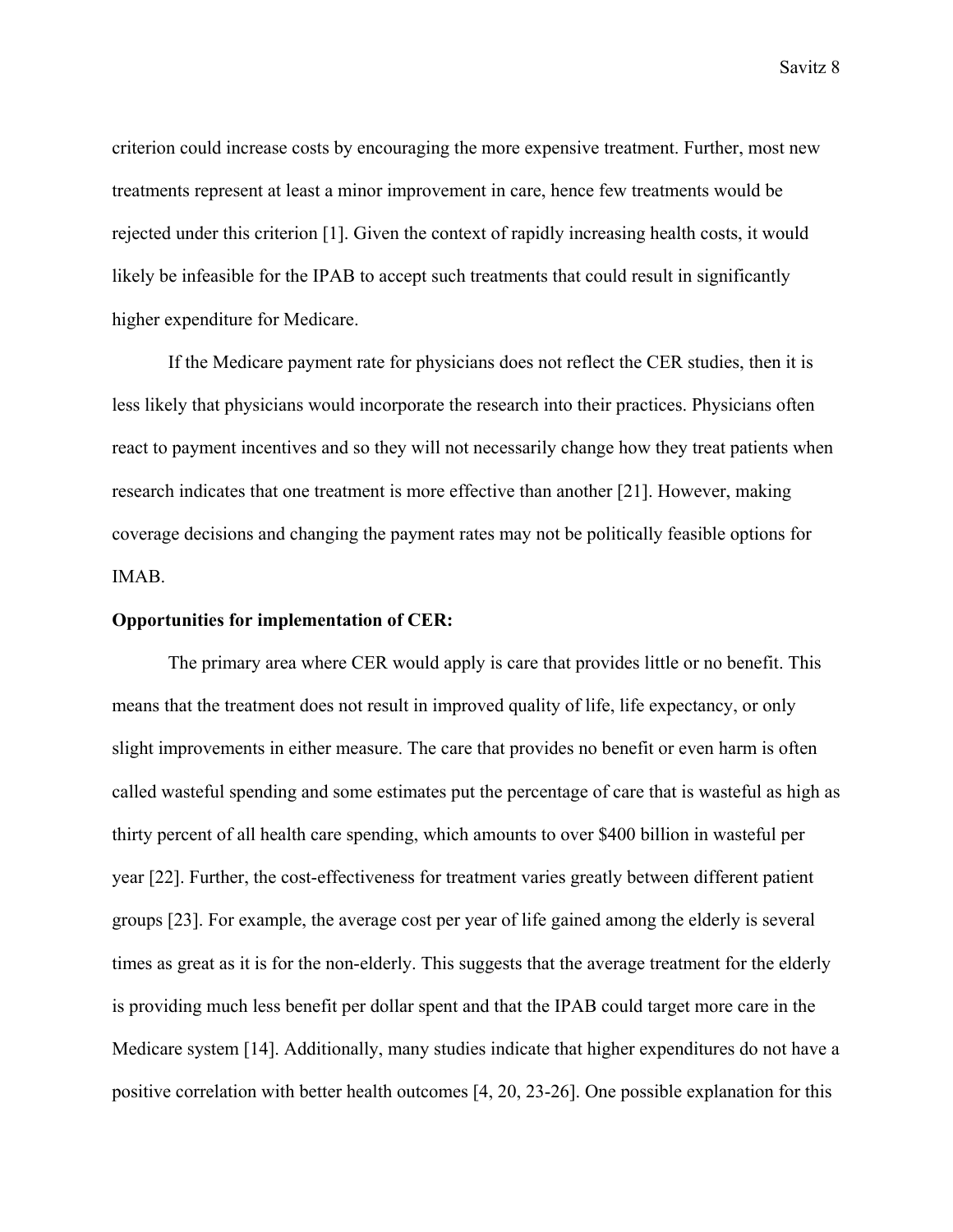criterion could increase costs by encouraging the more expensive treatment. Further, most new treatments represent at least a minor improvement in care, hence few treatments would be rejected under this criterion [1]. Given the context of rapidly increasing health costs, it would likely be infeasible for the IPAB to accept such treatments that could result in significantly higher expenditure for Medicare.

If the Medicare payment rate for physicians does not reflect the CER studies, then it is less likely that physicians would incorporate the research into their practices. Physicians often react to payment incentives and so they will not necessarily change how they treat patients when research indicates that one treatment is more effective than another [21]. However, making coverage decisions and changing the payment rates may not be politically feasible options for IMAB.

**Opportunities for implementation of CER:**

The primary area where CER would apply is care that provides little or no benefit. This means that the treatment does not result in improved quality of life, life expectancy, or only slight improvements in either measure. The care that provides no benefit or even harm is often called wasteful spending and some estimates put the percentage of care that is wasteful as high as thirty percent of all health care spending, which amounts to over $400 billion in wasteful per year [22]. Further, the cost-effectiveness for treatment varies greatly between different patient groups [23]. For example, the average cost per year of life gained among the elderly is several times as great as it is for the non-elderly. This suggests that the average treatment for the elderly is providing much less benefit per dollar spent and that the IPAB could target more care in the Medicare system [14]. Additionally, many studies indicate that higher expenditures do not have a positive correlation with better health outcomes [4, 20, 23-26]. One possible explanation for this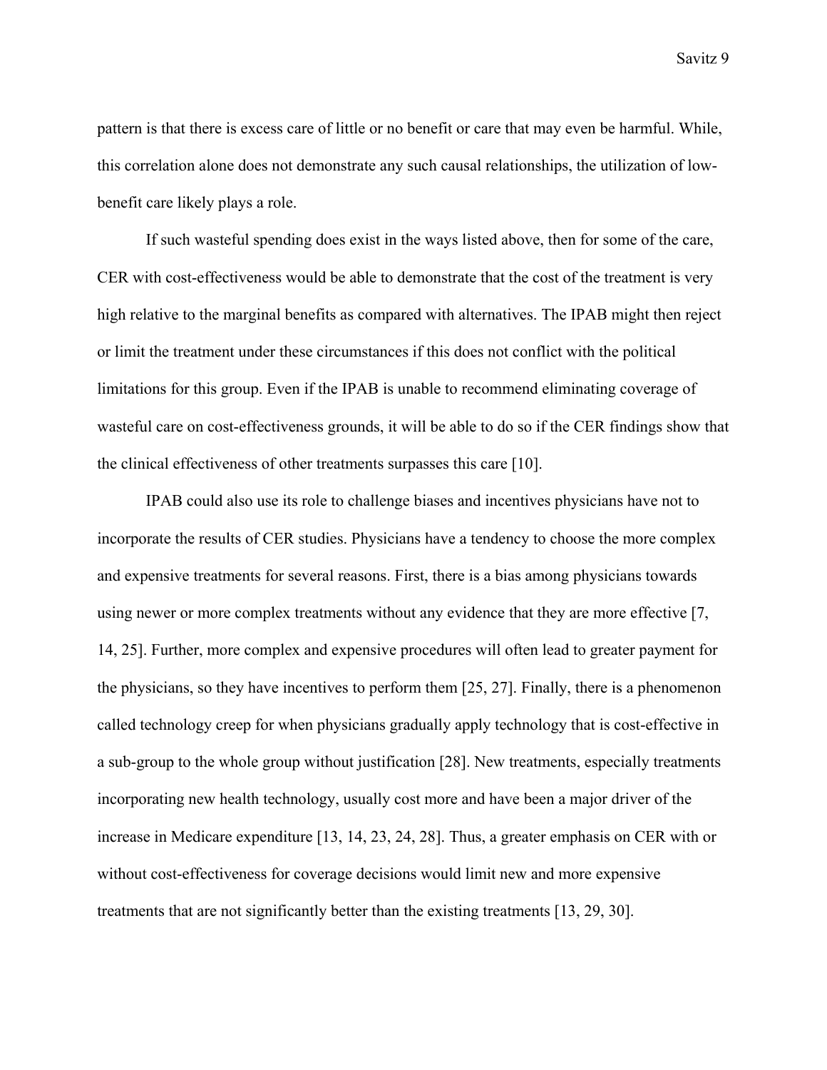pattern is that there is excess care of little or no benefit or care that may even be harmful. While, this correlation alone does not demonstrate any such causal relationships, the utilization of low-benefit care likely plays a role.

If such wasteful spending does exist in the ways listed above, then for some of the care, CER with cost-effectiveness would be able to demonstrate that the cost of the treatment is very high relative to the marginal benefits as compared with alternatives. The IPAB might then reject or limit the treatment under these circumstances if this does not conflict with the political limitations for this group. Even if the IPAB is unable to recommend eliminating coverage of wasteful care on cost-effectiveness grounds, it will be able to do so if the CER findings show that the clinical effectiveness of other treatments surpasses this care [10].

IPAB could also use its role to challenge biases and incentives physicians have not to incorporate the results of CER studies. Physicians have a tendency to choose the more complex and expensive treatments for several reasons. First, there is a bias among physicians towards using newer or more complex treatments without any evidence that they are more effective [7, 14, 25]. Further, more complex and expensive procedures will often lead to greater payment for the physicians, so they have incentives to perform them [25, 27]. Finally, there is a phenomenon called technology creep for when physicians gradually apply technology that is cost-effective in a sub-group to the whole group without justification [28]. New treatments, especially treatments incorporating new health technology, usually cost more and have been a major driver of the increase in Medicare expenditure [13, 14, 23, 24, 28]. Thus, a greater emphasis on CER with or without cost-effectiveness for coverage decisions would limit new and more expensive treatments that are not significantly better than the existing treatments [13, 29, 30].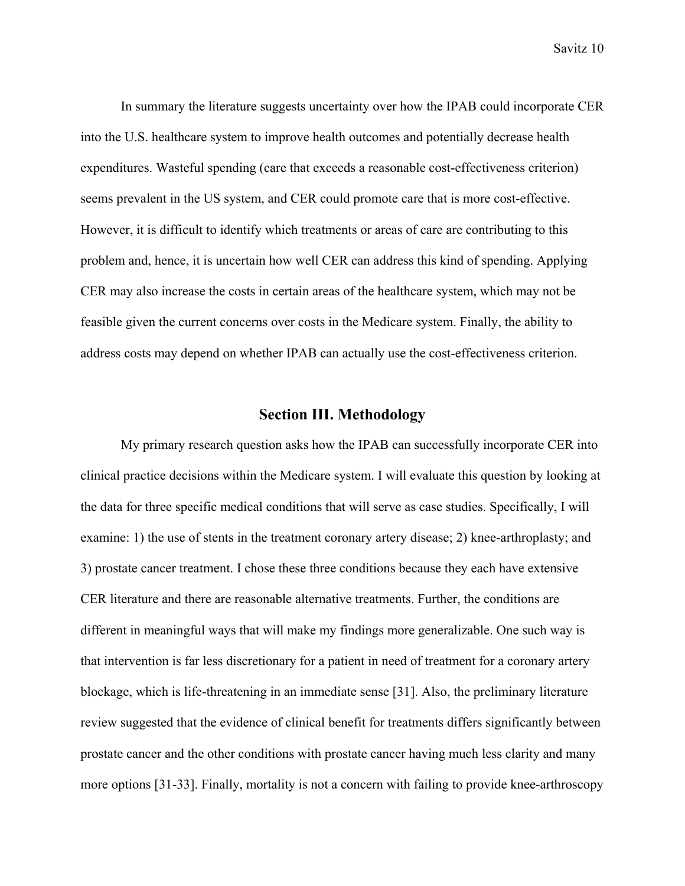In summary the literature suggests uncertainty over how the IPAB could incorporate CER into the U.S. healthcare system to improve health outcomes and potentially decrease health expenditures. Wasteful spending (care that exceeds a reasonable cost-effectiveness criterion) seems prevalent in the US system, and CER could promote care that is more cost-effective. However, it is difficult to identify which treatments or areas of care are contributing to this problem and, hence, it is uncertain how well CER can address this kind of spending. Applying CER may also increase the costs in certain areas of the healthcare system, which may not be feasible given the current concerns over costs in the Medicare system. Finally, the ability to address costs may depend on whether IPAB can actually use the cost-effectiveness criterion.

## Section III. Methodology

My primary research question asks how the IPAB can successfully incorporate CER into clinical practice decisions within the Medicare system. I will evaluate this question by looking at the data for three specific medical conditions that will serve as case studies. Specifically, I will examine: 1) the use of stents in the treatment coronary artery disease; 2) knee-arthroplasty; and 3) prostate cancer treatment. I chose these three conditions because they each have extensive CER literature and there are reasonable alternative treatments. Further, the conditions are different in meaningful ways that will make my findings more generalizable. One such way is that intervention is far less discretionary for a patient in need of treatment for a coronary artery blockage, which is life-threatening in an immediate sense [31]. Also, the preliminary literature review suggested that the evidence of clinical benefit for treatments differs significantly between prostate cancer and the other conditions with prostate cancer having much less clarity and many more options [31-33]. Finally, mortality is not a concern with failing to provide knee-arthroscopy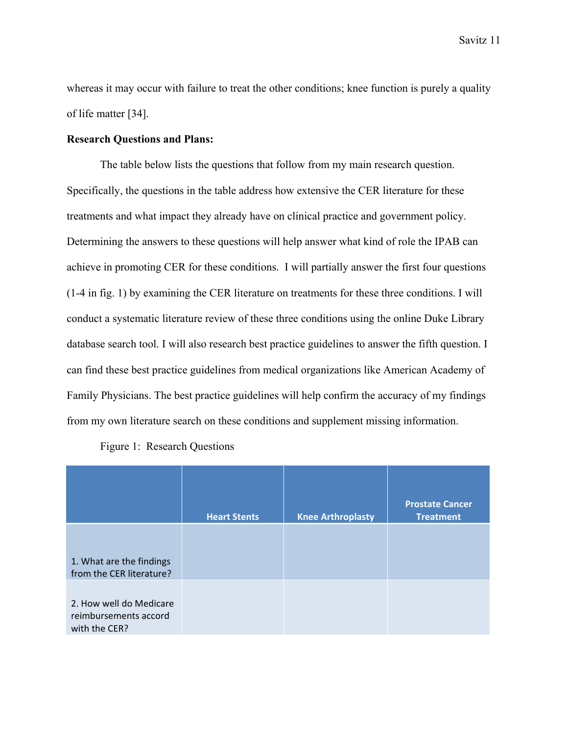whereas it may occur with failure to treat the other conditions; knee function is purely a quality of life matter [34].

**Research Questions and Plans:**

The table below lists the questions that follow from my main research question. Specifically, the questions in the table address how extensive the CER literature for these treatments and what impact they already have on clinical practice and government policy. Determining the answers to these questions will help answer what kind of role the IPAB can achieve in promoting CER for these conditions. I will partially answer the first four questions (1-4 in fig. 1) by examining the CER literature on treatments for these three conditions. I will conduct a systematic literature review of these three conditions using the online Duke Library database search tool. I will also research best practice guidelines to answer the fifth question. I can find these best practice guidelines from medical organizations like American Academy of Family Physicians. The best practice guidelines will help confirm the accuracy of my findings from my own literature search on these conditions and supplement missing information.

Figure 1: Research Questions

| | Heart Stents | Knee Arthroplasty | Prostate Cancer Treatment |
|---|---|---|---|
| 1. What are the findings from the CER literature? | | | |
| 2. How well do Medicare reimbursements accord with the CER? | | | |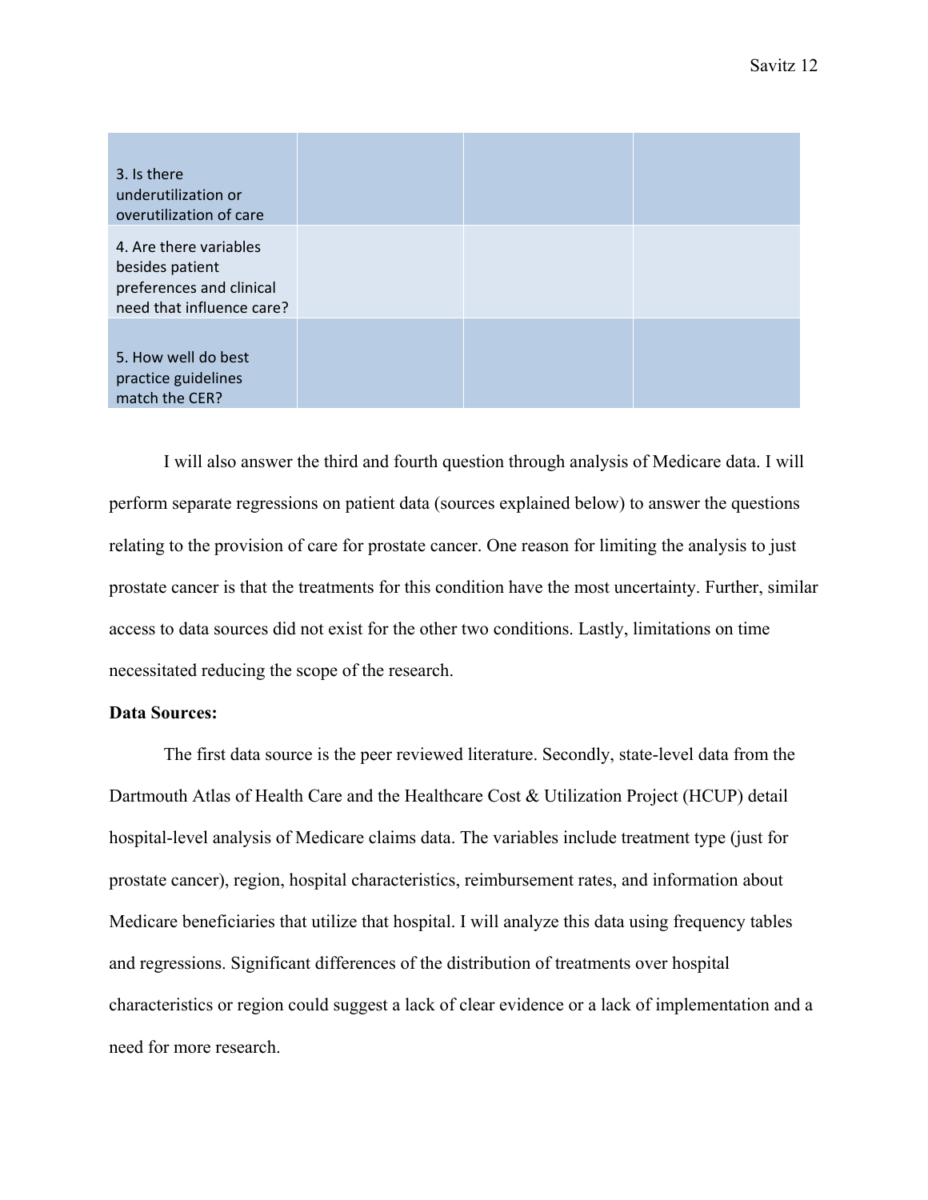| | | | |
|---|---|---|---|
| 3. Is there underutilization or overutilization of care | | | |
| 4. Are there variables besides patient preferences and clinical need that influence care? | | | |
| 5. How well do best practice guidelines match the CER? | | | |

I will also answer the third and fourth question through analysis of Medicare data. I will perform separate regressions on patient data (sources explained below) to answer the questions relating to the provision of care for prostate cancer. One reason for limiting the analysis to just prostate cancer is that the treatments for this condition have the most uncertainty. Further, similar access to data sources did not exist for the other two conditions. Lastly, limitations on time necessitated reducing the scope of the research.

**Data Sources:**

The first data source is the peer reviewed literature. Secondly, state-level data from the Dartmouth Atlas of Health Care and the Healthcare Cost & Utilization Project (HCUP) detail hospital-level analysis of Medicare claims data. The variables include treatment type (just for prostate cancer), region, hospital characteristics, reimbursement rates, and information about Medicare beneficiaries that utilize that hospital. I will analyze this data using frequency tables and regressions. Significant differences of the distribution of treatments over hospital characteristics or region could suggest a lack of clear evidence or a lack of implementation and a need for more research.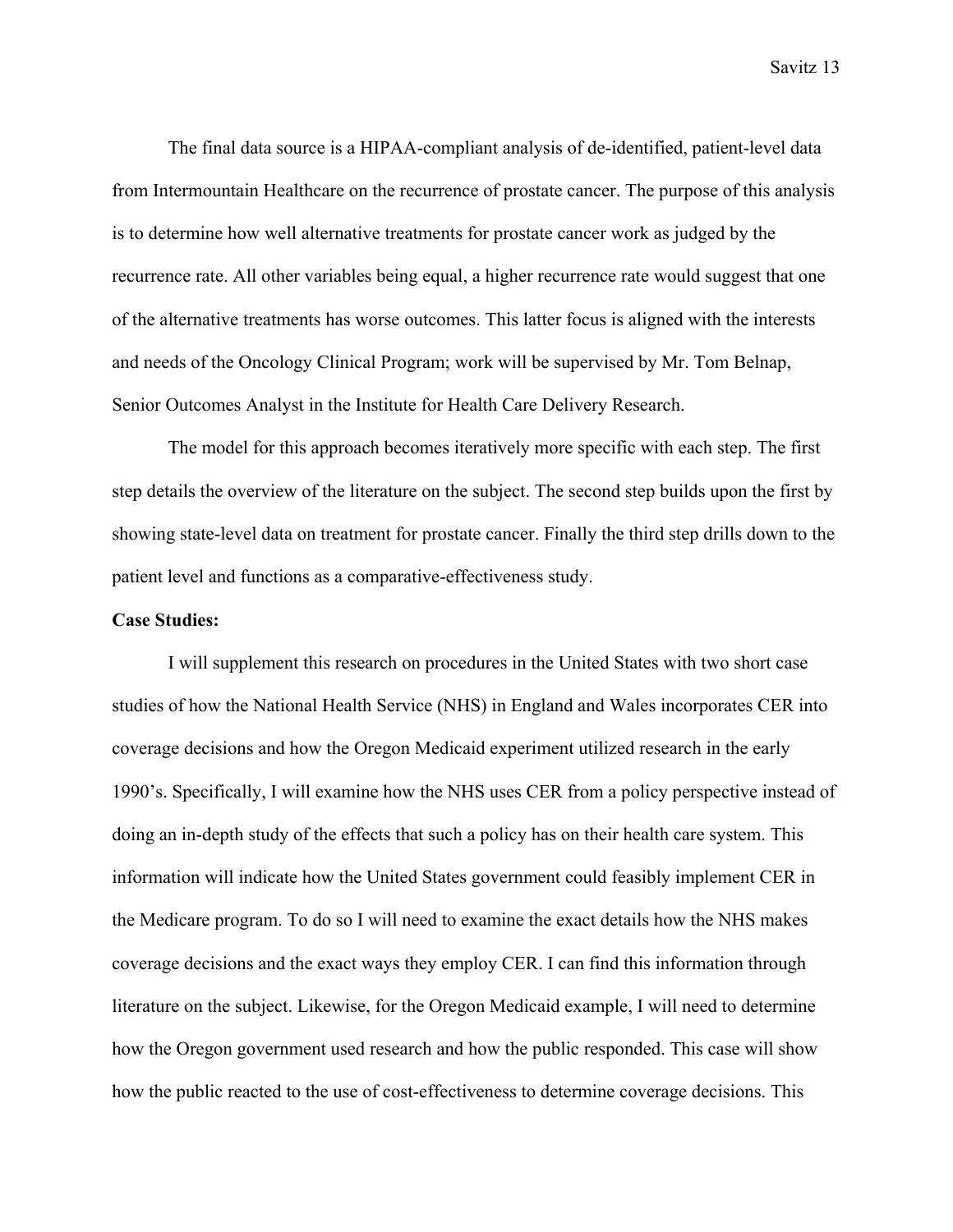The final data source is a HIPAA-compliant analysis of de-identified, patient-level data from Intermountain Healthcare on the recurrence of prostate cancer. The purpose of this analysis is to determine how well alternative treatments for prostate cancer work as judged by the recurrence rate. All other variables being equal, a higher recurrence rate would suggest that one of the alternative treatments has worse outcomes. This latter focus is aligned with the interests and needs of the Oncology Clinical Program; work will be supervised by Mr. Tom Belnap, Senior Outcomes Analyst in the Institute for Health Care Delivery Research.

The model for this approach becomes iteratively more specific with each step. The first step details the overview of the literature on the subject. The second step builds upon the first by showing state-level data on treatment for prostate cancer. Finally the third step drills down to the patient level and functions as a comparative-effectiveness study.

**Case Studies:**

I will supplement this research on procedures in the United States with two short case studies of how the National Health Service (NHS) in England and Wales incorporates CER into coverage decisions and how the Oregon Medicaid experiment utilized research in the early 1990's. Specifically, I will examine how the NHS uses CER from a policy perspective instead of doing an in-depth study of the effects that such a policy has on their health care system. This information will indicate how the United States government could feasibly implement CER in the Medicare program. To do so I will need to examine the exact details how the NHS makes coverage decisions and the exact ways they employ CER. I can find this information through literature on the subject. Likewise, for the Oregon Medicaid example, I will need to determine how the Oregon government used research and how the public responded. This case will show how the public reacted to the use of cost-effectiveness to determine coverage decisions. This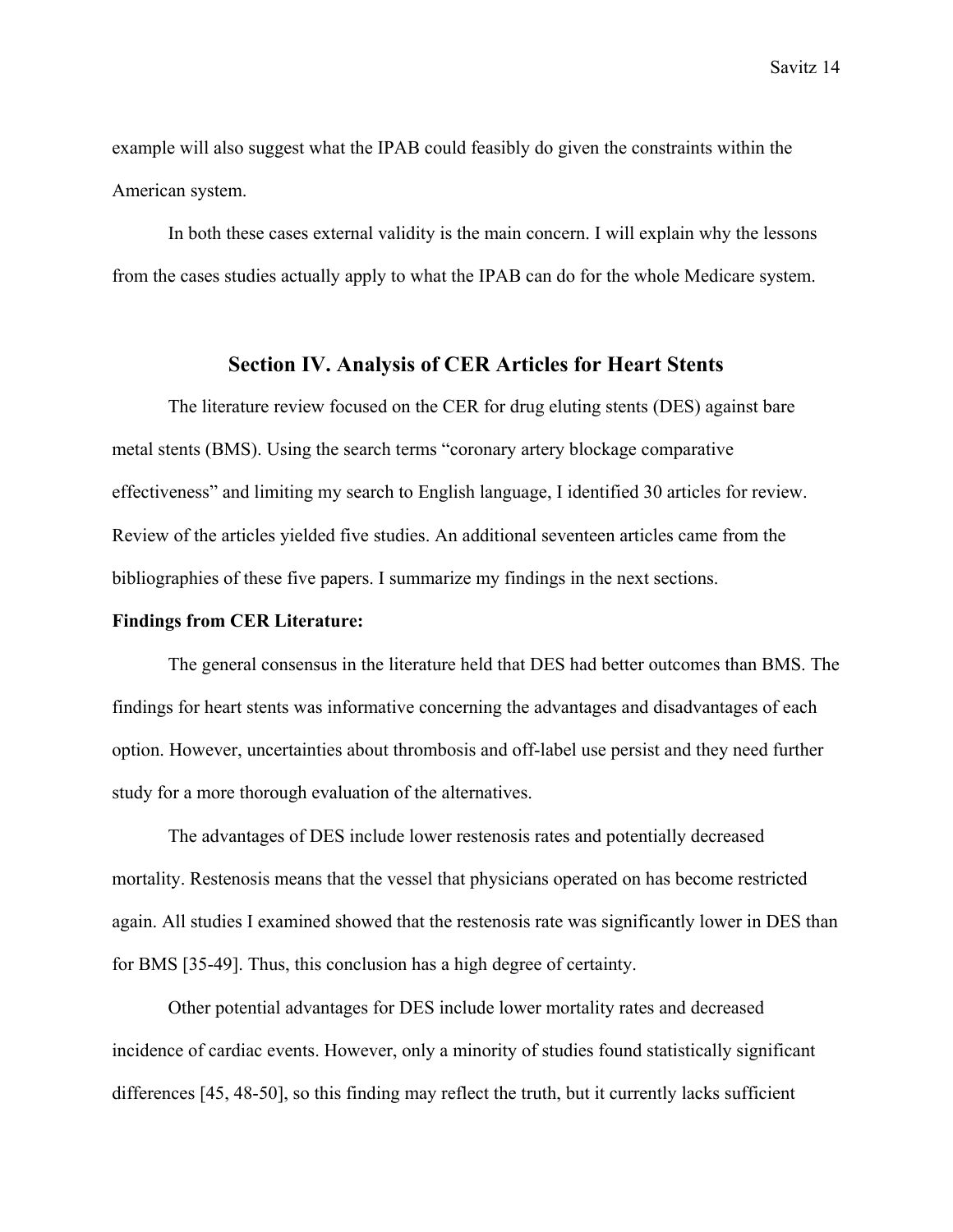example will also suggest what the IPAB could feasibly do given the constraints within the American system.

In both these cases external validity is the main concern. I will explain why the lessons from the cases studies actually apply to what the IPAB can do for the whole Medicare system.

## Section IV. Analysis of CER Articles for Heart Stents

The literature review focused on the CER for drug eluting stents (DES) against bare metal stents (BMS). Using the search terms “coronary artery blockage comparative effectiveness” and limiting my search to English language, I identified 30 articles for review. Review of the articles yielded five studies. An additional seventeen articles came from the bibliographies of these five papers. I summarize my findings in the next sections.

**Findings from CER Literature:**

The general consensus in the literature held that DES had better outcomes than BMS. The findings for heart stents was informative concerning the advantages and disadvantages of each option. However, uncertainties about thrombosis and off-label use persist and they need further study for a more thorough evaluation of the alternatives.

The advantages of DES include lower restenosis rates and potentially decreased mortality. Restenosis means that the vessel that physicians operated on has become restricted again. All studies I examined showed that the restenosis rate was significantly lower in DES than for BMS [35-49]. Thus, this conclusion has a high degree of certainty.

Other potential advantages for DES include lower mortality rates and decreased incidence of cardiac events. However, only a minority of studies found statistically significant differences [45, 48-50], so this finding may reflect the truth, but it currently lacks sufficient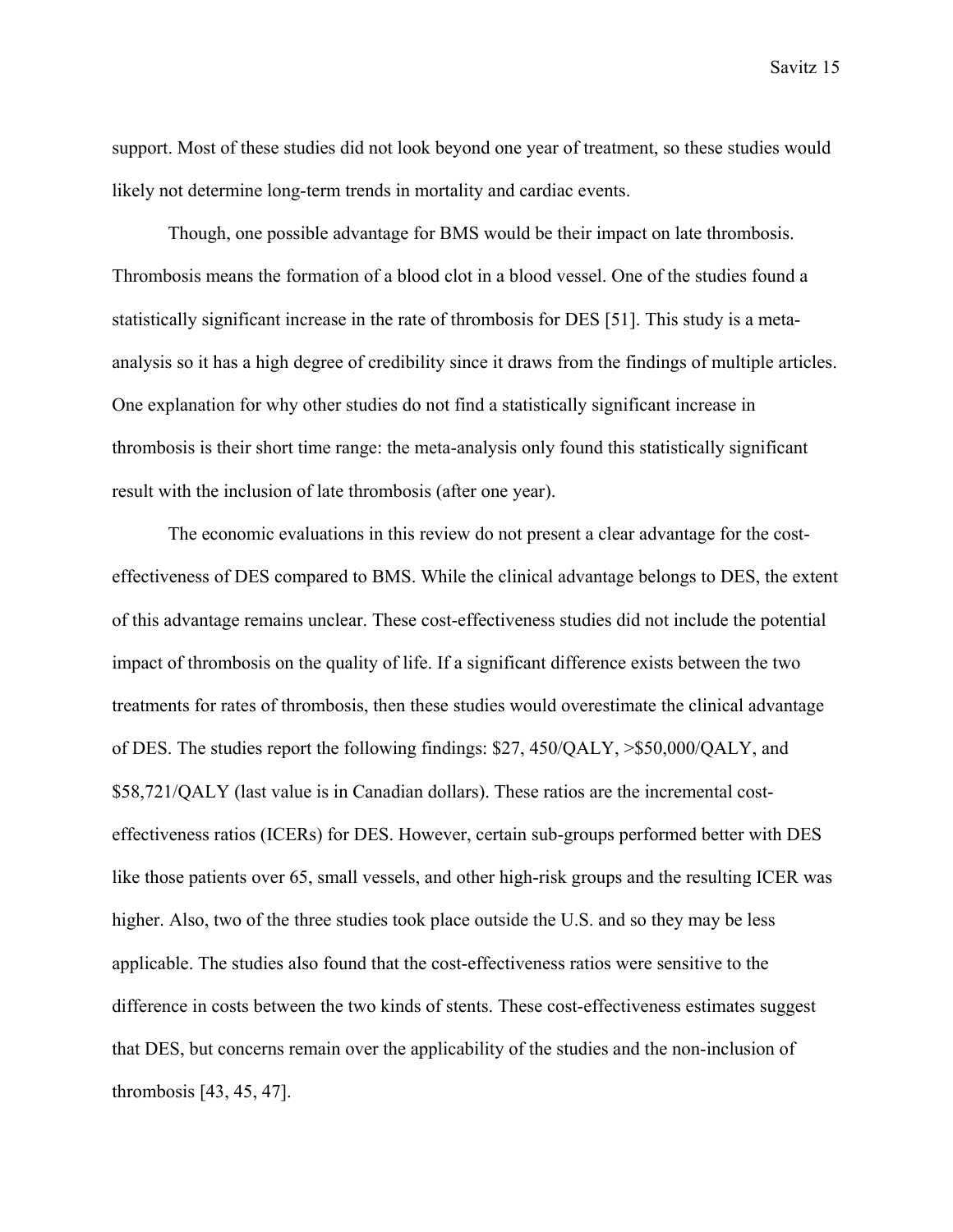support. Most of these studies did not look beyond one year of treatment, so these studies would likely not determine long-term trends in mortality and cardiac events.

Though, one possible advantage for BMS would be their impact on late thrombosis. Thrombosis means the formation of a blood clot in a blood vessel. One of the studies found a statistically significant increase in the rate of thrombosis for DES [51]. This study is a meta-analysis so it has a high degree of credibility since it draws from the findings of multiple articles. One explanation for why other studies do not find a statistically significant increase in thrombosis is their short time range: the meta-analysis only found this statistically significant result with the inclusion of late thrombosis (after one year).

The economic evaluations in this review do not present a clear advantage for the cost-effectiveness of DES compared to BMS. While the clinical advantage belongs to DES, the extent of this advantage remains unclear. These cost-effectiveness studies did not include the potential impact of thrombosis on the quality of life. If a significant difference exists between the two treatments for rates of thrombosis, then these studies would overestimate the clinical advantage of DES. The studies report the following findings: $27, 450/QALY, >$50,000/QALY, and $58,721/QALY (last value is in Canadian dollars). These ratios are the incremental cost-effectiveness ratios (ICERs) for DES. However, certain sub-groups performed better with DES like those patients over 65, small vessels, and other high-risk groups and the resulting ICER was higher. Also, two of the three studies took place outside the U.S. and so they may be less applicable. The studies also found that the cost-effectiveness ratios were sensitive to the difference in costs between the two kinds of stents. These cost-effectiveness estimates suggest that DES, but concerns remain over the applicability of the studies and the non-inclusion of thrombosis [43, 45, 47].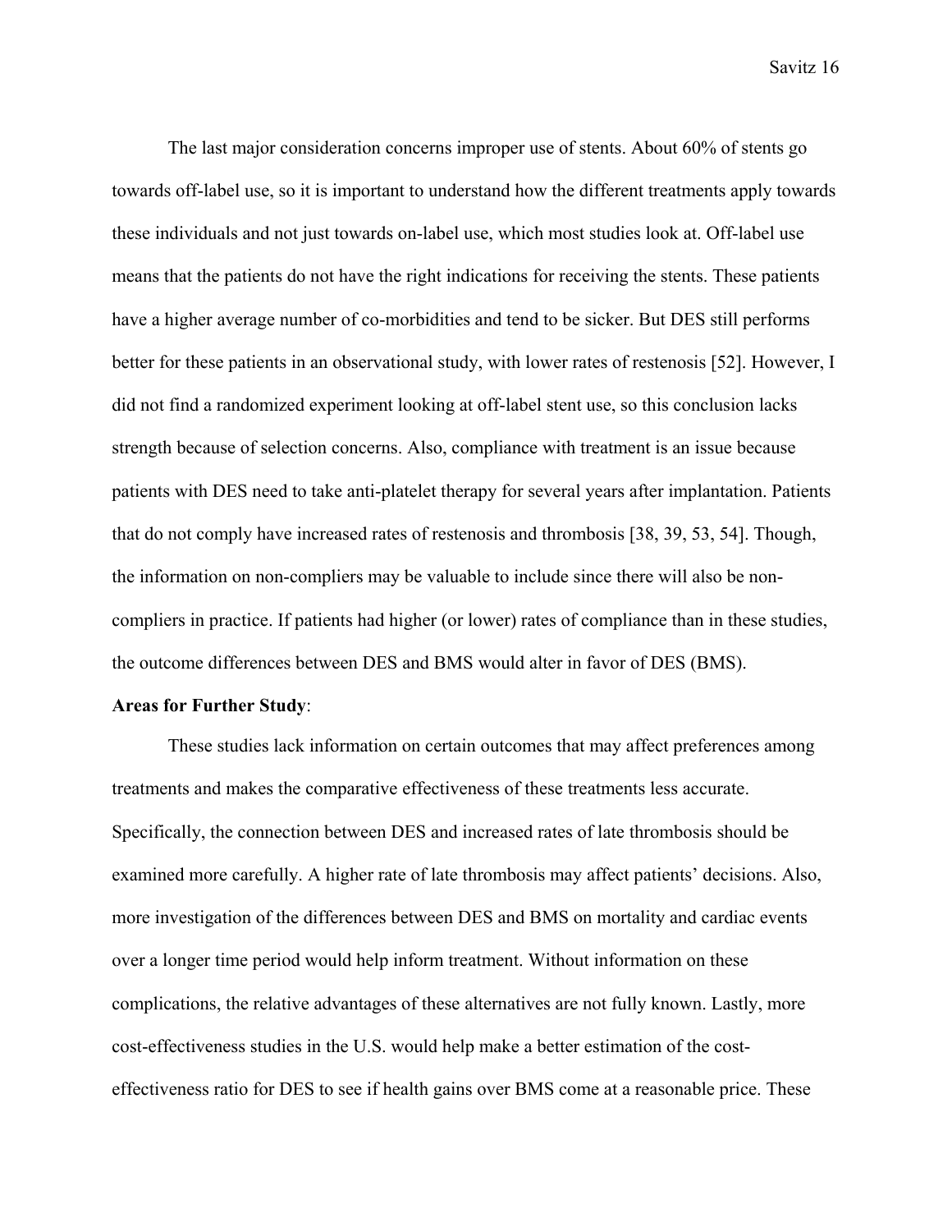The last major consideration concerns improper use of stents. About 60% of stents go towards off-label use, so it is important to understand how the different treatments apply towards these individuals and not just towards on-label use, which most studies look at. Off-label use means that the patients do not have the right indications for receiving the stents. These patients have a higher average number of co-morbidities and tend to be sicker. But DES still performs better for these patients in an observational study, with lower rates of restenosis [52]. However, I did not find a randomized experiment looking at off-label stent use, so this conclusion lacks strength because of selection concerns. Also, compliance with treatment is an issue because patients with DES need to take anti-platelet therapy for several years after implantation. Patients that do not comply have increased rates of restenosis and thrombosis [38, 39, 53, 54]. Though, the information on non-compliers may be valuable to include since there will also be non-compliers in practice. If patients had higher (or lower) rates of compliance than in these studies, the outcome differences between DES and BMS would alter in favor of DES (BMS).

**Areas for Further Study**:

These studies lack information on certain outcomes that may affect preferences among treatments and makes the comparative effectiveness of these treatments less accurate. Specifically, the connection between DES and increased rates of late thrombosis should be examined more carefully. A higher rate of late thrombosis may affect patients' decisions. Also, more investigation of the differences between DES and BMS on mortality and cardiac events over a longer time period would help inform treatment. Without information on these complications, the relative advantages of these alternatives are not fully known. Lastly, more cost-effectiveness studies in the U.S. would help make a better estimation of the cost-effectiveness ratio for DES to see if health gains over BMS come at a reasonable price. These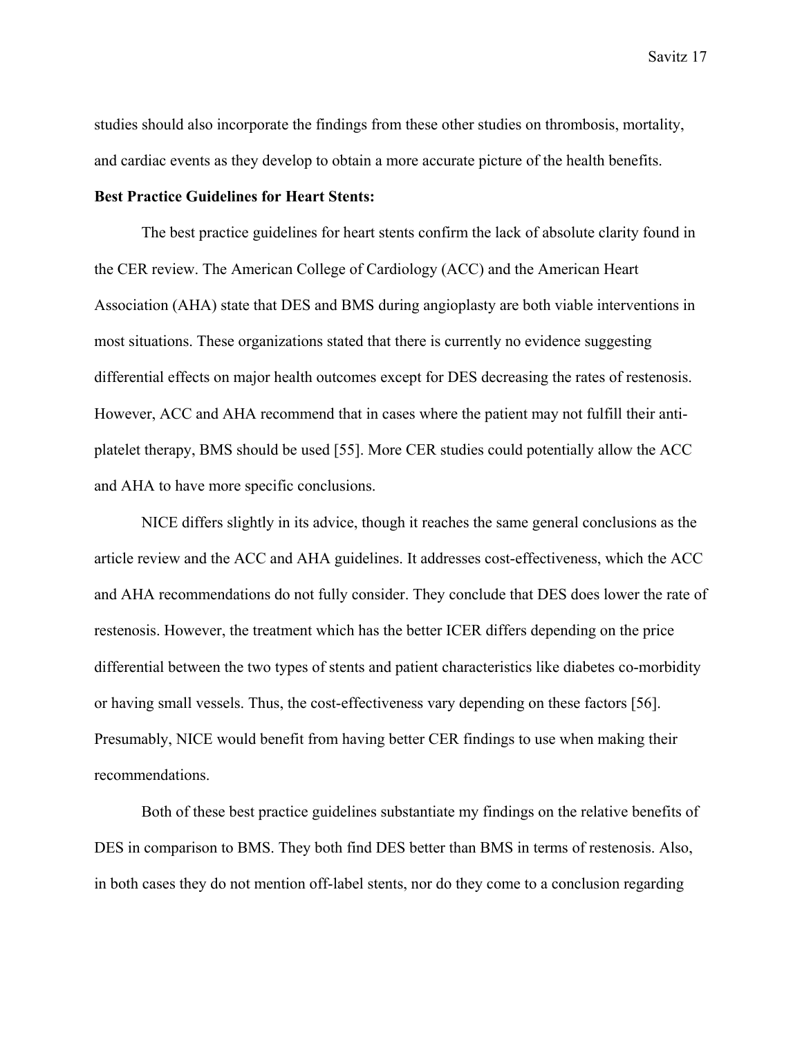studies should also incorporate the findings from these other studies on thrombosis, mortality, and cardiac events as they develop to obtain a more accurate picture of the health benefits.

**Best Practice Guidelines for Heart Stents:**

The best practice guidelines for heart stents confirm the lack of absolute clarity found in the CER review. The American College of Cardiology (ACC) and the American Heart Association (AHA) state that DES and BMS during angioplasty are both viable interventions in most situations. These organizations stated that there is currently no evidence suggesting differential effects on major health outcomes except for DES decreasing the rates of restenosis. However, ACC and AHA recommend that in cases where the patient may not fulfill their anti-platelet therapy, BMS should be used [55]. More CER studies could potentially allow the ACC and AHA to have more specific conclusions.

NICE differs slightly in its advice, though it reaches the same general conclusions as the article review and the ACC and AHA guidelines. It addresses cost-effectiveness, which the ACC and AHA recommendations do not fully consider. They conclude that DES does lower the rate of restenosis. However, the treatment which has the better ICER differs depending on the price differential between the two types of stents and patient characteristics like diabetes co-morbidity or having small vessels. Thus, the cost-effectiveness vary depending on these factors [56]. Presumably, NICE would benefit from having better CER findings to use when making their recommendations.

Both of these best practice guidelines substantiate my findings on the relative benefits of DES in comparison to BMS. They both find DES better than BMS in terms of restenosis. Also, in both cases they do not mention off-label stents, nor do they come to a conclusion regarding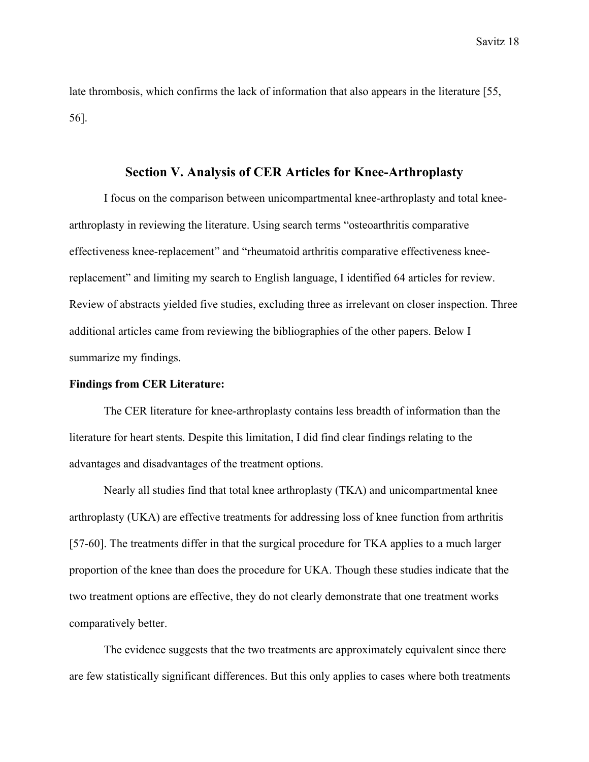late thrombosis, which confirms the lack of information that also appears in the literature [55, 56].

## Section V. Analysis of CER Articles for Knee-Arthroplasty

I focus on the comparison between unicompartmental knee-arthroplasty and total knee-arthroplasty in reviewing the literature. Using search terms "osteoarthritis comparative effectiveness knee-replacement" and "rheumatoid arthritis comparative effectiveness knee-replacement" and limiting my search to English language, I identified 64 articles for review. Review of abstracts yielded five studies, excluding three as irrelevant on closer inspection. Three additional articles came from reviewing the bibliographies of the other papers. Below I summarize my findings.

**Findings from CER Literature:**

The CER literature for knee-arthroplasty contains less breadth of information than the literature for heart stents. Despite this limitation, I did find clear findings relating to the advantages and disadvantages of the treatment options.

Nearly all studies find that total knee arthroplasty (TKA) and unicompartmental knee arthroplasty (UKA) are effective treatments for addressing loss of knee function from arthritis [57-60]. The treatments differ in that the surgical procedure for TKA applies to a much larger proportion of the knee than does the procedure for UKA. Though these studies indicate that the two treatment options are effective, they do not clearly demonstrate that one treatment works comparatively better.

The evidence suggests that the two treatments are approximately equivalent since there are few statistically significant differences. But this only applies to cases where both treatments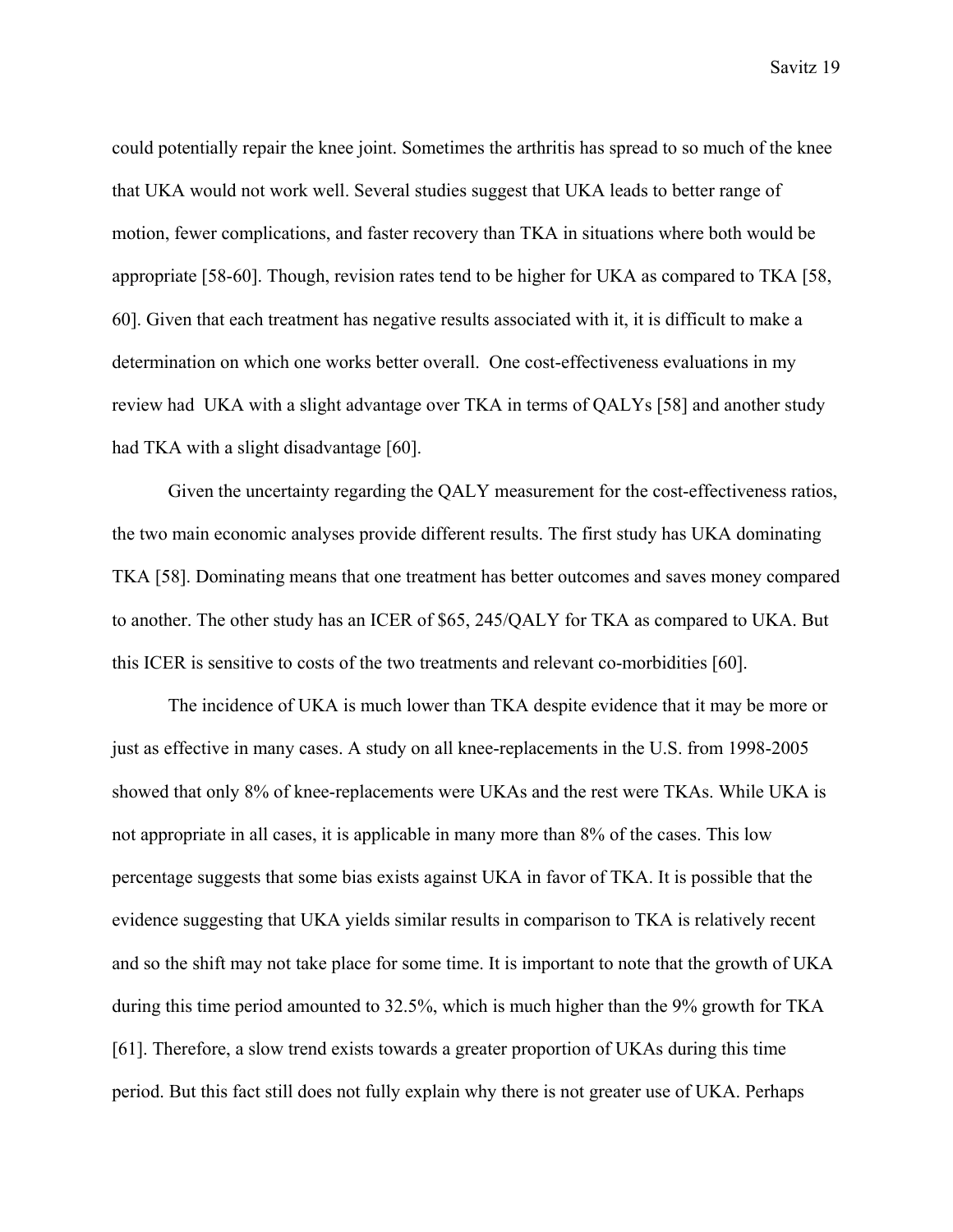could potentially repair the knee joint. Sometimes the arthritis has spread to so much of the knee that UKA would not work well. Several studies suggest that UKA leads to better range of motion, fewer complications, and faster recovery than TKA in situations where both would be appropriate [58-60]. Though, revision rates tend to be higher for UKA as compared to TKA [58, 60]. Given that each treatment has negative results associated with it, it is difficult to make a determination on which one works better overall. One cost-effectiveness evaluations in my review had UKA with a slight advantage over TKA in terms of QALYs [58] and another study had TKA with a slight disadvantage [60].

Given the uncertainty regarding the QALY measurement for the cost-effectiveness ratios, the two main economic analyses provide different results. The first study has UKA dominating TKA [58]. Dominating means that one treatment has better outcomes and saves money compared to another. The other study has an ICER of $65, 245/QALY for TKA as compared to UKA. But this ICER is sensitive to costs of the two treatments and relevant co-morbidities [60].

The incidence of UKA is much lower than TKA despite evidence that it may be more or just as effective in many cases. A study on all knee-replacements in the U.S. from 1998-2005 showed that only 8% of knee-replacements were UKAs and the rest were TKAs. While UKA is not appropriate in all cases, it is applicable in many more than 8% of the cases. This low percentage suggests that some bias exists against UKA in favor of TKA. It is possible that the evidence suggesting that UKA yields similar results in comparison to TKA is relatively recent and so the shift may not take place for some time. It is important to note that the growth of UKA during this time period amounted to 32.5%, which is much higher than the 9% growth for TKA [61]. Therefore, a slow trend exists towards a greater proportion of UKAs during this time period. But this fact still does not fully explain why there is not greater use of UKA. Perhaps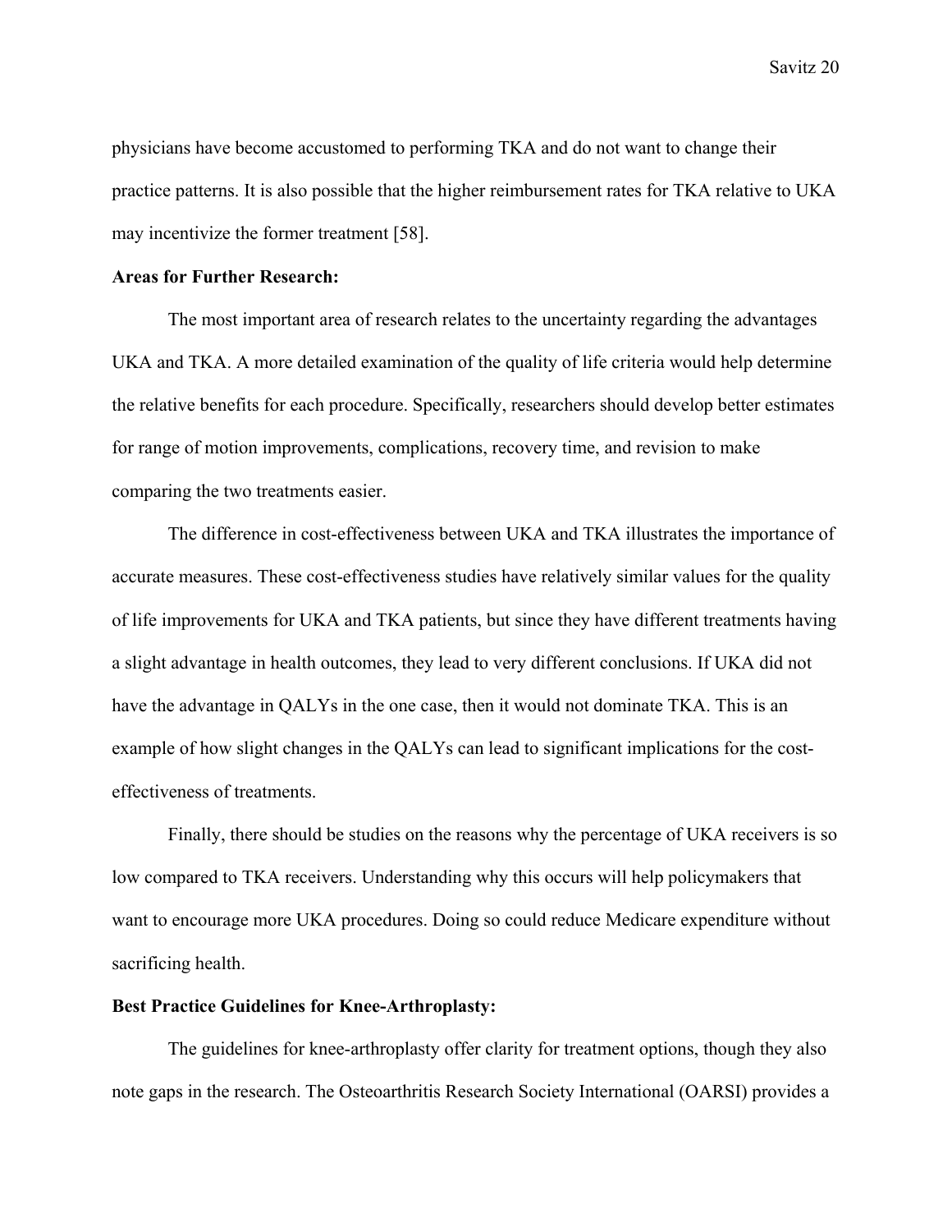physicians have become accustomed to performing TKA and do not want to change their practice patterns. It is also possible that the higher reimbursement rates for TKA relative to UKA may incentivize the former treatment [58].

**Areas for Further Research:**

The most important area of research relates to the uncertainty regarding the advantages UKA and TKA. A more detailed examination of the quality of life criteria would help determine the relative benefits for each procedure. Specifically, researchers should develop better estimates for range of motion improvements, complications, recovery time, and revision to make comparing the two treatments easier.

The difference in cost-effectiveness between UKA and TKA illustrates the importance of accurate measures. These cost-effectiveness studies have relatively similar values for the quality of life improvements for UKA and TKA patients, but since they have different treatments having a slight advantage in health outcomes, they lead to very different conclusions. If UKA did not have the advantage in QALYs in the one case, then it would not dominate TKA. This is an example of how slight changes in the QALYs can lead to significant implications for the cost-effectiveness of treatments.

Finally, there should be studies on the reasons why the percentage of UKA receivers is so low compared to TKA receivers. Understanding why this occurs will help policymakers that want to encourage more UKA procedures. Doing so could reduce Medicare expenditure without sacrificing health.

**Best Practice Guidelines for Knee-Arthroplasty:**

The guidelines for knee-arthroplasty offer clarity for treatment options, though they also note gaps in the research. The Osteoarthritis Research Society International (OARSI) provides a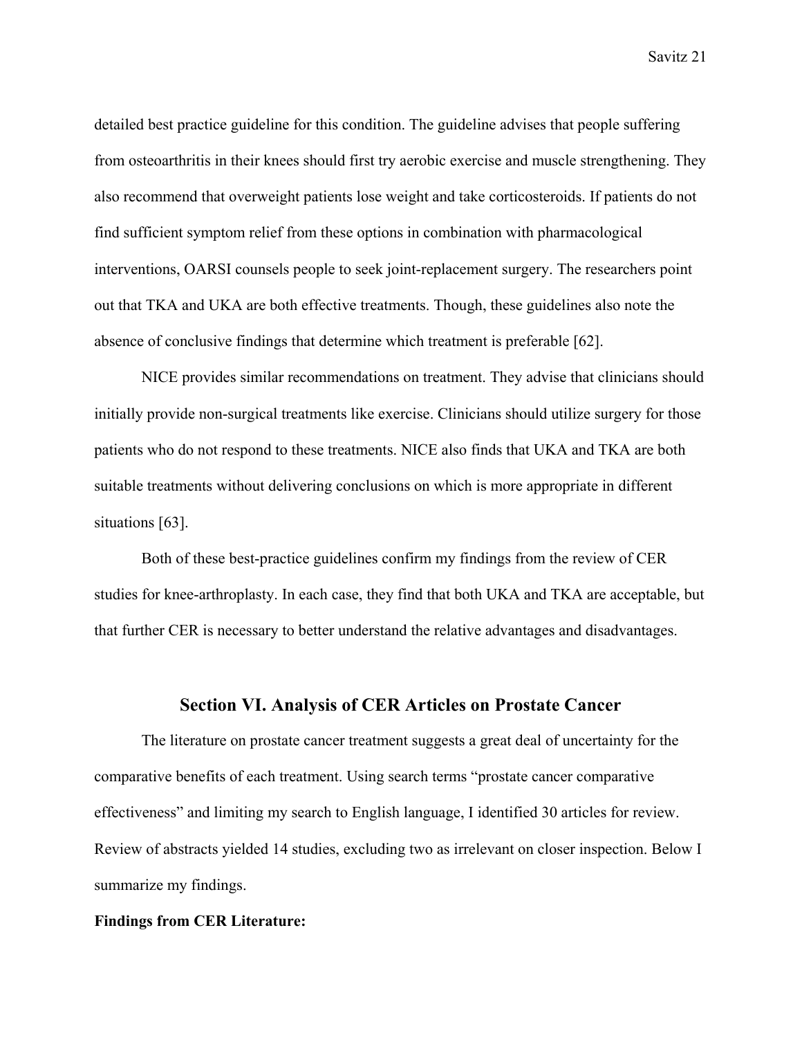detailed best practice guideline for this condition. The guideline advises that people suffering from osteoarthritis in their knees should first try aerobic exercise and muscle strengthening. They also recommend that overweight patients lose weight and take corticosteroids. If patients do not find sufficient symptom relief from these options in combination with pharmacological interventions, OARSI counsels people to seek joint-replacement surgery. The researchers point out that TKA and UKA are both effective treatments. Though, these guidelines also note the absence of conclusive findings that determine which treatment is preferable [62].

NICE provides similar recommendations on treatment. They advise that clinicians should initially provide non-surgical treatments like exercise. Clinicians should utilize surgery for those patients who do not respond to these treatments. NICE also finds that UKA and TKA are both suitable treatments without delivering conclusions on which is more appropriate in different situations [63].

Both of these best-practice guidelines confirm my findings from the review of CER studies for knee-arthroplasty. In each case, they find that both UKA and TKA are acceptable, but that further CER is necessary to better understand the relative advantages and disadvantages.

## Section VI. Analysis of CER Articles on Prostate Cancer

The literature on prostate cancer treatment suggests a great deal of uncertainty for the comparative benefits of each treatment. Using search terms "prostate cancer comparative effectiveness" and limiting my search to English language, I identified 30 articles for review. Review of abstracts yielded 14 studies, excluding two as irrelevant on closer inspection. Below I summarize my findings.

**Findings from CER Literature:**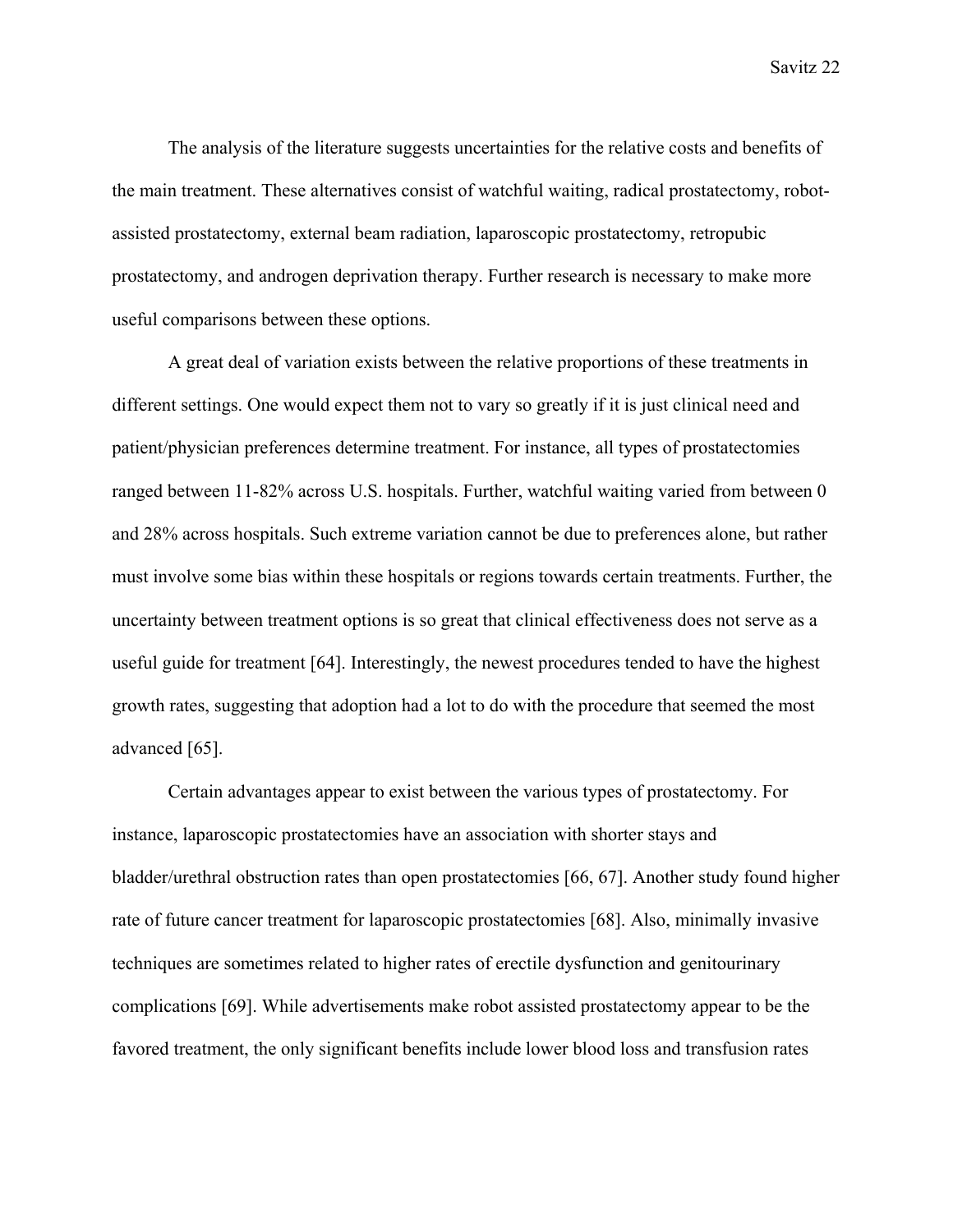The analysis of the literature suggests uncertainties for the relative costs and benefits of the main treatment. These alternatives consist of watchful waiting, radical prostatectomy, robot-assisted prostatectomy, external beam radiation, laparoscopic prostatectomy, retropubic prostatectomy, and androgen deprivation therapy. Further research is necessary to make more useful comparisons between these options.

A great deal of variation exists between the relative proportions of these treatments in different settings. One would expect them not to vary so greatly if it is just clinical need and patient/physician preferences determine treatment. For instance, all types of prostatectomies ranged between 11-82% across U.S. hospitals. Further, watchful waiting varied from between 0 and 28% across hospitals. Such extreme variation cannot be due to preferences alone, but rather must involve some bias within these hospitals or regions towards certain treatments. Further, the uncertainty between treatment options is so great that clinical effectiveness does not serve as a useful guide for treatment [64]. Interestingly, the newest procedures tended to have the highest growth rates, suggesting that adoption had a lot to do with the procedure that seemed the most advanced [65].

Certain advantages appear to exist between the various types of prostatectomy. For instance, laparoscopic prostatectomies have an association with shorter stays and bladder/urethral obstruction rates than open prostatectomies [66, 67]. Another study found higher rate of future cancer treatment for laparoscopic prostatectomies [68]. Also, minimally invasive techniques are sometimes related to higher rates of erectile dysfunction and genitourinary complications [69]. While advertisements make robot assisted prostatectomy appear to be the favored treatment, the only significant benefits include lower blood loss and transfusion rates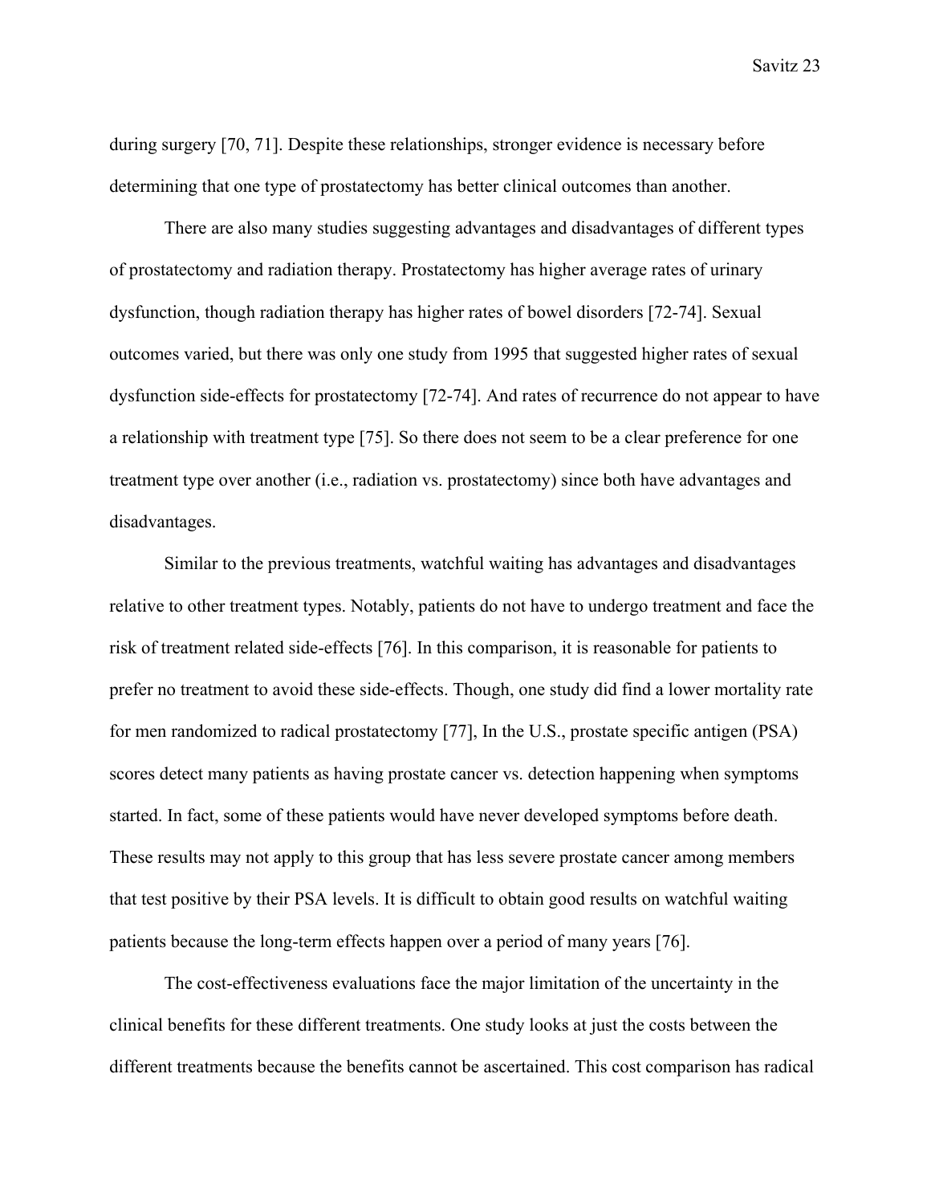during surgery [70, 71]. Despite these relationships, stronger evidence is necessary before determining that one type of prostatectomy has better clinical outcomes than another.

There are also many studies suggesting advantages and disadvantages of different types of prostatectomy and radiation therapy. Prostatectomy has higher average rates of urinary dysfunction, though radiation therapy has higher rates of bowel disorders [72-74]. Sexual outcomes varied, but there was only one study from 1995 that suggested higher rates of sexual dysfunction side-effects for prostatectomy [72-74]. And rates of recurrence do not appear to have a relationship with treatment type [75]. So there does not seem to be a clear preference for one treatment type over another (i.e., radiation vs. prostatectomy) since both have advantages and disadvantages.

Similar to the previous treatments, watchful waiting has advantages and disadvantages relative to other treatment types. Notably, patients do not have to undergo treatment and face the risk of treatment related side-effects [76]. In this comparison, it is reasonable for patients to prefer no treatment to avoid these side-effects. Though, one study did find a lower mortality rate for men randomized to radical prostatectomy [77], In the U.S., prostate specific antigen (PSA) scores detect many patients as having prostate cancer vs. detection happening when symptoms started. In fact, some of these patients would have never developed symptoms before death. These results may not apply to this group that has less severe prostate cancer among members that test positive by their PSA levels. It is difficult to obtain good results on watchful waiting patients because the long-term effects happen over a period of many years [76].

The cost-effectiveness evaluations face the major limitation of the uncertainty in the clinical benefits for these different treatments. One study looks at just the costs between the different treatments because the benefits cannot be ascertained. This cost comparison has radical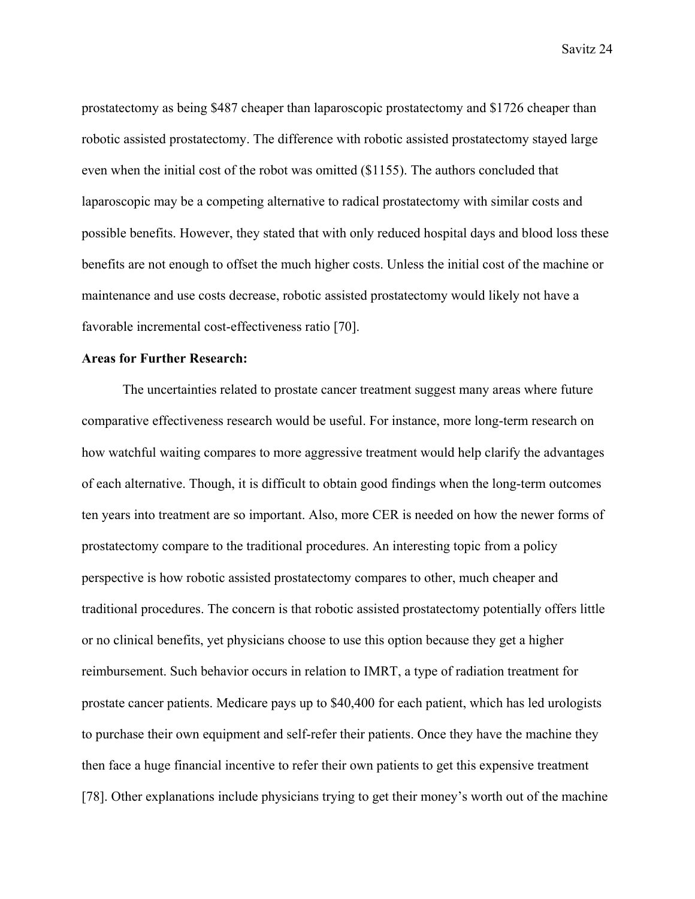prostatectomy as being $487 cheaper than laparoscopic prostatectomy and $1726 cheaper than robotic assisted prostatectomy. The difference with robotic assisted prostatectomy stayed large even when the initial cost of the robot was omitted ($1155). The authors concluded that laparoscopic may be a competing alternative to radical prostatectomy with similar costs and possible benefits. However, they stated that with only reduced hospital days and blood loss these benefits are not enough to offset the much higher costs. Unless the initial cost of the machine or maintenance and use costs decrease, robotic assisted prostatectomy would likely not have a favorable incremental cost-effectiveness ratio [70].

**Areas for Further Research:**

The uncertainties related to prostate cancer treatment suggest many areas where future comparative effectiveness research would be useful. For instance, more long-term research on how watchful waiting compares to more aggressive treatment would help clarify the advantages of each alternative. Though, it is difficult to obtain good findings when the long-term outcomes ten years into treatment are so important. Also, more CER is needed on how the newer forms of prostatectomy compare to the traditional procedures. An interesting topic from a policy perspective is how robotic assisted prostatectomy compares to other, much cheaper and traditional procedures. The concern is that robotic assisted prostatectomy potentially offers little or no clinical benefits, yet physicians choose to use this option because they get a higher reimbursement. Such behavior occurs in relation to IMRT, a type of radiation treatment for prostate cancer patients. Medicare pays up to $40,400 for each patient, which has led urologists to purchase their own equipment and self-refer their patients. Once they have the machine they then face a huge financial incentive to refer their own patients to get this expensive treatment [78]. Other explanations include physicians trying to get their money's worth out of the machine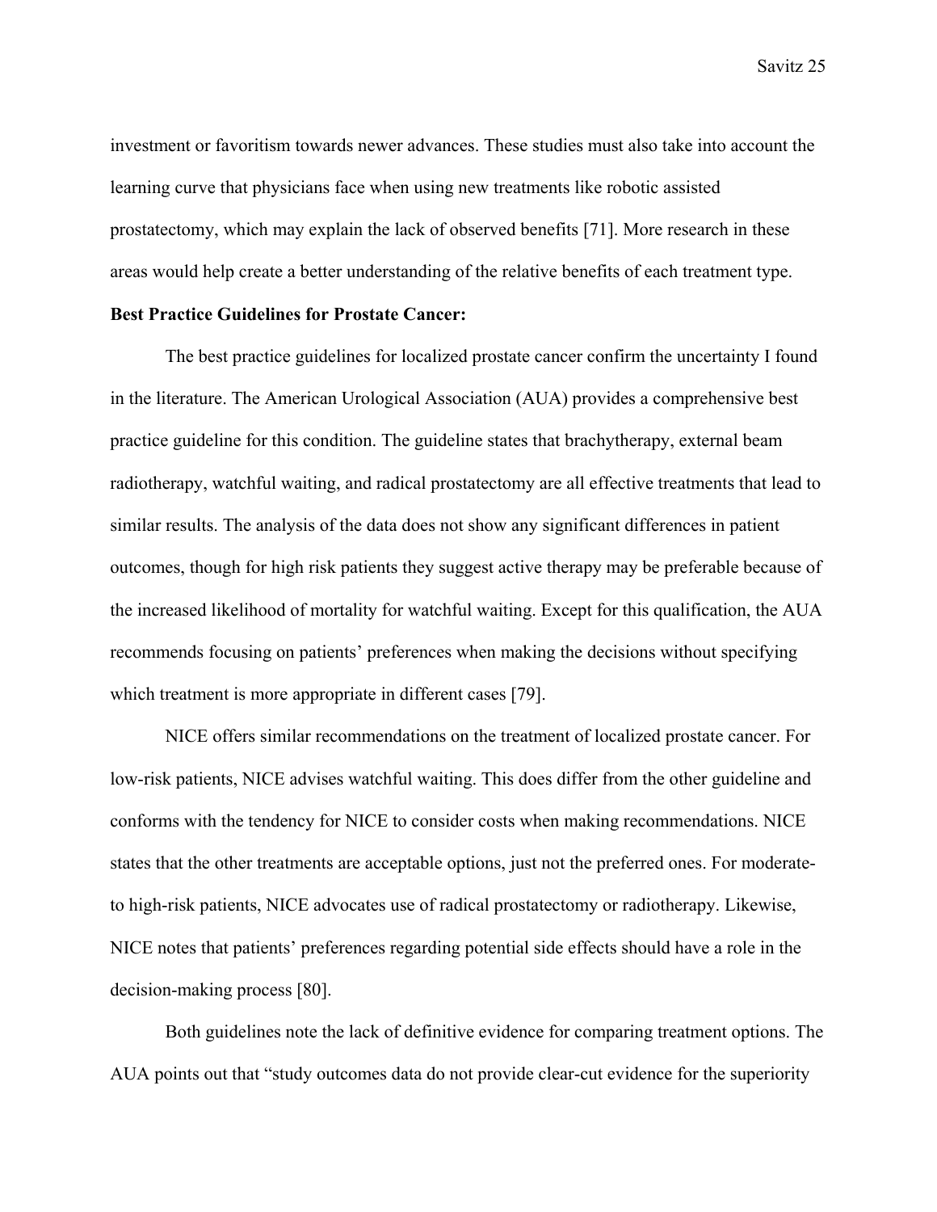investment or favoritism towards newer advances. These studies must also take into account the learning curve that physicians face when using new treatments like robotic assisted prostatectomy, which may explain the lack of observed benefits [71]. More research in these areas would help create a better understanding of the relative benefits of each treatment type.

**Best Practice Guidelines for Prostate Cancer:**

The best practice guidelines for localized prostate cancer confirm the uncertainty I found in the literature. The American Urological Association (AUA) provides a comprehensive best practice guideline for this condition. The guideline states that brachytherapy, external beam radiotherapy, watchful waiting, and radical prostatectomy are all effective treatments that lead to similar results. The analysis of the data does not show any significant differences in patient outcomes, though for high risk patients they suggest active therapy may be preferable because of the increased likelihood of mortality for watchful waiting. Except for this qualification, the AUA recommends focusing on patients' preferences when making the decisions without specifying which treatment is more appropriate in different cases [79].

NICE offers similar recommendations on the treatment of localized prostate cancer. For low-risk patients, NICE advises watchful waiting. This does differ from the other guideline and conforms with the tendency for NICE to consider costs when making recommendations. NICE states that the other treatments are acceptable options, just not the preferred ones. For moderate- to high-risk patients, NICE advocates use of radical prostatectomy or radiotherapy. Likewise, NICE notes that patients' preferences regarding potential side effects should have a role in the decision-making process [80].

Both guidelines note the lack of definitive evidence for comparing treatment options. The AUA points out that "study outcomes data do not provide clear-cut evidence for the superiority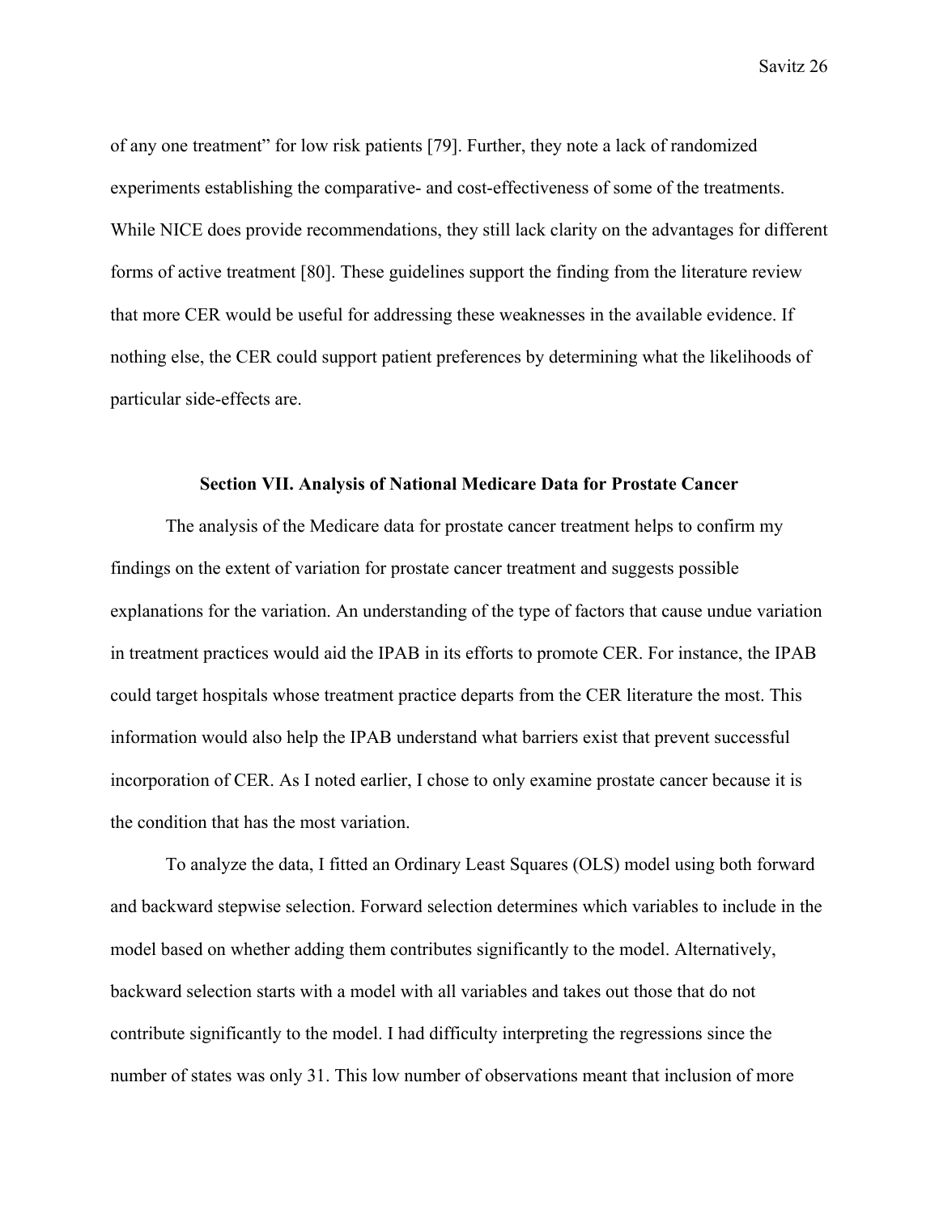of any one treatment" for low risk patients [79]. Further, they note a lack of randomized experiments establishing the comparative- and cost-effectiveness of some of the treatments. While NICE does provide recommendations, they still lack clarity on the advantages for different forms of active treatment [80]. These guidelines support the finding from the literature review that more CER would be useful for addressing these weaknesses in the available evidence. If nothing else, the CER could support patient preferences by determining what the likelihoods of particular side-effects are.

## Section VII. Analysis of National Medicare Data for Prostate Cancer

The analysis of the Medicare data for prostate cancer treatment helps to confirm my findings on the extent of variation for prostate cancer treatment and suggests possible explanations for the variation. An understanding of the type of factors that cause undue variation in treatment practices would aid the IPAB in its efforts to promote CER. For instance, the IPAB could target hospitals whose treatment practice departs from the CER literature the most. This information would also help the IPAB understand what barriers exist that prevent successful incorporation of CER. As I noted earlier, I chose to only examine prostate cancer because it is the condition that has the most variation.

To analyze the data, I fitted an Ordinary Least Squares (OLS) model using both forward and backward stepwise selection. Forward selection determines which variables to include in the model based on whether adding them contributes significantly to the model. Alternatively, backward selection starts with a model with all variables and takes out those that do not contribute significantly to the model. I had difficulty interpreting the regressions since the number of states was only 31. This low number of observations meant that inclusion of more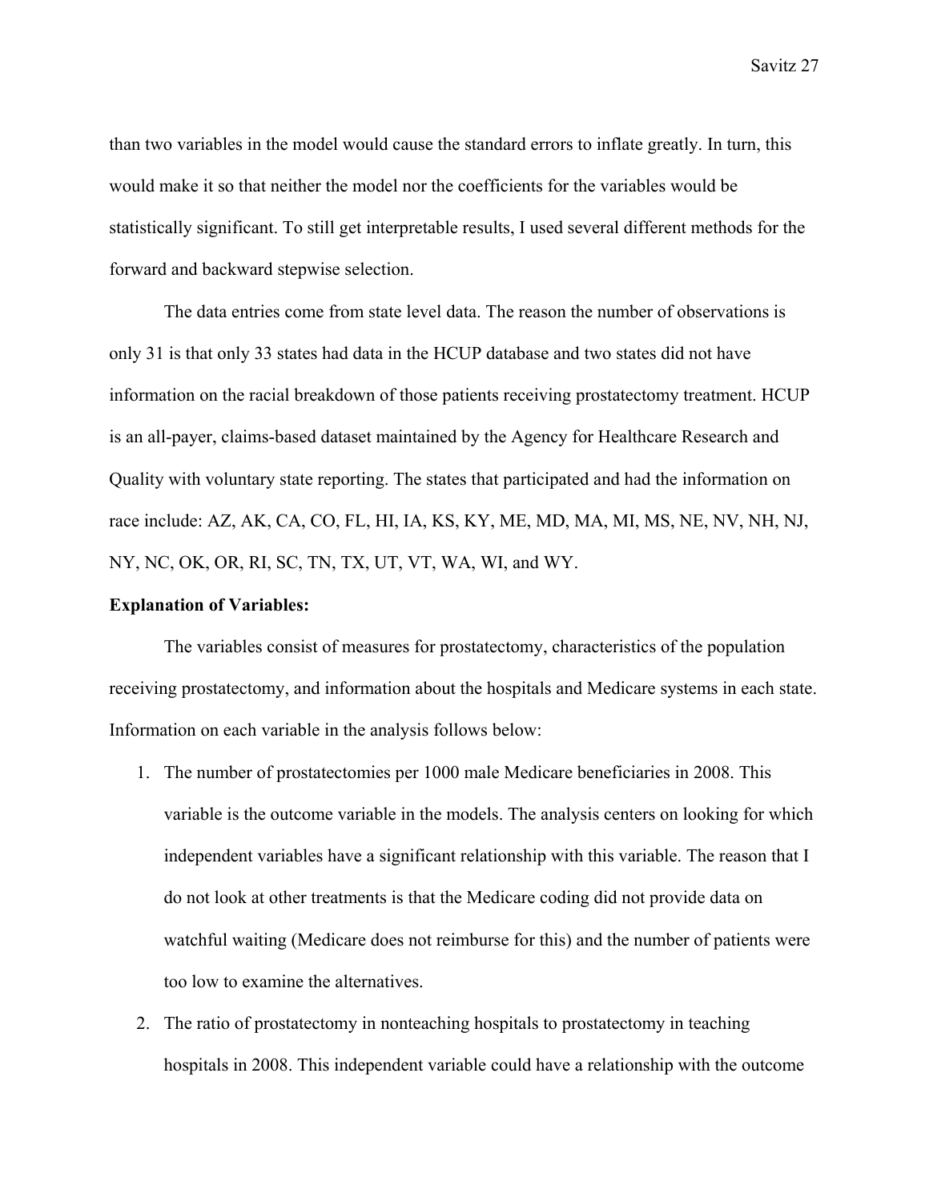than two variables in the model would cause the standard errors to inflate greatly. In turn, this would make it so that neither the model nor the coefficients for the variables would be statistically significant. To still get interpretable results, I used several different methods for the forward and backward stepwise selection.

The data entries come from state level data. The reason the number of observations is only 31 is that only 33 states had data in the HCUP database and two states did not have information on the racial breakdown of those patients receiving prostatectomy treatment. HCUP is an all-payer, claims-based dataset maintained by the Agency for Healthcare Research and Quality with voluntary state reporting. The states that participated and had the information on race include: AZ, AK, CA, CO, FL, HI, IA, KS, KY, ME, MD, MA, MI, MS, NE, NV, NH, NJ, NY, NC, OK, OR, RI, SC, TN, TX, UT, VT, WA, WI, and WY.

**Explanation of Variables:**

The variables consist of measures for prostatectomy, characteristics of the population receiving prostatectomy, and information about the hospitals and Medicare systems in each state. Information on each variable in the analysis follows below:

1. The number of prostatectomies per 1000 male Medicare beneficiaries in 2008. This variable is the outcome variable in the models. The analysis centers on looking for which independent variables have a significant relationship with this variable. The reason that I do not look at other treatments is that the Medicare coding did not provide data on watchful waiting (Medicare does not reimburse for this) and the number of patients were too low to examine the alternatives.
2. The ratio of prostatectomy in nonteaching hospitals to prostatectomy in teaching hospitals in 2008. This independent variable could have a relationship with the outcome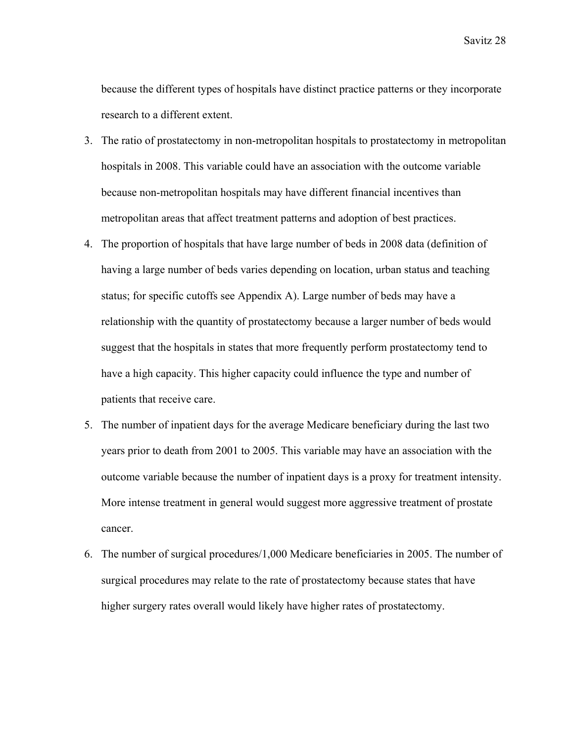because the different types of hospitals have distinct practice patterns or they incorporate research to a different extent.

3. The ratio of prostatectomy in non-metropolitan hospitals to prostatectomy in metropolitan hospitals in 2008. This variable could have an association with the outcome variable because non-metropolitan hospitals may have different financial incentives than metropolitan areas that affect treatment patterns and adoption of best practices.
4. The proportion of hospitals that have large number of beds in 2008 data (definition of having a large number of beds varies depending on location, urban status and teaching status; for specific cutoffs see Appendix A). Large number of beds may have a relationship with the quantity of prostatectomy because a larger number of beds would suggest that the hospitals in states that more frequently perform prostatectomy tend to have a high capacity. This higher capacity could influence the type and number of patients that receive care.
5. The number of inpatient days for the average Medicare beneficiary during the last two years prior to death from 2001 to 2005. This variable may have an association with the outcome variable because the number of inpatient days is a proxy for treatment intensity. More intense treatment in general would suggest more aggressive treatment of prostate cancer.
6. The number of surgical procedures/1,000 Medicare beneficiaries in 2005. The number of surgical procedures may relate to the rate of prostatectomy because states that have higher surgery rates overall would likely have higher rates of prostatectomy.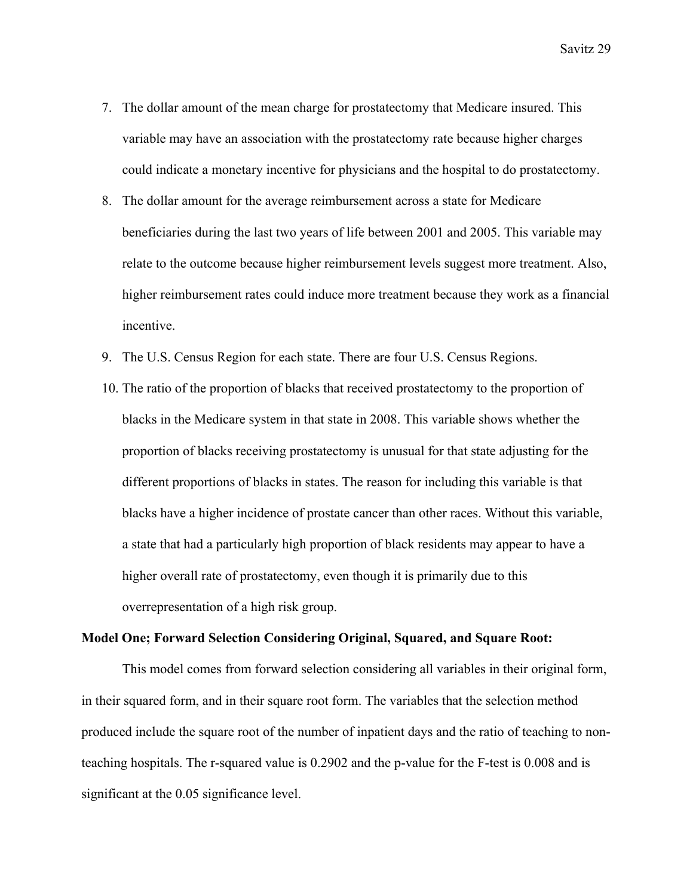7. The dollar amount of the mean charge for prostatectomy that Medicare insured. This variable may have an association with the prostatectomy rate because higher charges could indicate a monetary incentive for physicians and the hospital to do prostatectomy.
8. The dollar amount for the average reimbursement across a state for Medicare beneficiaries during the last two years of life between 2001 and 2005. This variable may relate to the outcome because higher reimbursement levels suggest more treatment. Also, higher reimbursement rates could induce more treatment because they work as a financial incentive.
9. The U.S. Census Region for each state. There are four U.S. Census Regions.
10. The ratio of the proportion of blacks that received prostatectomy to the proportion of blacks in the Medicare system in that state in 2008. This variable shows whether the proportion of blacks receiving prostatectomy is unusual for that state adjusting for the different proportions of blacks in states. The reason for including this variable is that blacks have a higher incidence of prostate cancer than other races. Without this variable, a state that had a particularly high proportion of black residents may appear to have a higher overall rate of prostatectomy, even though it is primarily due to this overrepresentation of a high risk group.

**Model One; Forward Selection Considering Original, Squared, and Square Root:**

This model comes from forward selection considering all variables in their original form, in their squared form, and in their square root form. The variables that the selection method produced include the square root of the number of inpatient days and the ratio of teaching to non-teaching hospitals. The r-squared value is 0.2902 and the p-value for the F-test is 0.008 and is significant at the 0.05 significance level.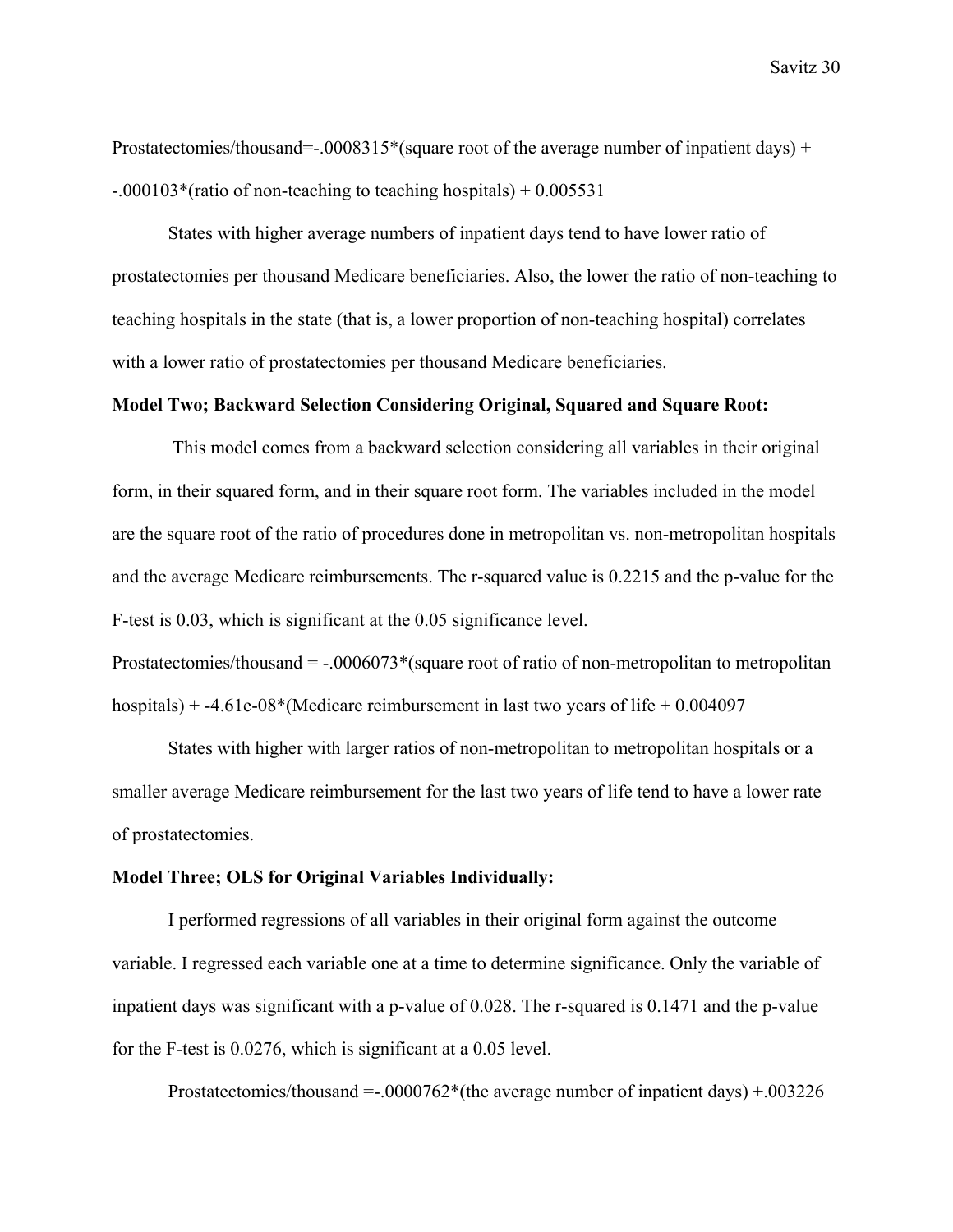Prostatectomies/thousand=-.0008315*(square root of the average number of inpatient days) + -.000103*(ratio of non-teaching to teaching hospitals) + 0.005531

States with higher average numbers of inpatient days tend to have lower ratio of prostatectomies per thousand Medicare beneficiaries. Also, the lower the ratio of non-teaching to teaching hospitals in the state (that is, a lower proportion of non-teaching hospital) correlates with a lower ratio of prostatectomies per thousand Medicare beneficiaries.

**Model Two; Backward Selection Considering Original, Squared and Square Root:**

This model comes from a backward selection considering all variables in their original form, in their squared form, and in their square root form. The variables included in the model are the square root of the ratio of procedures done in metropolitan vs. non-metropolitan hospitals and the average Medicare reimbursements. The r-squared value is 0.2215 and the p-value for the F-test is 0.03, which is significant at the 0.05 significance level.

Prostatectomies/thousand = -.0006073*(square root of ratio of non-metropolitan to metropolitan hospitals) + -4.61e-08*(Medicare reimbursement in last two years of life + 0.004097

States with higher with larger ratios of non-metropolitan to metropolitan hospitals or a smaller average Medicare reimbursement for the last two years of life tend to have a lower rate of prostatectomies.

**Model Three; OLS for Original Variables Individually:**

I performed regressions of all variables in their original form against the outcome variable. I regressed each variable one at a time to determine significance. Only the variable of inpatient days was significant with a p-value of 0.028. The r-squared is 0.1471 and the p-value for the F-test is 0.0276, which is significant at a 0.05 level.

Prostatectomies/thousand =-.0000762*(the average number of inpatient days) +.003226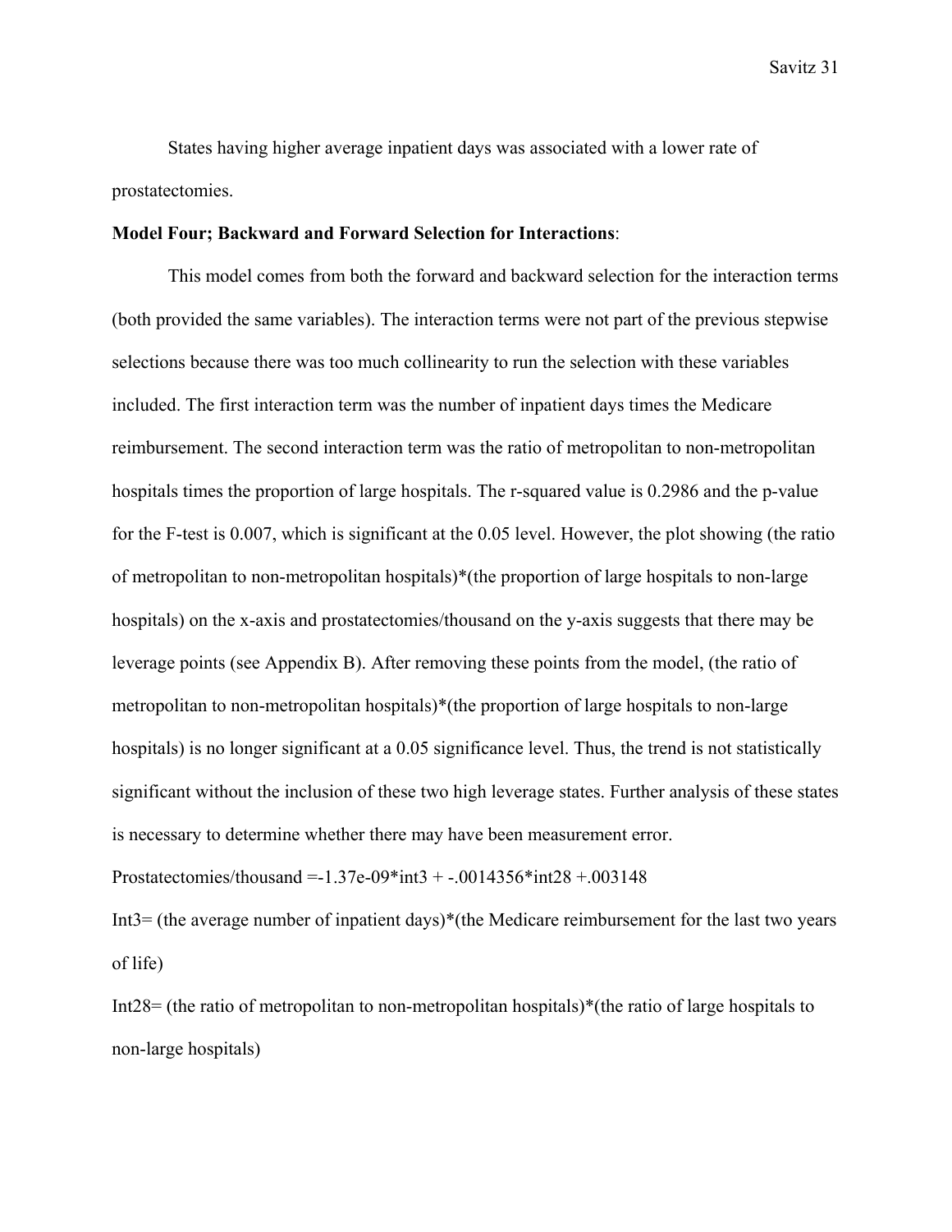States having higher average inpatient days was associated with a lower rate of prostatectomies.

**Model Four; Backward and Forward Selection for Interactions**:

This model comes from both the forward and backward selection for the interaction terms (both provided the same variables). The interaction terms were not part of the previous stepwise selections because there was too much collinearity to run the selection with these variables included. The first interaction term was the number of inpatient days times the Medicare reimbursement. The second interaction term was the ratio of metropolitan to non-metropolitan hospitals times the proportion of large hospitals. The r-squared value is 0.2986 and the p-value for the F-test is 0.007, which is significant at the 0.05 level. However, the plot showing (the ratio of metropolitan to non-metropolitan hospitals)*(the proportion of large hospitals to non-large hospitals) on the x-axis and prostatectomies/thousand on the y-axis suggests that there may be leverage points (see Appendix B). After removing these points from the model, (the ratio of metropolitan to non-metropolitan hospitals)*(the proportion of large hospitals to non-large hospitals) is no longer significant at a 0.05 significance level. Thus, the trend is not statistically significant without the inclusion of these two high leverage states. Further analysis of these states is necessary to determine whether there may have been measurement error.

Prostatectomies/thousand =-1.37e-09*int3 + -.0014356*int28 +.003148

Int3= (the average number of inpatient days)*(the Medicare reimbursement for the last two years of life)

Int28= (the ratio of metropolitan to non-metropolitan hospitals)*(the ratio of large hospitals to non-large hospitals)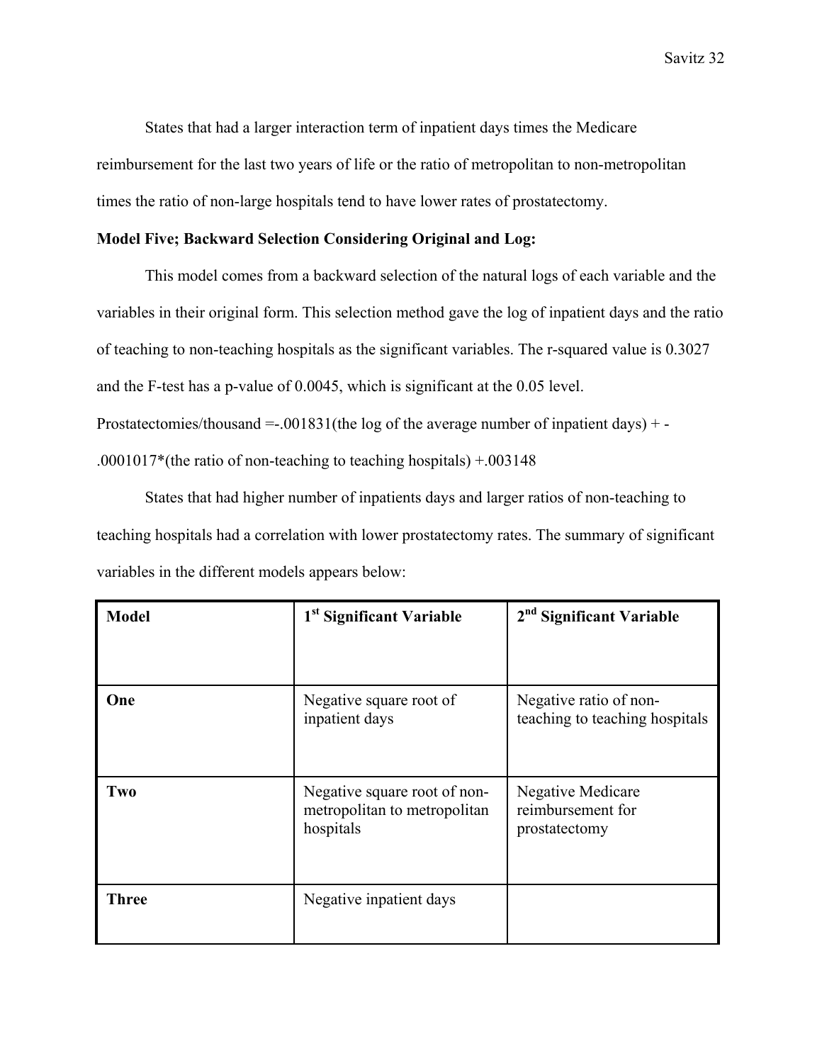States that had a larger interaction term of inpatient days times the Medicare reimbursement for the last two years of life or the ratio of metropolitan to non-metropolitan times the ratio of non-large hospitals tend to have lower rates of prostatectomy.

**Model Five; Backward Selection Considering Original and Log:**

This model comes from a backward selection of the natural logs of each variable and the variables in their original form. This selection method gave the log of inpatient days and the ratio of teaching to non-teaching hospitals as the significant variables. The r-squared value is 0.3027 and the F-test has a p-value of 0.0045, which is significant at the 0.05 level.

Prostatectomies/thousand =-.001831(the log of the average number of inpatient days) + -.0001017*(the ratio of non-teaching to teaching hospitals) +.003148

States that had higher number of inpatients days and larger ratios of non-teaching to teaching hospitals had a correlation with lower prostatectomy rates. The summary of significant variables in the different models appears below:

| **Model** | **1st Significant Variable** | **2nd Significant Variable** |
|---|---|---|
| **One** | Negative square root of inpatient days | Negative ratio of non-teaching to teaching hospitals |
| **Two** | Negative square root of non-metropolitan to metropolitan hospitals | Negative Medicare reimbursement for prostatectomy |
| **Three** | Negative inpatient days | |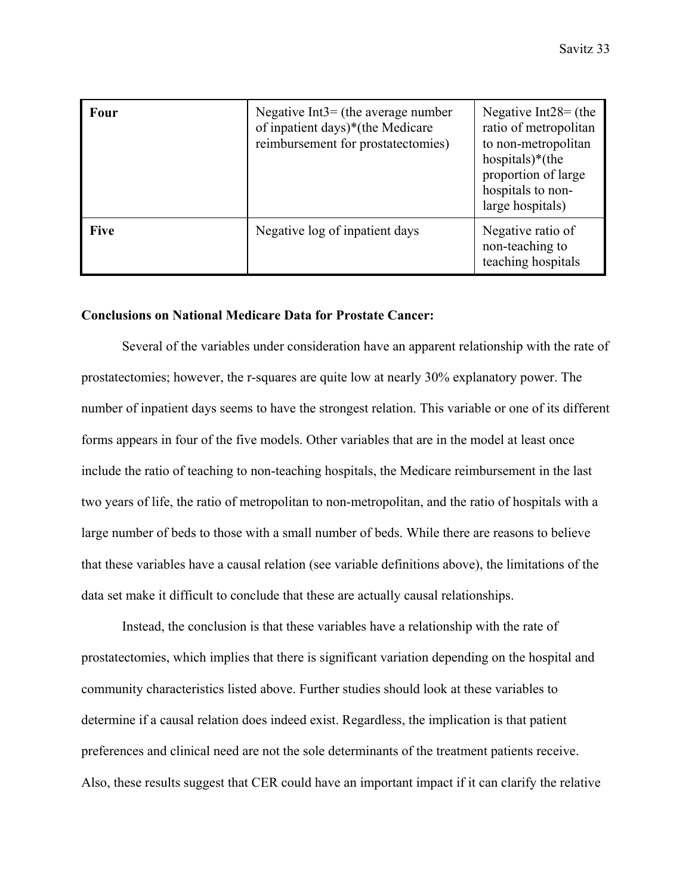| **Four** | Negative Int3= (the average number of inpatient days)*(the Medicare reimbursement for prostatectomies) | Negative Int28= (the ratio of metropolitan to non-metropolitan hospitals)*(the proportion of large hospitals to non-large hospitals) |
|---|---|---|
| **Five** | Negative log of inpatient days | Negative ratio of non-teaching to teaching hospitals |

**Conclusions on National Medicare Data for Prostate Cancer:**

Several of the variables under consideration have an apparent relationship with the rate of prostatectomies; however, the r-squares are quite low at nearly 30% explanatory power. The number of inpatient days seems to have the strongest relation. This variable or one of its different forms appears in four of the five models. Other variables that are in the model at least once include the ratio of teaching to non-teaching hospitals, the Medicare reimbursement in the last two years of life, the ratio of metropolitan to non-metropolitan, and the ratio of hospitals with a large number of beds to those with a small number of beds. While there are reasons to believe that these variables have a causal relation (see variable definitions above), the limitations of the data set make it difficult to conclude that these are actually causal relationships.

Instead, the conclusion is that these variables have a relationship with the rate of prostatectomies, which implies that there is significant variation depending on the hospital and community characteristics listed above. Further studies should look at these variables to determine if a causal relation does indeed exist. Regardless, the implication is that patient preferences and clinical need are not the sole determinants of the treatment patients receive. Also, these results suggest that CER could have an important impact if it can clarify the relative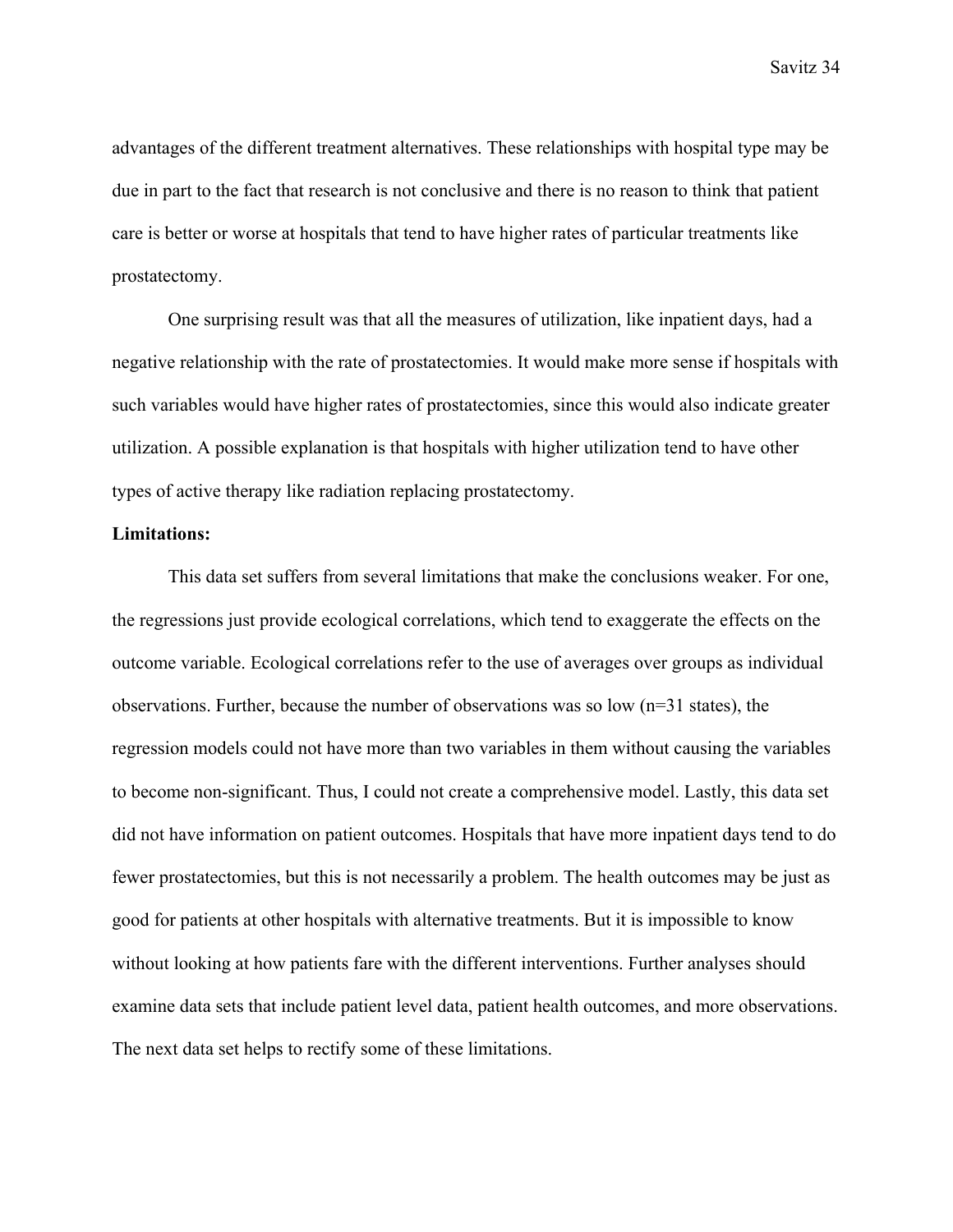advantages of the different treatment alternatives. These relationships with hospital type may be due in part to the fact that research is not conclusive and there is no reason to think that patient care is better or worse at hospitals that tend to have higher rates of particular treatments like prostatectomy.

One surprising result was that all the measures of utilization, like inpatient days, had a negative relationship with the rate of prostatectomies. It would make more sense if hospitals with such variables would have higher rates of prostatectomies, since this would also indicate greater utilization. A possible explanation is that hospitals with higher utilization tend to have other types of active therapy like radiation replacing prostatectomy.

**Limitations:**

This data set suffers from several limitations that make the conclusions weaker. For one, the regressions just provide ecological correlations, which tend to exaggerate the effects on the outcome variable. Ecological correlations refer to the use of averages over groups as individual observations. Further, because the number of observations was so low (n=31 states), the regression models could not have more than two variables in them without causing the variables to become non-significant. Thus, I could not create a comprehensive model. Lastly, this data set did not have information on patient outcomes. Hospitals that have more inpatient days tend to do fewer prostatectomies, but this is not necessarily a problem. The health outcomes may be just as good for patients at other hospitals with alternative treatments. But it is impossible to know without looking at how patients fare with the different interventions. Further analyses should examine data sets that include patient level data, patient health outcomes, and more observations. The next data set helps to rectify some of these limitations.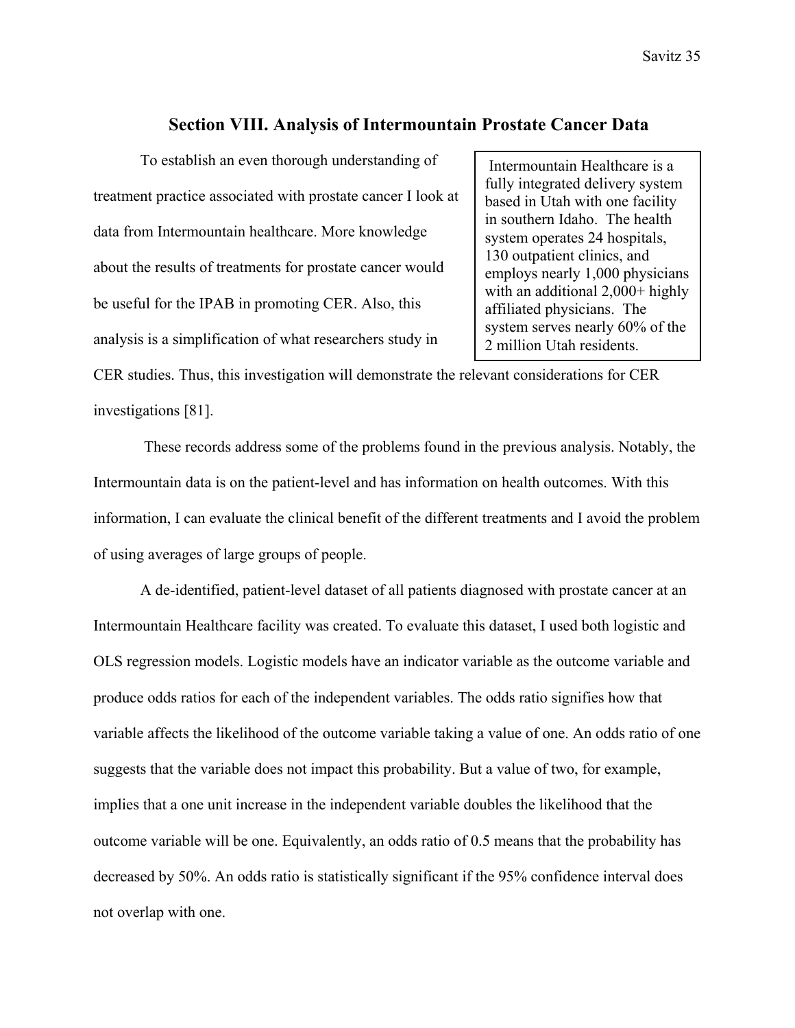## Section VIII. Analysis of Intermountain Prostate Cancer Data

To establish an even thorough understanding of treatment practice associated with prostate cancer I look at data from Intermountain healthcare. More knowledge about the results of treatments for prostate cancer would be useful for the IPAB in promoting CER. Also, this analysis is a simplification of what researchers study in CER studies. Thus, this investigation will demonstrate the relevant considerations for CER investigations [81].

> Intermountain Healthcare is a fully integrated delivery system based in Utah with one facility in southern Idaho. The health system operates 24 hospitals, 130 outpatient clinics, and employs nearly 1,000 physicians with an additional 2,000+ highly affiliated physicians. The system serves nearly 60% of the 2 million Utah residents.

These records address some of the problems found in the previous analysis. Notably, the Intermountain data is on the patient-level and has information on health outcomes. With this information, I can evaluate the clinical benefit of the different treatments and I avoid the problem of using averages of large groups of people.

A de-identified, patient-level dataset of all patients diagnosed with prostate cancer at an Intermountain Healthcare facility was created. To evaluate this dataset, I used both logistic and OLS regression models. Logistic models have an indicator variable as the outcome variable and produce odds ratios for each of the independent variables. The odds ratio signifies how that variable affects the likelihood of the outcome variable taking a value of one. An odds ratio of one suggests that the variable does not impact this probability. But a value of two, for example, implies that a one unit increase in the independent variable doubles the likelihood that the outcome variable will be one. Equivalently, an odds ratio of 0.5 means that the probability has decreased by 50%. An odds ratio is statistically significant if the 95% confidence interval does not overlap with one.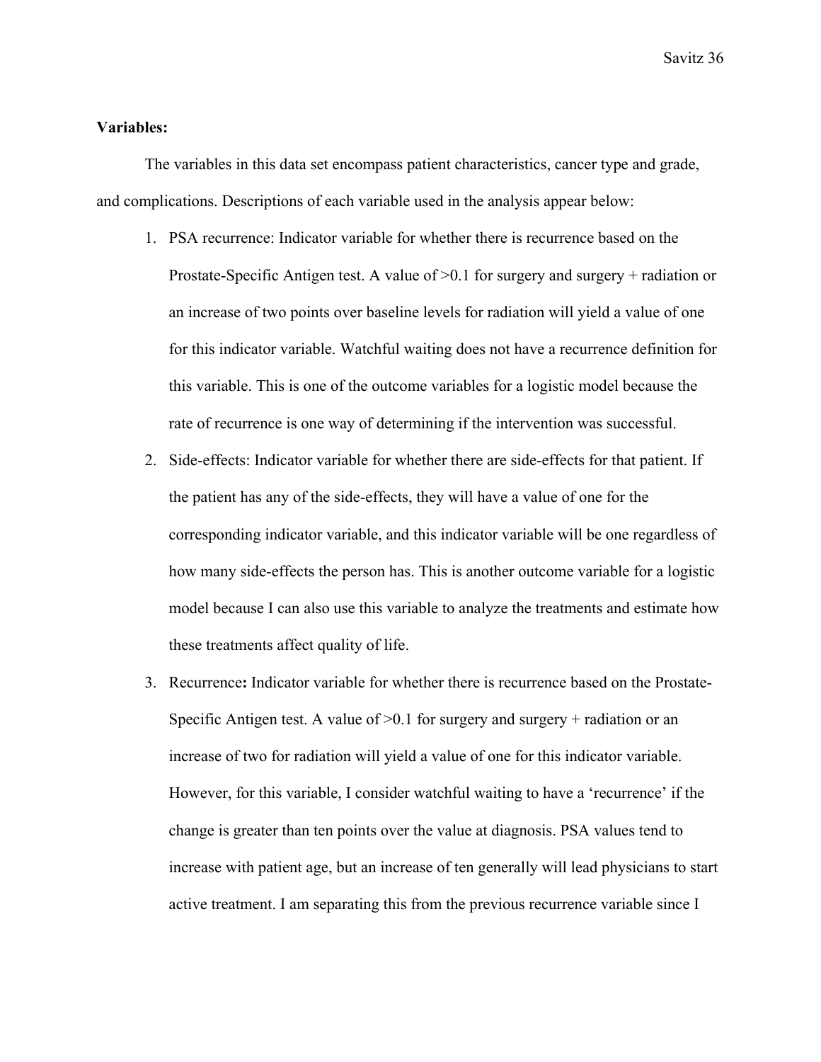**Variables:**

The variables in this data set encompass patient characteristics, cancer type and grade, and complications. Descriptions of each variable used in the analysis appear below:

1. PSA recurrence: Indicator variable for whether there is recurrence based on the Prostate-Specific Antigen test. A value of >0.1 for surgery and surgery + radiation or an increase of two points over baseline levels for radiation will yield a value of one for this indicator variable. Watchful waiting does not have a recurrence definition for this variable. This is one of the outcome variables for a logistic model because the rate of recurrence is one way of determining if the intervention was successful.
2. Side-effects: Indicator variable for whether there are side-effects for that patient. If the patient has any of the side-effects, they will have a value of one for the corresponding indicator variable, and this indicator variable will be one regardless of how many side-effects the person has. This is another outcome variable for a logistic model because I can also use this variable to analyze the treatments and estimate how these treatments affect quality of life.
3. Recurrence**:** Indicator variable for whether there is recurrence based on the Prostate-Specific Antigen test. A value of >0.1 for surgery and surgery + radiation or an increase of two for radiation will yield a value of one for this indicator variable. However, for this variable, I consider watchful waiting to have a 'recurrence' if the change is greater than ten points over the value at diagnosis. PSA values tend to increase with patient age, but an increase of ten generally will lead physicians to start active treatment. I am separating this from the previous recurrence variable since I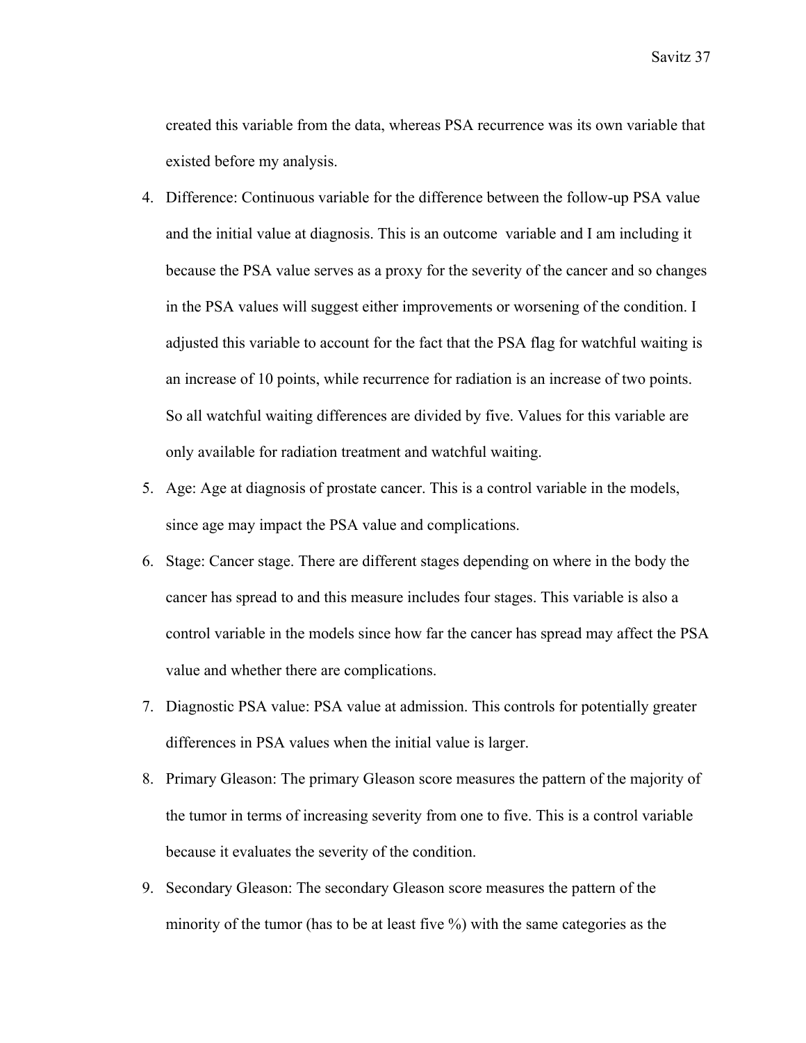created this variable from the data, whereas PSA recurrence was its own variable that existed before my analysis.

4. Difference: Continuous variable for the difference between the follow-up PSA value and the initial value at diagnosis. This is an outcome variable and I am including it because the PSA value serves as a proxy for the severity of the cancer and so changes in the PSA values will suggest either improvements or worsening of the condition. I adjusted this variable to account for the fact that the PSA flag for watchful waiting is an increase of 10 points, while recurrence for radiation is an increase of two points. So all watchful waiting differences are divided by five. Values for this variable are only available for radiation treatment and watchful waiting.
5. Age: Age at diagnosis of prostate cancer. This is a control variable in the models, since age may impact the PSA value and complications.
6. Stage: Cancer stage. There are different stages depending on where in the body the cancer has spread to and this measure includes four stages. This variable is also a control variable in the models since how far the cancer has spread may affect the PSA value and whether there are complications.
7. Diagnostic PSA value: PSA value at admission. This controls for potentially greater differences in PSA values when the initial value is larger.
8. Primary Gleason: The primary Gleason score measures the pattern of the majority of the tumor in terms of increasing severity from one to five. This is a control variable because it evaluates the severity of the condition.
9. Secondary Gleason: The secondary Gleason score measures the pattern of the minority of the tumor (has to be at least five %) with the same categories as the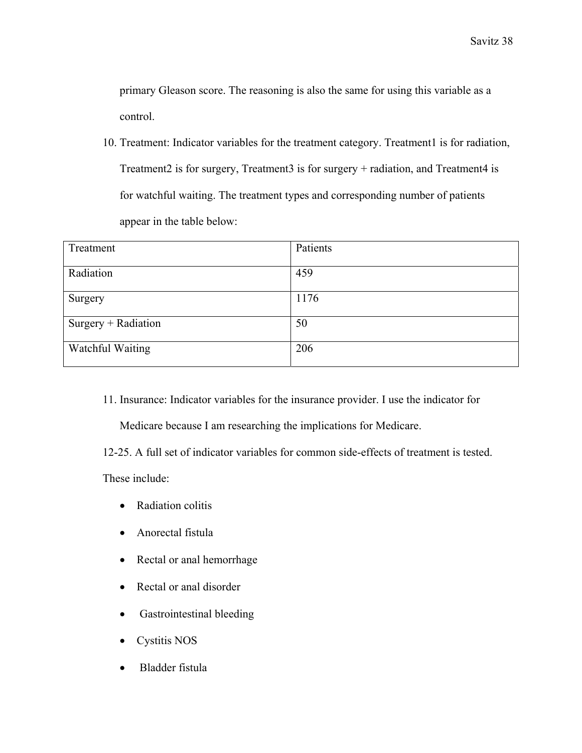primary Gleason score. The reasoning is also the same for using this variable as a control.

10. Treatment: Indicator variables for the treatment category. Treatment1 is for radiation, Treatment2 is for surgery, Treatment3 is for surgery + radiation, and Treatment4 is for watchful waiting. The treatment types and corresponding number of patients appear in the table below:

| Treatment | Patients |
|---|---|
| Radiation | 459 |
| Surgery | 1176 |
| Surgery + Radiation | 50 |
| Watchful Waiting | 206 |

11. Insurance: Indicator variables for the insurance provider. I use the indicator for Medicare because I am researching the implications for Medicare.

12-25. A full set of indicator variables for common side-effects of treatment is tested. These include:

- Radiation colitis
- Anorectal fistula
- Rectal or anal hemorrhage
- Rectal or anal disorder
- Gastrointestinal bleeding
- Cystitis NOS
- Bladder fistula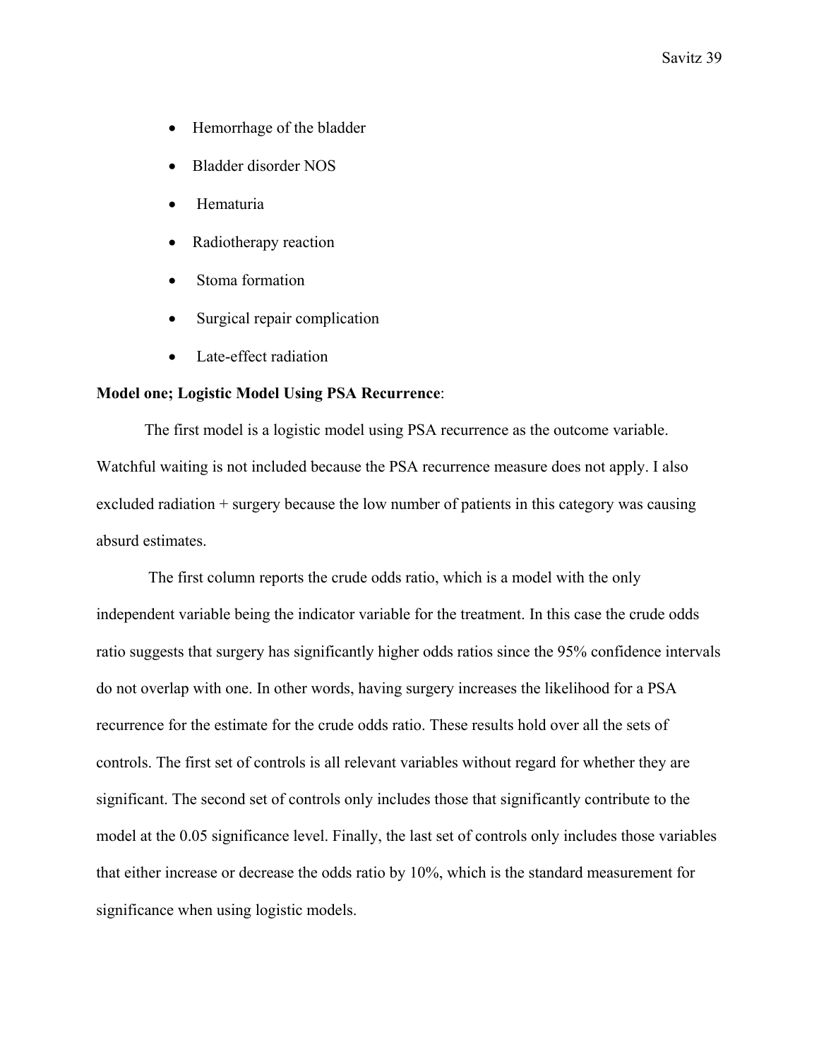- Hemorrhage of the bladder
- Bladder disorder NOS
- Hematuria
- Radiotherapy reaction
- Stoma formation
- Surgical repair complication
- Late-effect radiation

**Model one; Logistic Model Using PSA Recurrence**:

The first model is a logistic model using PSA recurrence as the outcome variable. Watchful waiting is not included because the PSA recurrence measure does not apply. I also excluded radiation + surgery because the low number of patients in this category was causing absurd estimates.

The first column reports the crude odds ratio, which is a model with the only independent variable being the indicator variable for the treatment. In this case the crude odds ratio suggests that surgery has significantly higher odds ratios since the 95% confidence intervals do not overlap with one. In other words, having surgery increases the likelihood for a PSA recurrence for the estimate for the crude odds ratio. These results hold over all the sets of controls. The first set of controls is all relevant variables without regard for whether they are significant. The second set of controls only includes those that significantly contribute to the model at the 0.05 significance level. Finally, the last set of controls only includes those variables that either increase or decrease the odds ratio by 10%, which is the standard measurement for significance when using logistic models.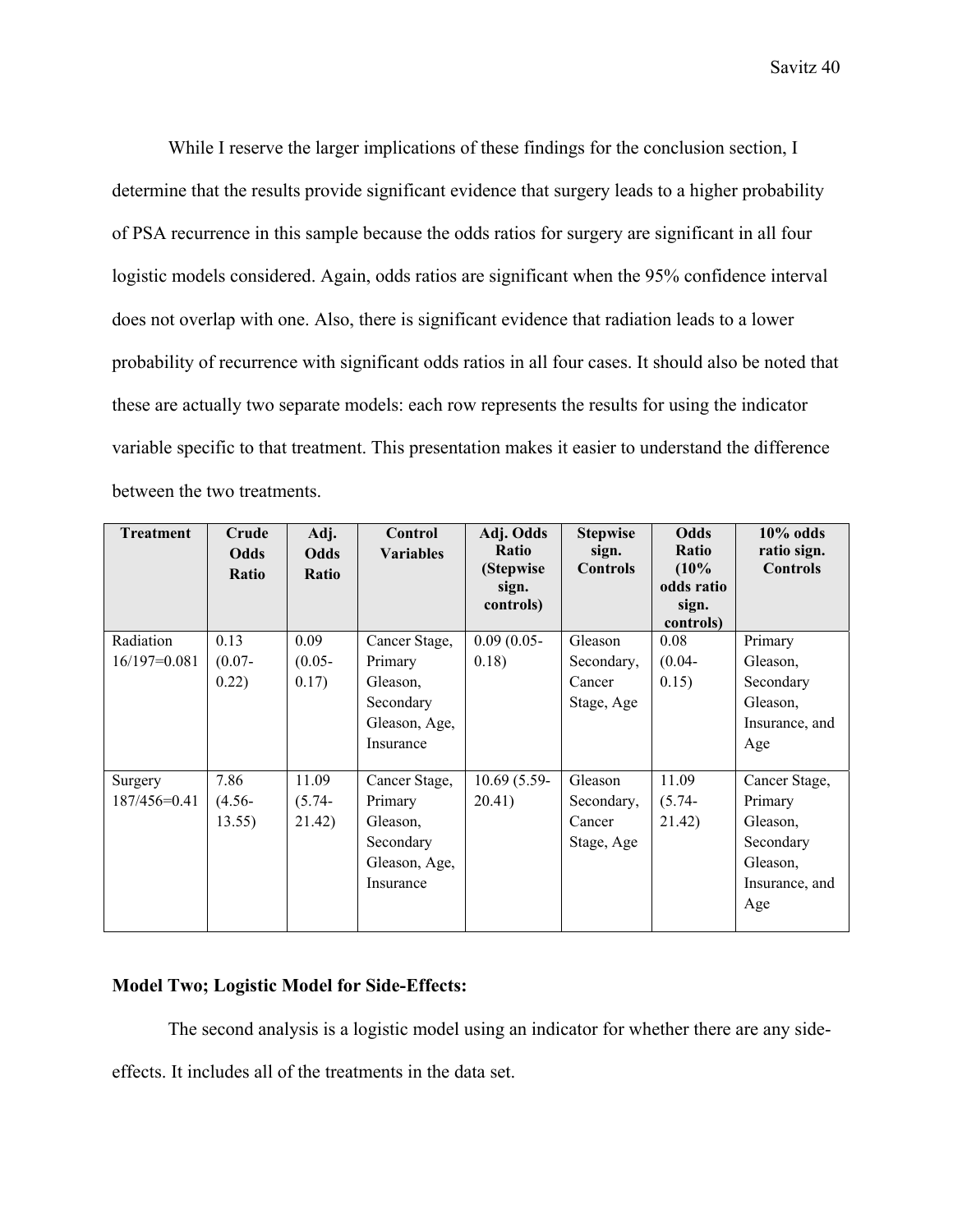While I reserve the larger implications of these findings for the conclusion section, I determine that the results provide significant evidence that surgery leads to a higher probability of PSA recurrence in this sample because the odds ratios for surgery are significant in all four logistic models considered. Again, odds ratios are significant when the 95% confidence interval does not overlap with one. Also, there is significant evidence that radiation leads to a lower probability of recurrence with significant odds ratios in all four cases. It should also be noted that these are actually two separate models: each row represents the results for using the indicator variable specific to that treatment. This presentation makes it easier to understand the difference between the two treatments.

| Treatment | Crude Odds Ratio | Adj. Odds Ratio | Control Variables | Adj. Odds Ratio (Stepwise sign. controls) | Stepwise sign. Controls | Odds Ratio (10% odds ratio sign. controls) | 10% odds ratio sign. Controls |
|---|---|---|---|---|---|---|---|
| Radiation 16/197=0.081 | 0.13 (0.07-0.22) | 0.09 (0.05-0.17) | Cancer Stage, Primary Gleason, Secondary Gleason, Age, Insurance | 0.09 (0.05-0.18) | Gleason Secondary, Cancer Stage, Age | 0.08 (0.04-0.15) | Primary Gleason, Secondary Gleason, Insurance, and Age |
| Surgery 187/456=0.41 | 7.86 (4.56-13.55) | 11.09 (5.74-21.42) | Cancer Stage, Primary Gleason, Secondary Gleason, Age, Insurance | 10.69 (5.59-20.41) | Gleason Secondary, Cancer Stage, Age | 11.09 (5.74-21.42) | Cancer Stage, Primary Gleason, Secondary Gleason, Insurance, and Age |

**Model Two; Logistic Model for Side-Effects:**

The second analysis is a logistic model using an indicator for whether there are any side-effects. It includes all of the treatments in the data set.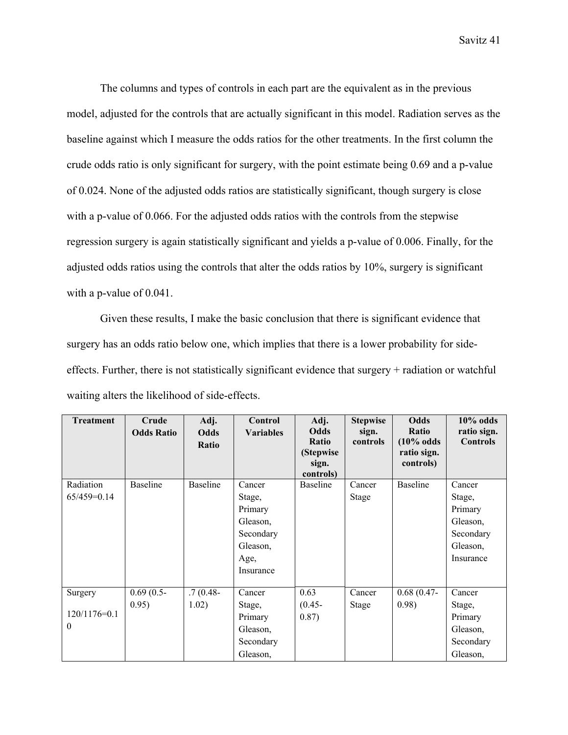The columns and types of controls in each part are the equivalent as in the previous model, adjusted for the controls that are actually significant in this model. Radiation serves as the baseline against which I measure the odds ratios for the other treatments. In the first column the crude odds ratio is only significant for surgery, with the point estimate being 0.69 and a p-value of 0.024. None of the adjusted odds ratios are statistically significant, though surgery is close with a p-value of 0.066. For the adjusted odds ratios with the controls from the stepwise regression surgery is again statistically significant and yields a p-value of 0.006. Finally, for the adjusted odds ratios using the controls that alter the odds ratios by 10%, surgery is significant with a p-value of 0.041.

Given these results, I make the basic conclusion that there is significant evidence that surgery has an odds ratio below one, which implies that there is a lower probability for side-effects. Further, there is not statistically significant evidence that surgery + radiation or watchful waiting alters the likelihood of side-effects.

| Treatment | Crude Odds Ratio | Adj. Odds Ratio | Control Variables | Adj. Odds Ratio (Stepwise sign. controls) | Stepwise sign. controls | Odds Ratio (10% odds ratio sign. controls) | 10% odds ratio sign. Controls |
|---|---|---|---|---|---|---|---|
| Radiation 65/459=0.14 | Baseline | Baseline | Cancer Stage, Primary Gleason, Secondary Gleason, Age, Insurance | Baseline | Cancer Stage | Baseline | Cancer Stage, Primary Gleason, Secondary Gleason, Insurance |
| Surgery 120/1176=0.10 | 0.69 (0.5-0.95) | .7 (0.48-1.02) | Cancer Stage, Primary Gleason, Secondary Gleason, | 0.63 (0.45-0.87) | Cancer Stage | 0.68 (0.47-0.98) | Cancer Stage, Primary Gleason, Secondary Gleason, |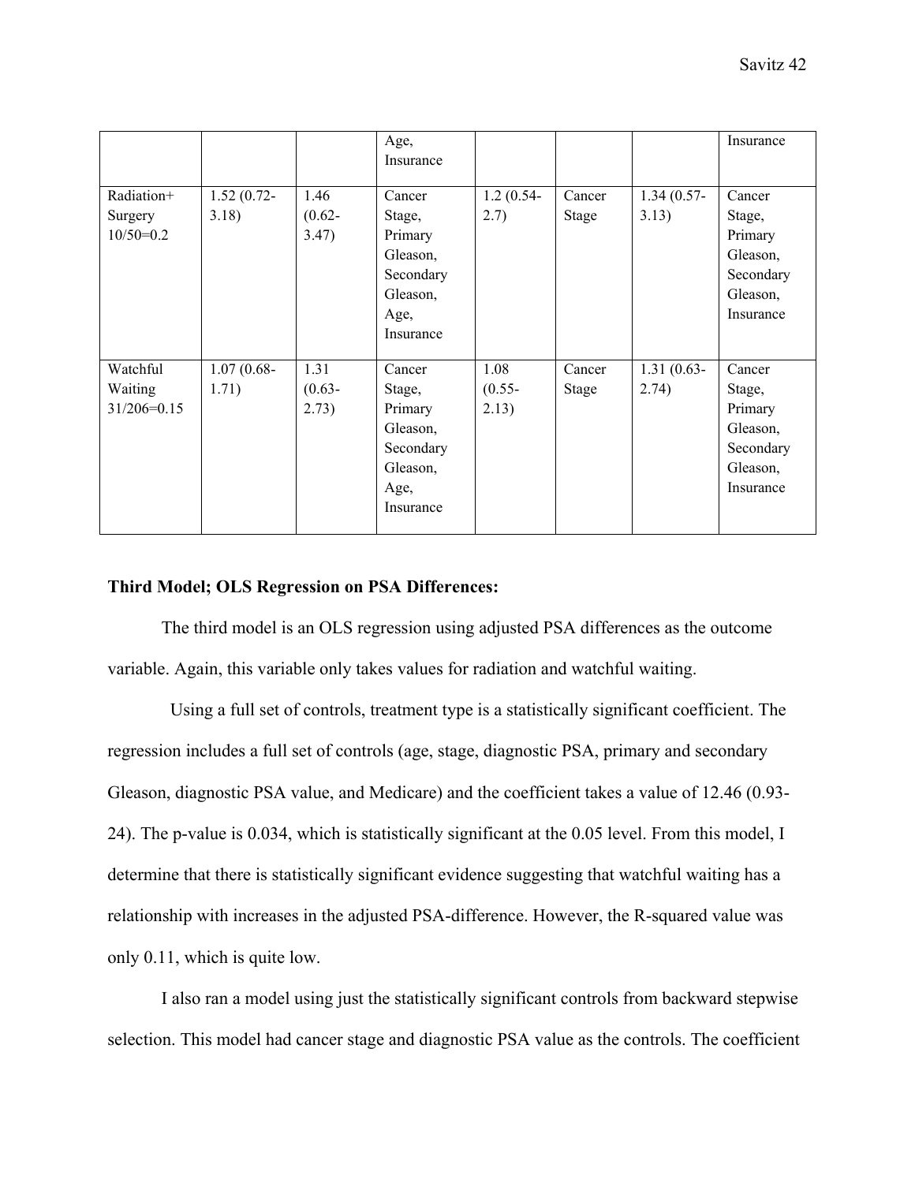| | | | Age, Insurance | | | | Insurance |
|---|---|---|---|---|---|---|---|
| Radiation+ Surgery 10/50=0.2 | 1.52 (0.72-3.18) | 1.46 (0.62-3.47) | Cancer Stage, Primary Gleason, Secondary Gleason, Age, Insurance | 1.2 (0.54-2.7) | Cancer Stage | 1.34 (0.57-3.13) | Cancer Stage, Primary Gleason, Secondary Gleason, Insurance |
| Watchful Waiting 31/206=0.15 | 1.07 (0.68-1.71) | 1.31 (0.63-2.73) | Cancer Stage, Primary Gleason, Secondary Gleason, Age, Insurance | 1.08 (0.55-2.13) | Cancer Stage | 1.31 (0.63-2.74) | Cancer Stage, Primary Gleason, Secondary Gleason, Insurance |

**Third Model; OLS Regression on PSA Differences:**

The third model is an OLS regression using adjusted PSA differences as the outcome variable. Again, this variable only takes values for radiation and watchful waiting.

Using a full set of controls, treatment type is a statistically significant coefficient. The regression includes a full set of controls (age, stage, diagnostic PSA, primary and secondary Gleason, diagnostic PSA value, and Medicare) and the coefficient takes a value of 12.46 (0.93-24). The p-value is 0.034, which is statistically significant at the 0.05 level. From this model, I determine that there is statistically significant evidence suggesting that watchful waiting has a relationship with increases in the adjusted PSA-difference. However, the R-squared value was only 0.11, which is quite low.

I also ran a model using just the statistically significant controls from backward stepwise selection. This model had cancer stage and diagnostic PSA value as the controls. The coefficient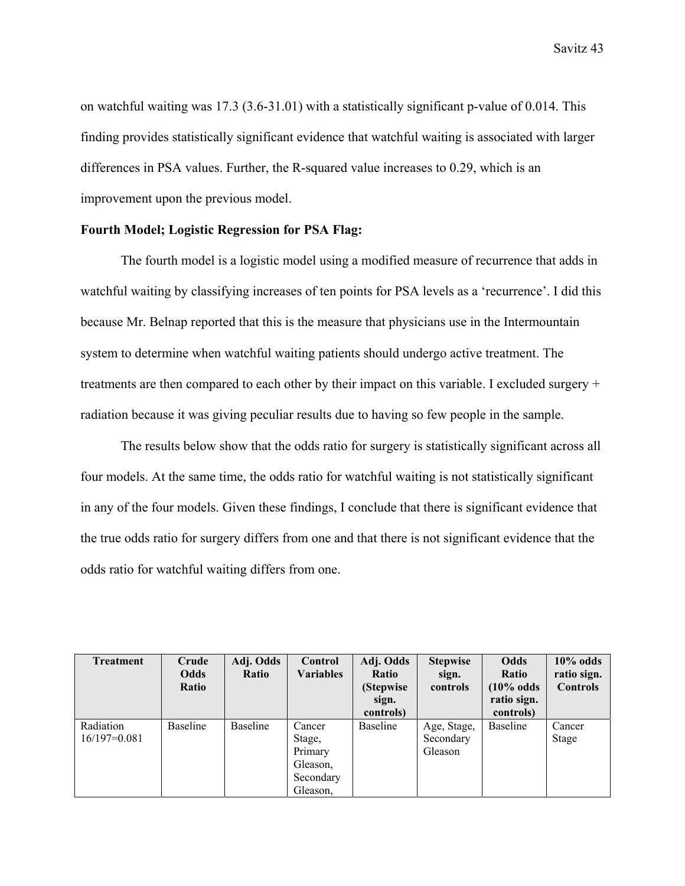on watchful waiting was 17.3 (3.6-31.01) with a statistically significant p-value of 0.014. This finding provides statistically significant evidence that watchful waiting is associated with larger differences in PSA values. Further, the R-squared value increases to 0.29, which is an improvement upon the previous model.

**Fourth Model; Logistic Regression for PSA Flag:**

The fourth model is a logistic model using a modified measure of recurrence that adds in watchful waiting by classifying increases of ten points for PSA levels as a 'recurrence'. I did this because Mr. Belnap reported that this is the measure that physicians use in the Intermountain system to determine when watchful waiting patients should undergo active treatment. The treatments are then compared to each other by their impact on this variable. I excluded surgery + radiation because it was giving peculiar results due to having so few people in the sample.

The results below show that the odds ratio for surgery is statistically significant across all four models. At the same time, the odds ratio for watchful waiting is not statistically significant in any of the four models. Given these findings, I conclude that there is significant evidence that the true odds ratio for surgery differs from one and that there is not significant evidence that the odds ratio for watchful waiting differs from one.

| Treatment | Crude Odds Ratio | Adj. Odds Ratio | Control Variables | Adj. Odds Ratio (Stepwise sign. controls) | Stepwise sign. controls | Odds Ratio (10% odds ratio sign. controls) | 10% odds ratio sign. Controls |
|---|---|---|---|---|---|---|---|
| Radiation 16/197=0.081 | Baseline | Baseline | Cancer Stage, Primary Gleason, Secondary Gleason, | Baseline | Age, Stage, Secondary Gleason | Baseline | Cancer Stage |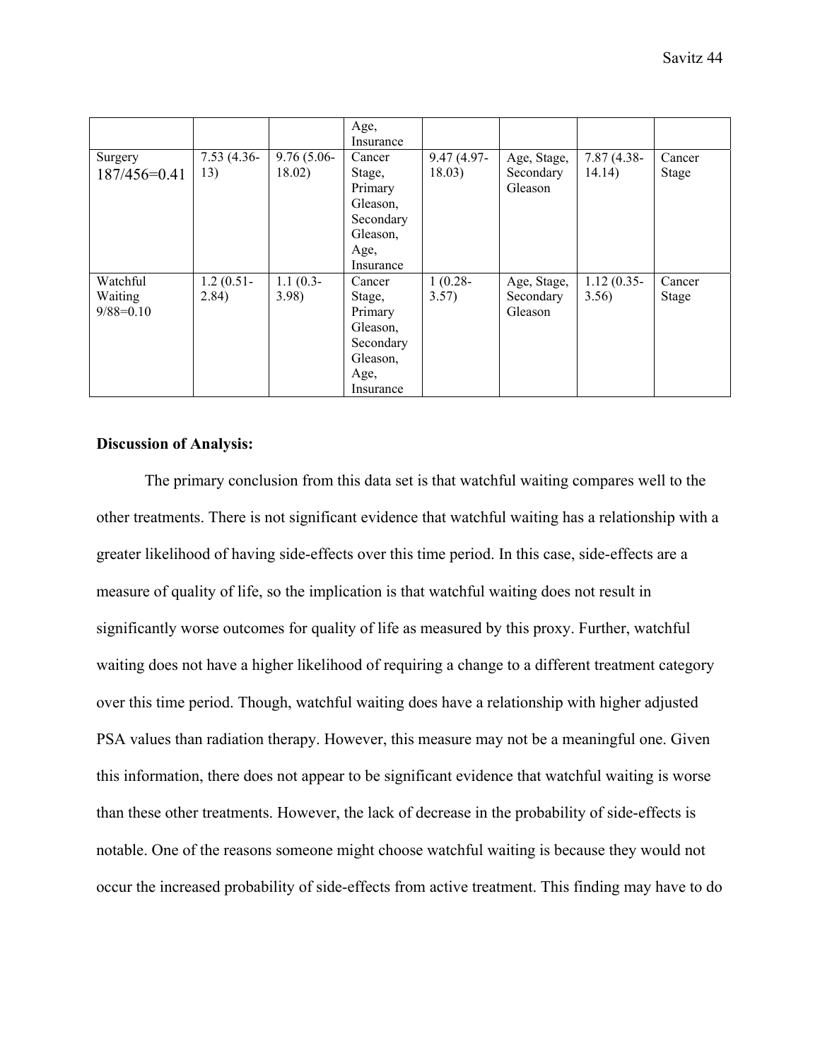|  |  |  | Age, Insurance |  |  |  |  |
|---|---|---|---|---|---|---|---|
| Surgery 187/456=0.41 | 7.53 (4.36-13) | 9.76 (5.06-18.02) | Cancer Stage, Primary Gleason, Secondary Gleason, Age, Insurance | 9.47 (4.97-18.03) | Age, Stage, Secondary Gleason | 7.87 (4.38-14.14) | Cancer Stage |
| Watchful Waiting 9/88=0.10 | 1.2 (0.51-2.84) | 1.1 (0.3-3.98) | Cancer Stage, Primary Gleason, Secondary Gleason, Age, Insurance | 1 (0.28-3.57) | Age, Stage, Secondary Gleason | 1.12 (0.35-3.56) | Cancer Stage |

**Discussion of Analysis:**

The primary conclusion from this data set is that watchful waiting compares well to the other treatments. There is not significant evidence that watchful waiting has a relationship with a greater likelihood of having side-effects over this time period. In this case, side-effects are a measure of quality of life, so the implication is that watchful waiting does not result in significantly worse outcomes for quality of life as measured by this proxy. Further, watchful waiting does not have a higher likelihood of requiring a change to a different treatment category over this time period. Though, watchful waiting does have a relationship with higher adjusted PSA values than radiation therapy. However, this measure may not be a meaningful one. Given this information, there does not appear to be significant evidence that watchful waiting is worse than these other treatments. However, the lack of decrease in the probability of side-effects is notable. One of the reasons someone might choose watchful waiting is because they would not occur the increased probability of side-effects from active treatment. This finding may have to do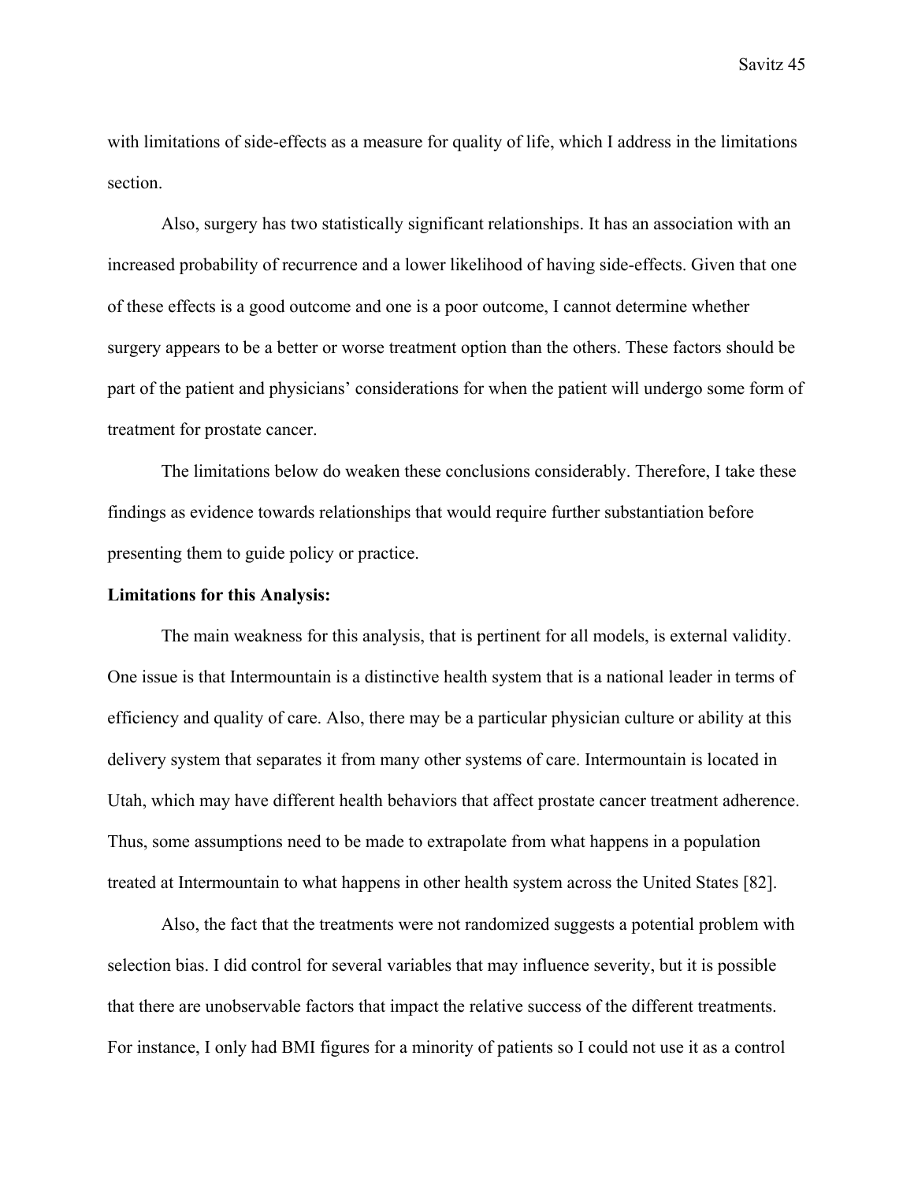with limitations of side-effects as a measure for quality of life, which I address in the limitations section.

Also, surgery has two statistically significant relationships. It has an association with an increased probability of recurrence and a lower likelihood of having side-effects. Given that one of these effects is a good outcome and one is a poor outcome, I cannot determine whether surgery appears to be a better or worse treatment option than the others. These factors should be part of the patient and physicians' considerations for when the patient will undergo some form of treatment for prostate cancer.

The limitations below do weaken these conclusions considerably. Therefore, I take these findings as evidence towards relationships that would require further substantiation before presenting them to guide policy or practice.

**Limitations for this Analysis:**

The main weakness for this analysis, that is pertinent for all models, is external validity. One issue is that Intermountain is a distinctive health system that is a national leader in terms of efficiency and quality of care. Also, there may be a particular physician culture or ability at this delivery system that separates it from many other systems of care. Intermountain is located in Utah, which may have different health behaviors that affect prostate cancer treatment adherence. Thus, some assumptions need to be made to extrapolate from what happens in a population treated at Intermountain to what happens in other health system across the United States [82].

Also, the fact that the treatments were not randomized suggests a potential problem with selection bias. I did control for several variables that may influence severity, but it is possible that there are unobservable factors that impact the relative success of the different treatments. For instance, I only had BMI figures for a minority of patients so I could not use it as a control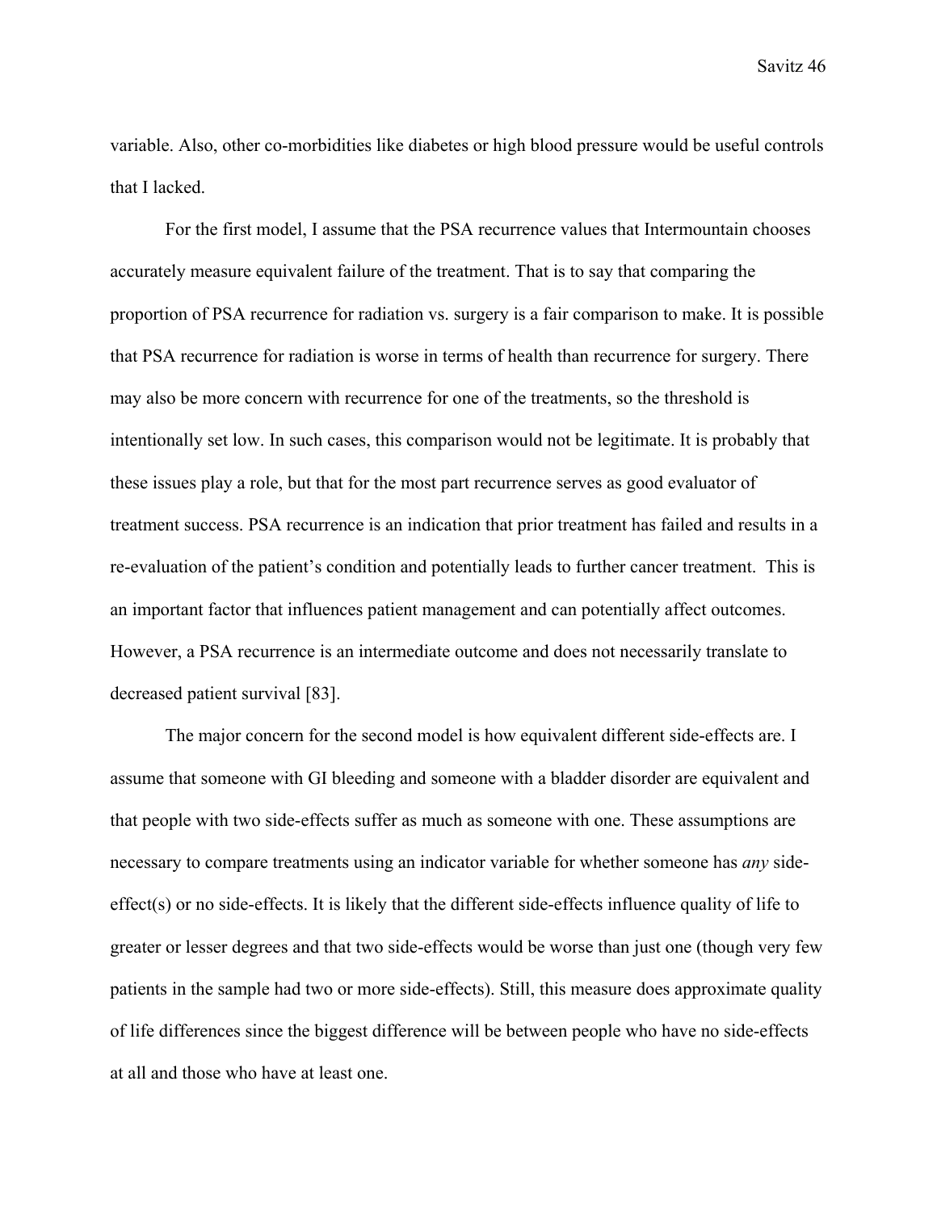variable. Also, other co-morbidities like diabetes or high blood pressure would be useful controls that I lacked.

For the first model, I assume that the PSA recurrence values that Intermountain chooses accurately measure equivalent failure of the treatment. That is to say that comparing the proportion of PSA recurrence for radiation vs. surgery is a fair comparison to make. It is possible that PSA recurrence for radiation is worse in terms of health than recurrence for surgery. There may also be more concern with recurrence for one of the treatments, so the threshold is intentionally set low. In such cases, this comparison would not be legitimate. It is probably that these issues play a role, but that for the most part recurrence serves as good evaluator of treatment success. PSA recurrence is an indication that prior treatment has failed and results in a re-evaluation of the patient's condition and potentially leads to further cancer treatment. This is an important factor that influences patient management and can potentially affect outcomes. However, a PSA recurrence is an intermediate outcome and does not necessarily translate to decreased patient survival [83].

The major concern for the second model is how equivalent different side-effects are. I assume that someone with GI bleeding and someone with a bladder disorder are equivalent and that people with two side-effects suffer as much as someone with one. These assumptions are necessary to compare treatments using an indicator variable for whether someone has *any* side-effect(s) or no side-effects. It is likely that the different side-effects influence quality of life to greater or lesser degrees and that two side-effects would be worse than just one (though very few patients in the sample had two or more side-effects). Still, this measure does approximate quality of life differences since the biggest difference will be between people who have no side-effects at all and those who have at least one.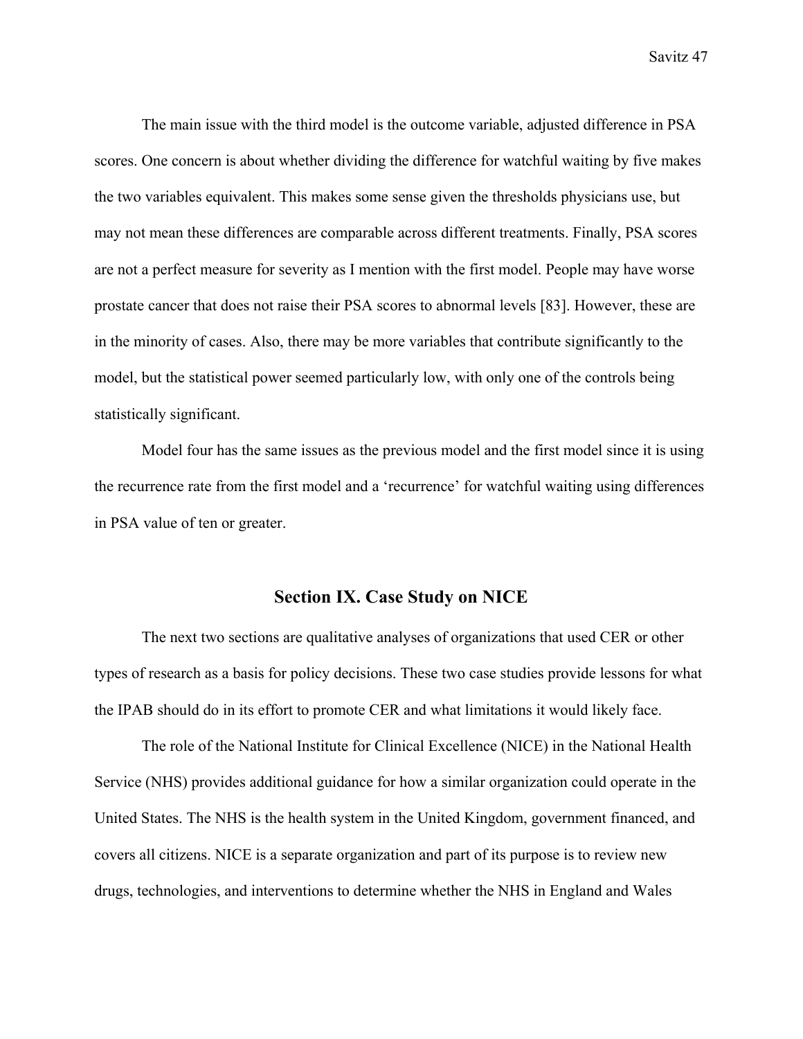The main issue with the third model is the outcome variable, adjusted difference in PSA scores. One concern is about whether dividing the difference for watchful waiting by five makes the two variables equivalent. This makes some sense given the thresholds physicians use, but may not mean these differences are comparable across different treatments. Finally, PSA scores are not a perfect measure for severity as I mention with the first model. People may have worse prostate cancer that does not raise their PSA scores to abnormal levels [83]. However, these are in the minority of cases. Also, there may be more variables that contribute significantly to the model, but the statistical power seemed particularly low, with only one of the controls being statistically significant.

Model four has the same issues as the previous model and the first model since it is using the recurrence rate from the first model and a 'recurrence' for watchful waiting using differences in PSA value of ten or greater.

## Section IX. Case Study on NICE

The next two sections are qualitative analyses of organizations that used CER or other types of research as a basis for policy decisions. These two case studies provide lessons for what the IPAB should do in its effort to promote CER and what limitations it would likely face.

The role of the National Institute for Clinical Excellence (NICE) in the National Health Service (NHS) provides additional guidance for how a similar organization could operate in the United States. The NHS is the health system in the United Kingdom, government financed, and covers all citizens. NICE is a separate organization and part of its purpose is to review new drugs, technologies, and interventions to determine whether the NHS in England and Wales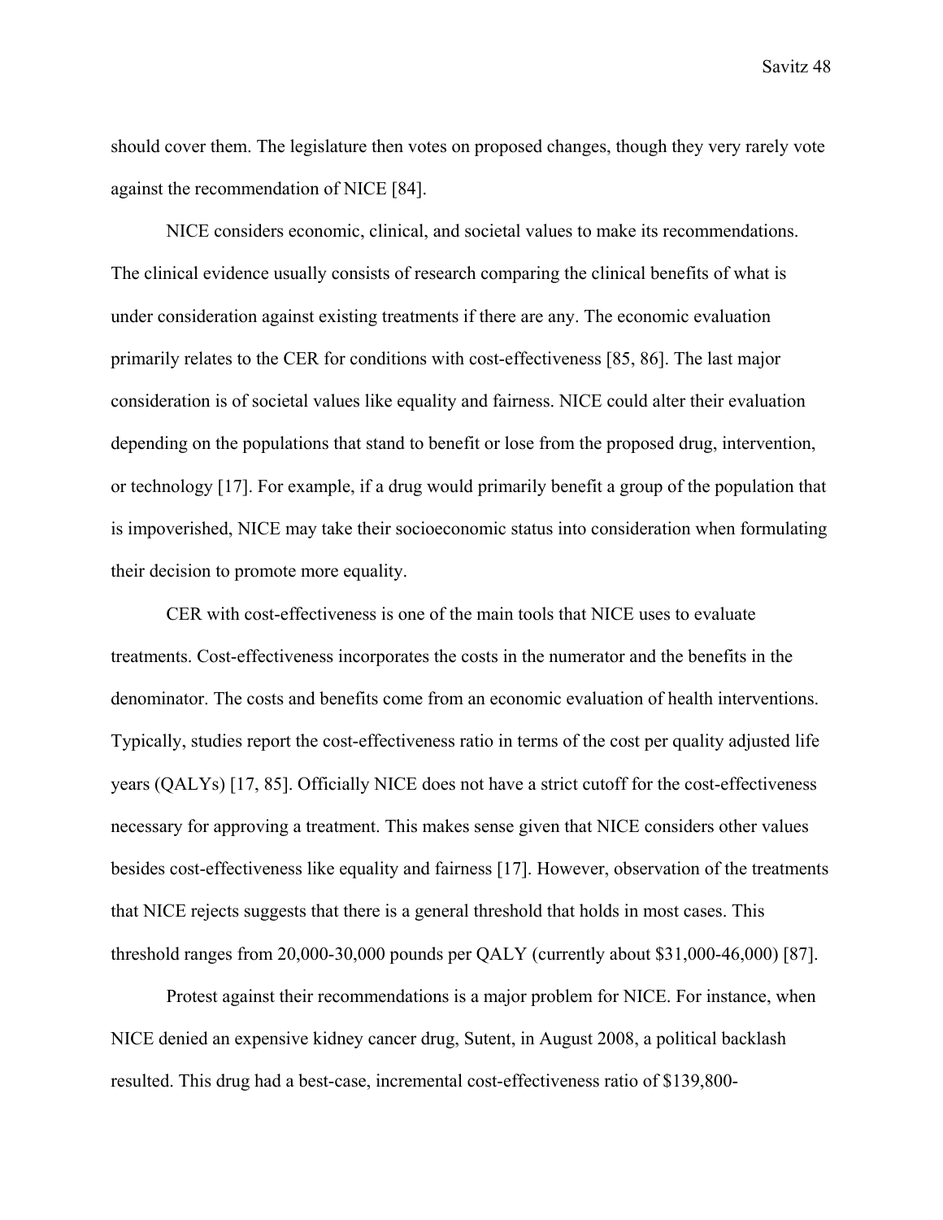should cover them. The legislature then votes on proposed changes, though they very rarely vote against the recommendation of NICE [84].

NICE considers economic, clinical, and societal values to make its recommendations. The clinical evidence usually consists of research comparing the clinical benefits of what is under consideration against existing treatments if there are any. The economic evaluation primarily relates to the CER for conditions with cost-effectiveness [85, 86]. The last major consideration is of societal values like equality and fairness. NICE could alter their evaluation depending on the populations that stand to benefit or lose from the proposed drug, intervention, or technology [17]. For example, if a drug would primarily benefit a group of the population that is impoverished, NICE may take their socioeconomic status into consideration when formulating their decision to promote more equality.

CER with cost-effectiveness is one of the main tools that NICE uses to evaluate treatments. Cost-effectiveness incorporates the costs in the numerator and the benefits in the denominator. The costs and benefits come from an economic evaluation of health interventions. Typically, studies report the cost-effectiveness ratio in terms of the cost per quality adjusted life years (QALYs) [17, 85]. Officially NICE does not have a strict cutoff for the cost-effectiveness necessary for approving a treatment. This makes sense given that NICE considers other values besides cost-effectiveness like equality and fairness [17]. However, observation of the treatments that NICE rejects suggests that there is a general threshold that holds in most cases. This threshold ranges from 20,000-30,000 pounds per QALY (currently about $31,000-46,000) [87].

Protest against their recommendations is a major problem for NICE. For instance, when NICE denied an expensive kidney cancer drug, Sutent, in August 2008, a political backlash resulted. This drug had a best-case, incremental cost-effectiveness ratio of $139,800-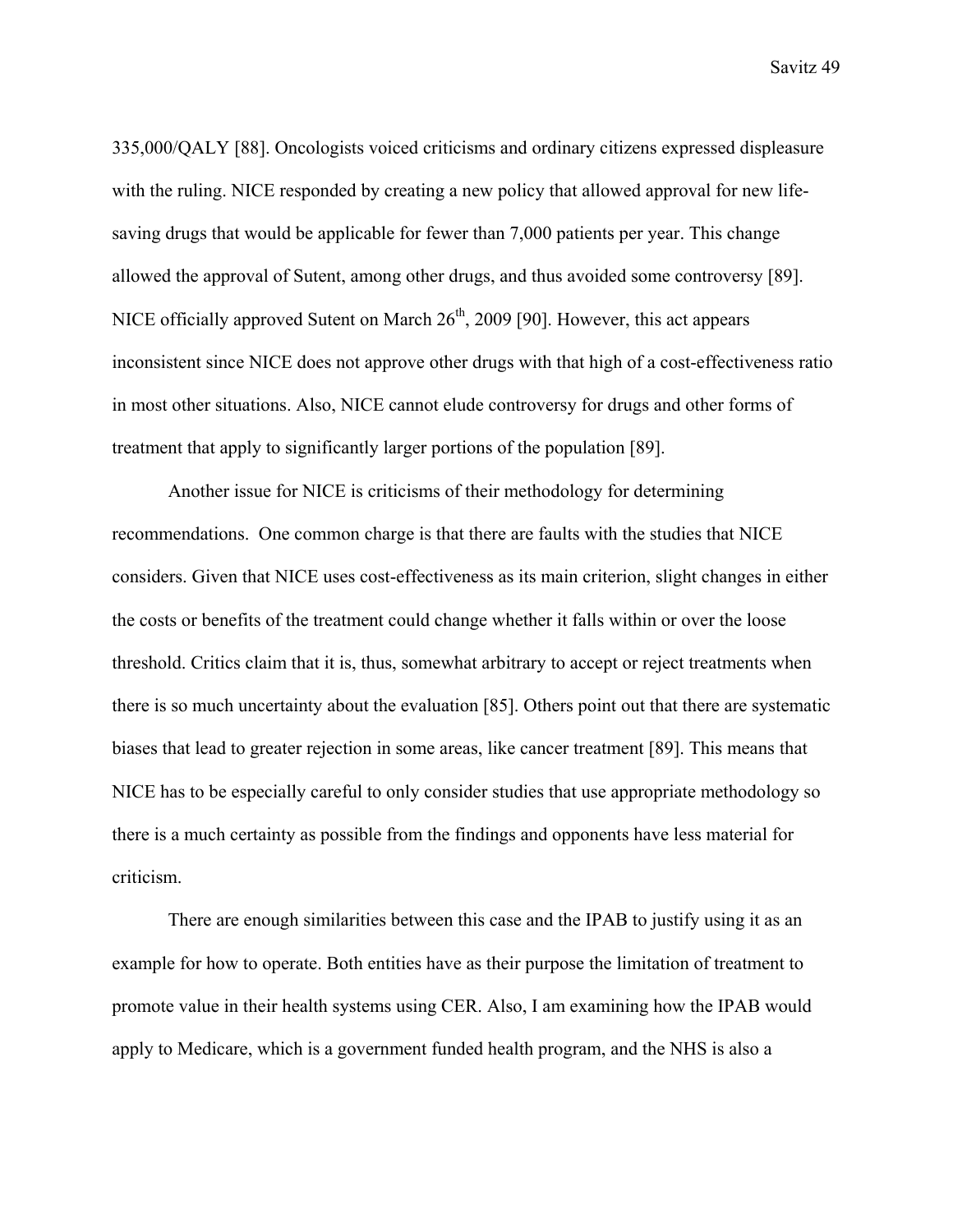335,000/QALY [88]. Oncologists voiced criticisms and ordinary citizens expressed displeasure with the ruling. NICE responded by creating a new policy that allowed approval for new life-saving drugs that would be applicable for fewer than 7,000 patients per year. This change allowed the approval of Sutent, among other drugs, and thus avoided some controversy [89]. NICE officially approved Sutent on March 26th, 2009 [90]. However, this act appears inconsistent since NICE does not approve other drugs with that high of a cost-effectiveness ratio in most other situations. Also, NICE cannot elude controversy for drugs and other forms of treatment that apply to significantly larger portions of the population [89].

Another issue for NICE is criticisms of their methodology for determining recommendations. One common charge is that there are faults with the studies that NICE considers. Given that NICE uses cost-effectiveness as its main criterion, slight changes in either the costs or benefits of the treatment could change whether it falls within or over the loose threshold. Critics claim that it is, thus, somewhat arbitrary to accept or reject treatments when there is so much uncertainty about the evaluation [85]. Others point out that there are systematic biases that lead to greater rejection in some areas, like cancer treatment [89]. This means that NICE has to be especially careful to only consider studies that use appropriate methodology so there is a much certainty as possible from the findings and opponents have less material for criticism.

There are enough similarities between this case and the IPAB to justify using it as an example for how to operate. Both entities have as their purpose the limitation of treatment to promote value in their health systems using CER. Also, I am examining how the IPAB would apply to Medicare, which is a government funded health program, and the NHS is also a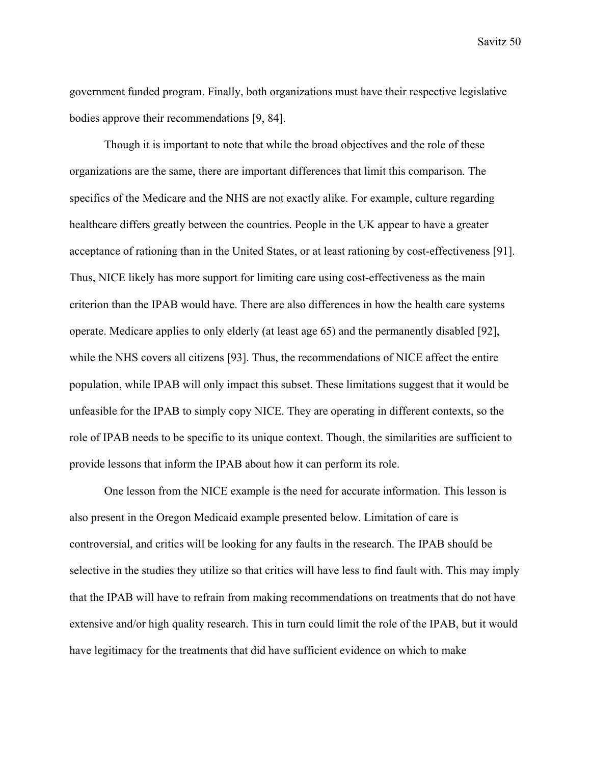government funded program. Finally, both organizations must have their respective legislative bodies approve their recommendations [9, 84].

Though it is important to note that while the broad objectives and the role of these organizations are the same, there are important differences that limit this comparison. The specifics of the Medicare and the NHS are not exactly alike. For example, culture regarding healthcare differs greatly between the countries. People in the UK appear to have a greater acceptance of rationing than in the United States, or at least rationing by cost-effectiveness [91]. Thus, NICE likely has more support for limiting care using cost-effectiveness as the main criterion than the IPAB would have. There are also differences in how the health care systems operate. Medicare applies to only elderly (at least age 65) and the permanently disabled [92], while the NHS covers all citizens [93]. Thus, the recommendations of NICE affect the entire population, while IPAB will only impact this subset. These limitations suggest that it would be unfeasible for the IPAB to simply copy NICE. They are operating in different contexts, so the role of IPAB needs to be specific to its unique context. Though, the similarities are sufficient to provide lessons that inform the IPAB about how it can perform its role.

One lesson from the NICE example is the need for accurate information. This lesson is also present in the Oregon Medicaid example presented below. Limitation of care is controversial, and critics will be looking for any faults in the research. The IPAB should be selective in the studies they utilize so that critics will have less to find fault with. This may imply that the IPAB will have to refrain from making recommendations on treatments that do not have extensive and/or high quality research. This in turn could limit the role of the IPAB, but it would have legitimacy for the treatments that did have sufficient evidence on which to make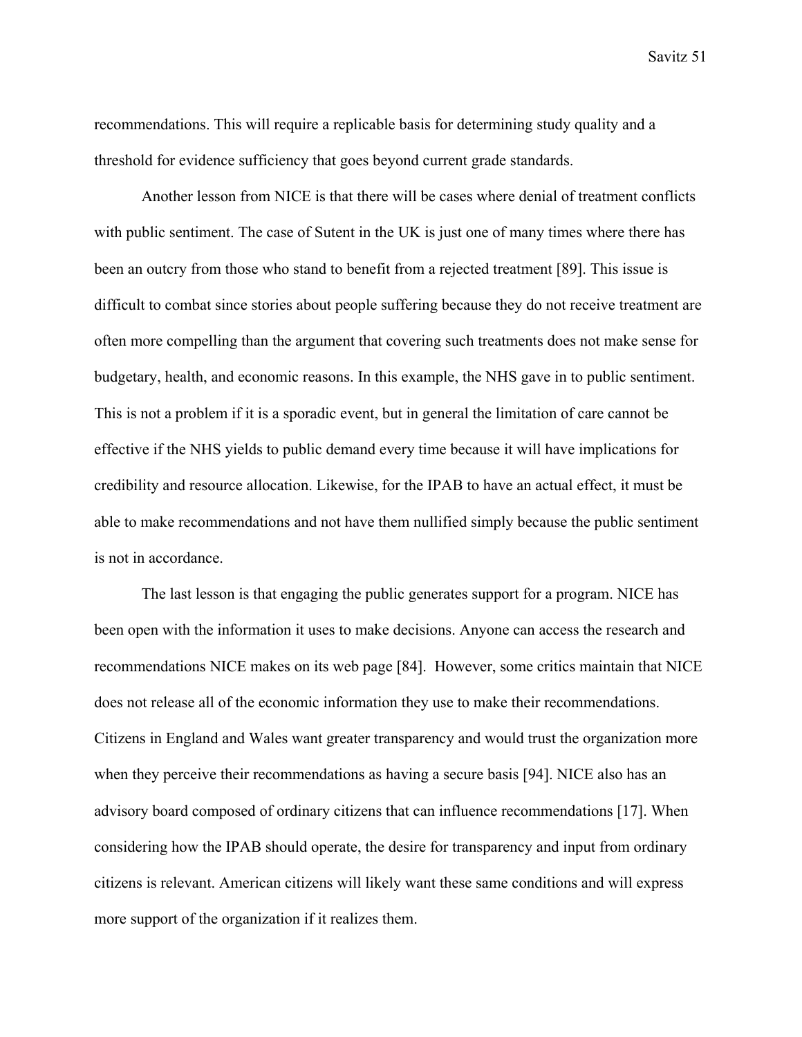recommendations. This will require a replicable basis for determining study quality and a threshold for evidence sufficiency that goes beyond current grade standards.

Another lesson from NICE is that there will be cases where denial of treatment conflicts with public sentiment. The case of Sutent in the UK is just one of many times where there has been an outcry from those who stand to benefit from a rejected treatment [89]. This issue is difficult to combat since stories about people suffering because they do not receive treatment are often more compelling than the argument that covering such treatments does not make sense for budgetary, health, and economic reasons. In this example, the NHS gave in to public sentiment. This is not a problem if it is a sporadic event, but in general the limitation of care cannot be effective if the NHS yields to public demand every time because it will have implications for credibility and resource allocation. Likewise, for the IPAB to have an actual effect, it must be able to make recommendations and not have them nullified simply because the public sentiment is not in accordance.

The last lesson is that engaging the public generates support for a program. NICE has been open with the information it uses to make decisions. Anyone can access the research and recommendations NICE makes on its web page [84]. However, some critics maintain that NICE does not release all of the economic information they use to make their recommendations. Citizens in England and Wales want greater transparency and would trust the organization more when they perceive their recommendations as having a secure basis [94]. NICE also has an advisory board composed of ordinary citizens that can influence recommendations [17]. When considering how the IPAB should operate, the desire for transparency and input from ordinary citizens is relevant. American citizens will likely want these same conditions and will express more support of the organization if it realizes them.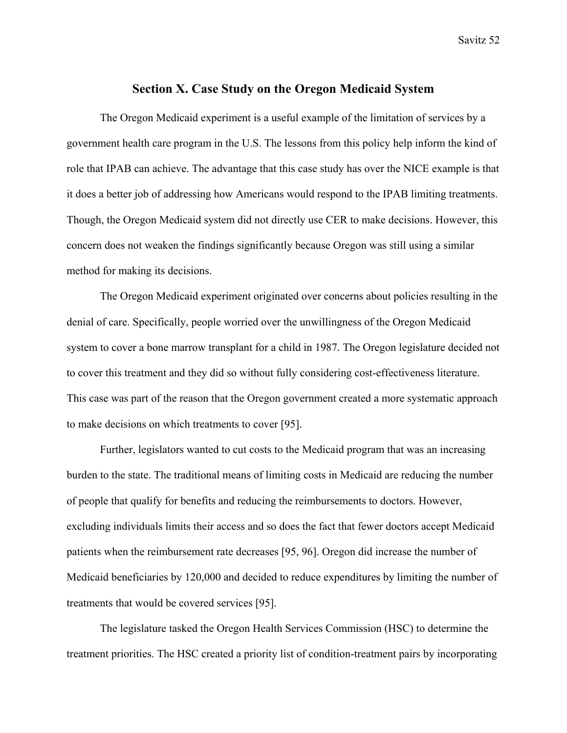## Section X. Case Study on the Oregon Medicaid System

The Oregon Medicaid experiment is a useful example of the limitation of services by a government health care program in the U.S. The lessons from this policy help inform the kind of role that IPAB can achieve. The advantage that this case study has over the NICE example is that it does a better job of addressing how Americans would respond to the IPAB limiting treatments. Though, the Oregon Medicaid system did not directly use CER to make decisions. However, this concern does not weaken the findings significantly because Oregon was still using a similar method for making its decisions.

The Oregon Medicaid experiment originated over concerns about policies resulting in the denial of care. Specifically, people worried over the unwillingness of the Oregon Medicaid system to cover a bone marrow transplant for a child in 1987. The Oregon legislature decided not to cover this treatment and they did so without fully considering cost-effectiveness literature. This case was part of the reason that the Oregon government created a more systematic approach to make decisions on which treatments to cover [95].

Further, legislators wanted to cut costs to the Medicaid program that was an increasing burden to the state. The traditional means of limiting costs in Medicaid are reducing the number of people that qualify for benefits and reducing the reimbursements to doctors. However, excluding individuals limits their access and so does the fact that fewer doctors accept Medicaid patients when the reimbursement rate decreases [95, 96]. Oregon did increase the number of Medicaid beneficiaries by 120,000 and decided to reduce expenditures by limiting the number of treatments that would be covered services [95].

The legislature tasked the Oregon Health Services Commission (HSC) to determine the treatment priorities. The HSC created a priority list of condition-treatment pairs by incorporating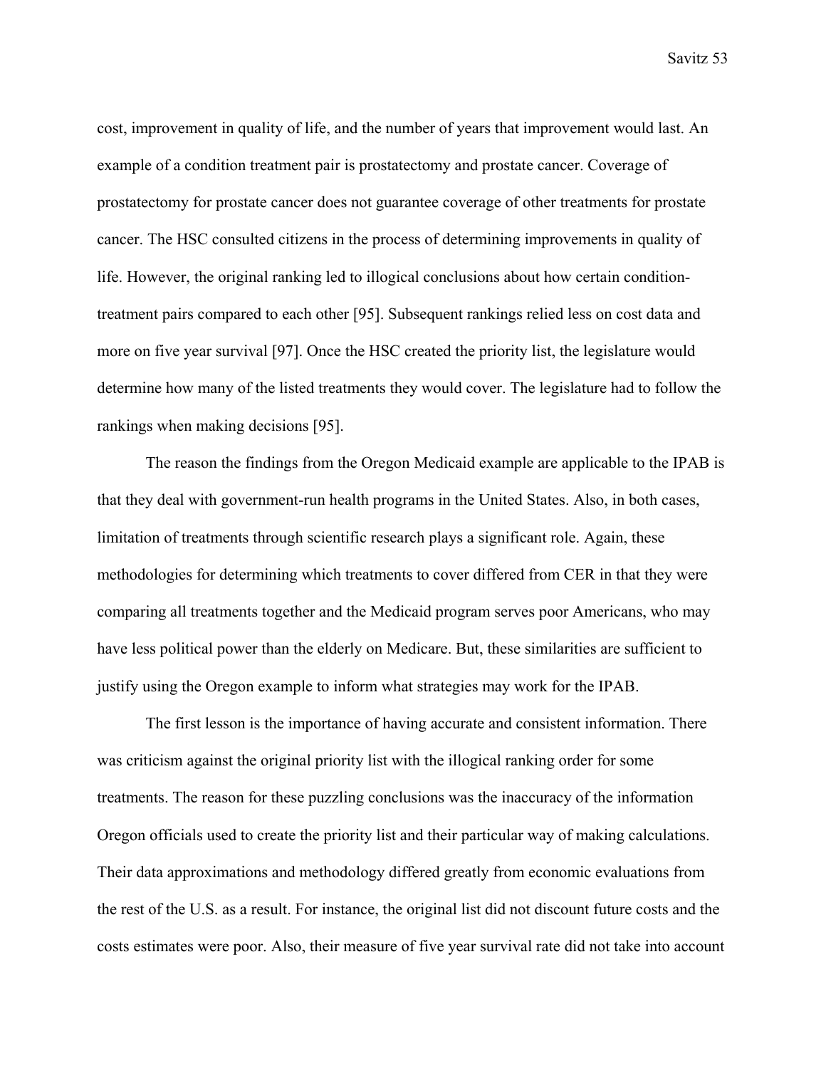cost, improvement in quality of life, and the number of years that improvement would last. An example of a condition treatment pair is prostatectomy and prostate cancer. Coverage of prostatectomy for prostate cancer does not guarantee coverage of other treatments for prostate cancer. The HSC consulted citizens in the process of determining improvements in quality of life. However, the original ranking led to illogical conclusions about how certain condition-treatment pairs compared to each other [95]. Subsequent rankings relied less on cost data and more on five year survival [97]. Once the HSC created the priority list, the legislature would determine how many of the listed treatments they would cover. The legislature had to follow the rankings when making decisions [95].

The reason the findings from the Oregon Medicaid example are applicable to the IPAB is that they deal with government-run health programs in the United States. Also, in both cases, limitation of treatments through scientific research plays a significant role. Again, these methodologies for determining which treatments to cover differed from CER in that they were comparing all treatments together and the Medicaid program serves poor Americans, who may have less political power than the elderly on Medicare. But, these similarities are sufficient to justify using the Oregon example to inform what strategies may work for the IPAB.

The first lesson is the importance of having accurate and consistent information. There was criticism against the original priority list with the illogical ranking order for some treatments. The reason for these puzzling conclusions was the inaccuracy of the information Oregon officials used to create the priority list and their particular way of making calculations. Their data approximations and methodology differed greatly from economic evaluations from the rest of the U.S. as a result. For instance, the original list did not discount future costs and the costs estimates were poor. Also, their measure of five year survival rate did not take into account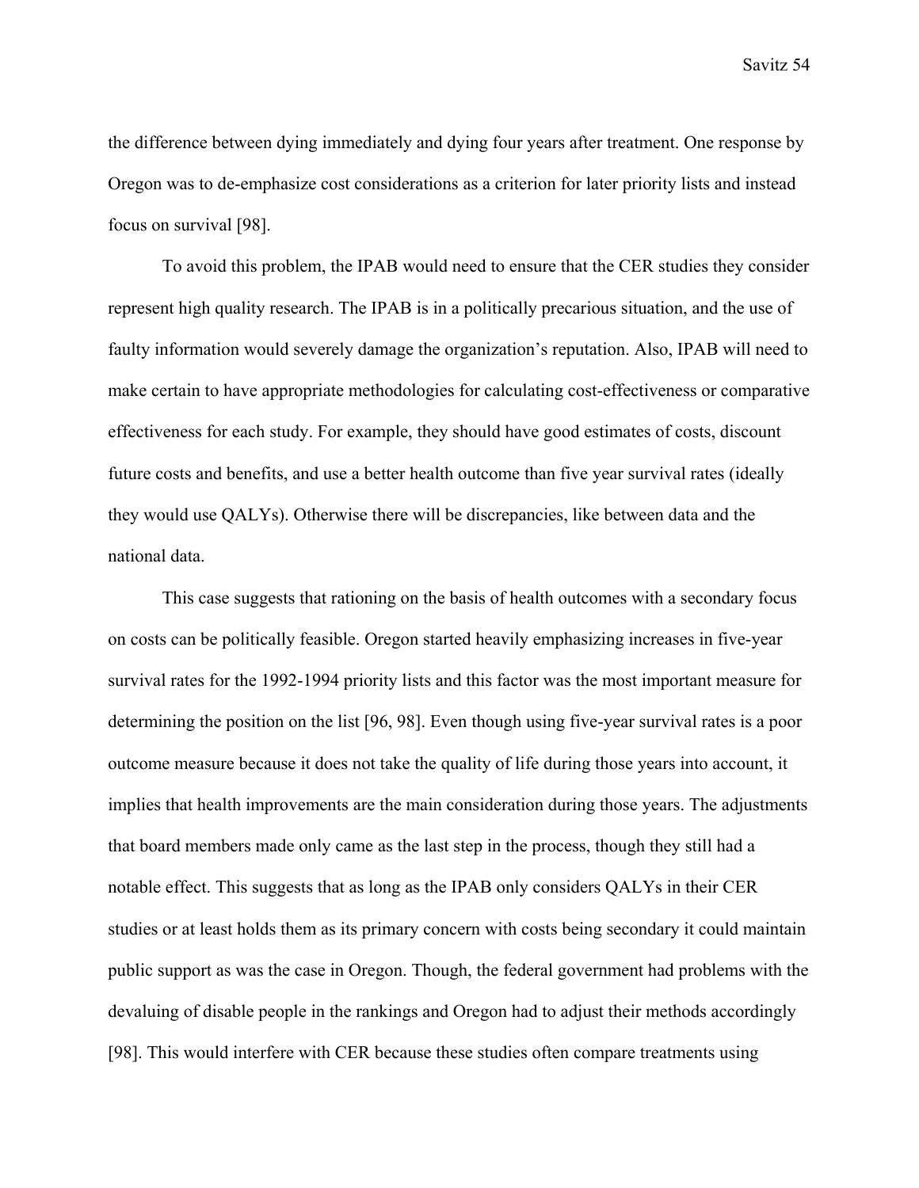the difference between dying immediately and dying four years after treatment. One response by Oregon was to de-emphasize cost considerations as a criterion for later priority lists and instead focus on survival [98].

To avoid this problem, the IPAB would need to ensure that the CER studies they consider represent high quality research. The IPAB is in a politically precarious situation, and the use of faulty information would severely damage the organization's reputation. Also, IPAB will need to make certain to have appropriate methodologies for calculating cost-effectiveness or comparative effectiveness for each study. For example, they should have good estimates of costs, discount future costs and benefits, and use a better health outcome than five year survival rates (ideally they would use QALYs). Otherwise there will be discrepancies, like between data and the national data.

This case suggests that rationing on the basis of health outcomes with a secondary focus on costs can be politically feasible. Oregon started heavily emphasizing increases in five-year survival rates for the 1992-1994 priority lists and this factor was the most important measure for determining the position on the list [96, 98]. Even though using five-year survival rates is a poor outcome measure because it does not take the quality of life during those years into account, it implies that health improvements are the main consideration during those years. The adjustments that board members made only came as the last step in the process, though they still had a notable effect. This suggests that as long as the IPAB only considers QALYs in their CER studies or at least holds them as its primary concern with costs being secondary it could maintain public support as was the case in Oregon. Though, the federal government had problems with the devaluing of disable people in the rankings and Oregon had to adjust their methods accordingly [98]. This would interfere with CER because these studies often compare treatments using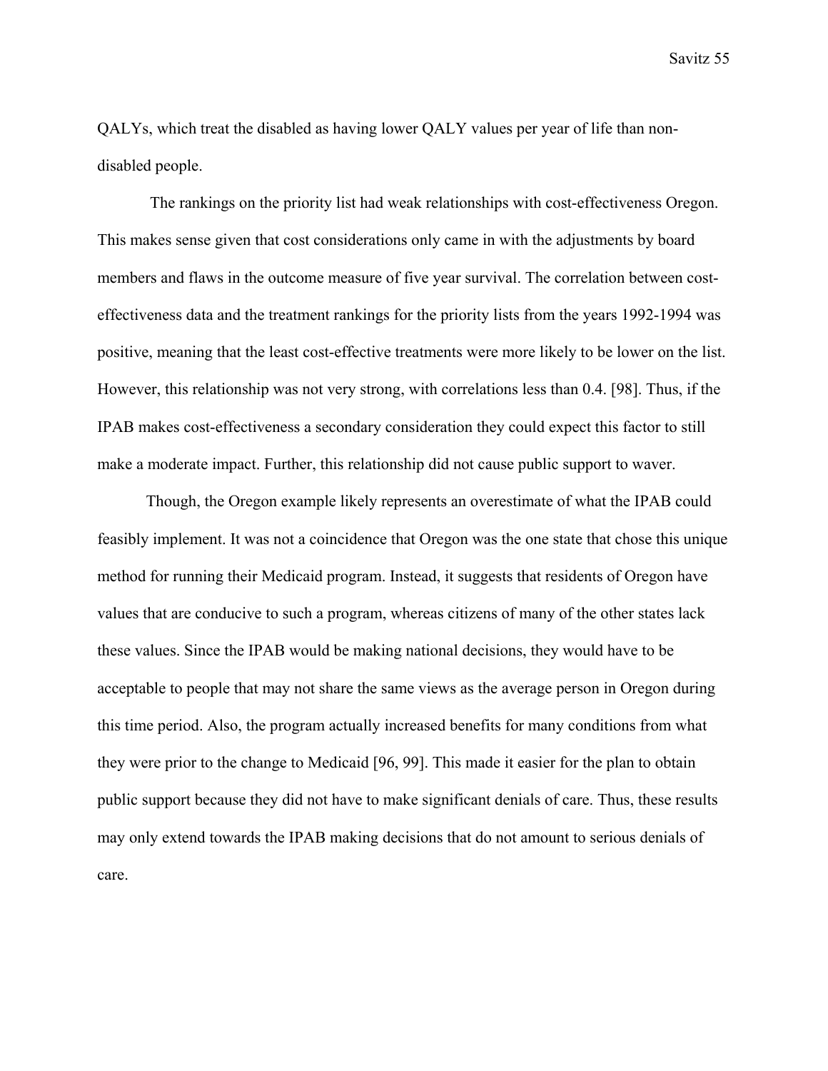QALYs, which treat the disabled as having lower QALY values per year of life than non-disabled people.

The rankings on the priority list had weak relationships with cost-effectiveness Oregon. This makes sense given that cost considerations only came in with the adjustments by board members and flaws in the outcome measure of five year survival. The correlation between cost-effectiveness data and the treatment rankings for the priority lists from the years 1992-1994 was positive, meaning that the least cost-effective treatments were more likely to be lower on the list. However, this relationship was not very strong, with correlations less than 0.4. [98]. Thus, if the IPAB makes cost-effectiveness a secondary consideration they could expect this factor to still make a moderate impact. Further, this relationship did not cause public support to waver.

Though, the Oregon example likely represents an overestimate of what the IPAB could feasibly implement. It was not a coincidence that Oregon was the one state that chose this unique method for running their Medicaid program. Instead, it suggests that residents of Oregon have values that are conducive to such a program, whereas citizens of many of the other states lack these values. Since the IPAB would be making national decisions, they would have to be acceptable to people that may not share the same views as the average person in Oregon during this time period. Also, the program actually increased benefits for many conditions from what they were prior to the change to Medicaid [96, 99]. This made it easier for the plan to obtain public support because they did not have to make significant denials of care. Thus, these results may only extend towards the IPAB making decisions that do not amount to serious denials of care.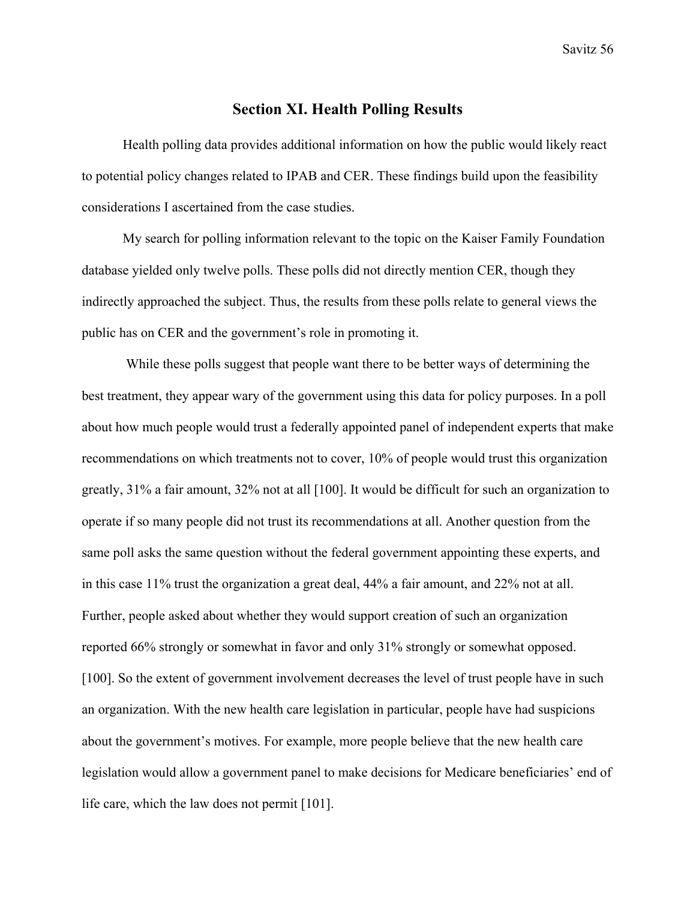## Section XI. Health Polling Results

Health polling data provides additional information on how the public would likely react to potential policy changes related to IPAB and CER. These findings build upon the feasibility considerations I ascertained from the case studies.

My search for polling information relevant to the topic on the Kaiser Family Foundation database yielded only twelve polls. These polls did not directly mention CER, though they indirectly approached the subject. Thus, the results from these polls relate to general views the public has on CER and the government's role in promoting it.

While these polls suggest that people want there to be better ways of determining the best treatment, they appear wary of the government using this data for policy purposes. In a poll about how much people would trust a federally appointed panel of independent experts that make recommendations on which treatments not to cover, 10% of people would trust this organization greatly, 31% a fair amount, 32% not at all [100]. It would be difficult for such an organization to operate if so many people did not trust its recommendations at all. Another question from the same poll asks the same question without the federal government appointing these experts, and in this case 11% trust the organization a great deal, 44% a fair amount, and 22% not at all. Further, people asked about whether they would support creation of such an organization reported 66% strongly or somewhat in favor and only 31% strongly or somewhat opposed. [100]. So the extent of government involvement decreases the level of trust people have in such an organization. With the new health care legislation in particular, people have had suspicions about the government's motives. For example, more people believe that the new health care legislation would allow a government panel to make decisions for Medicare beneficiaries' end of life care, which the law does not permit [101].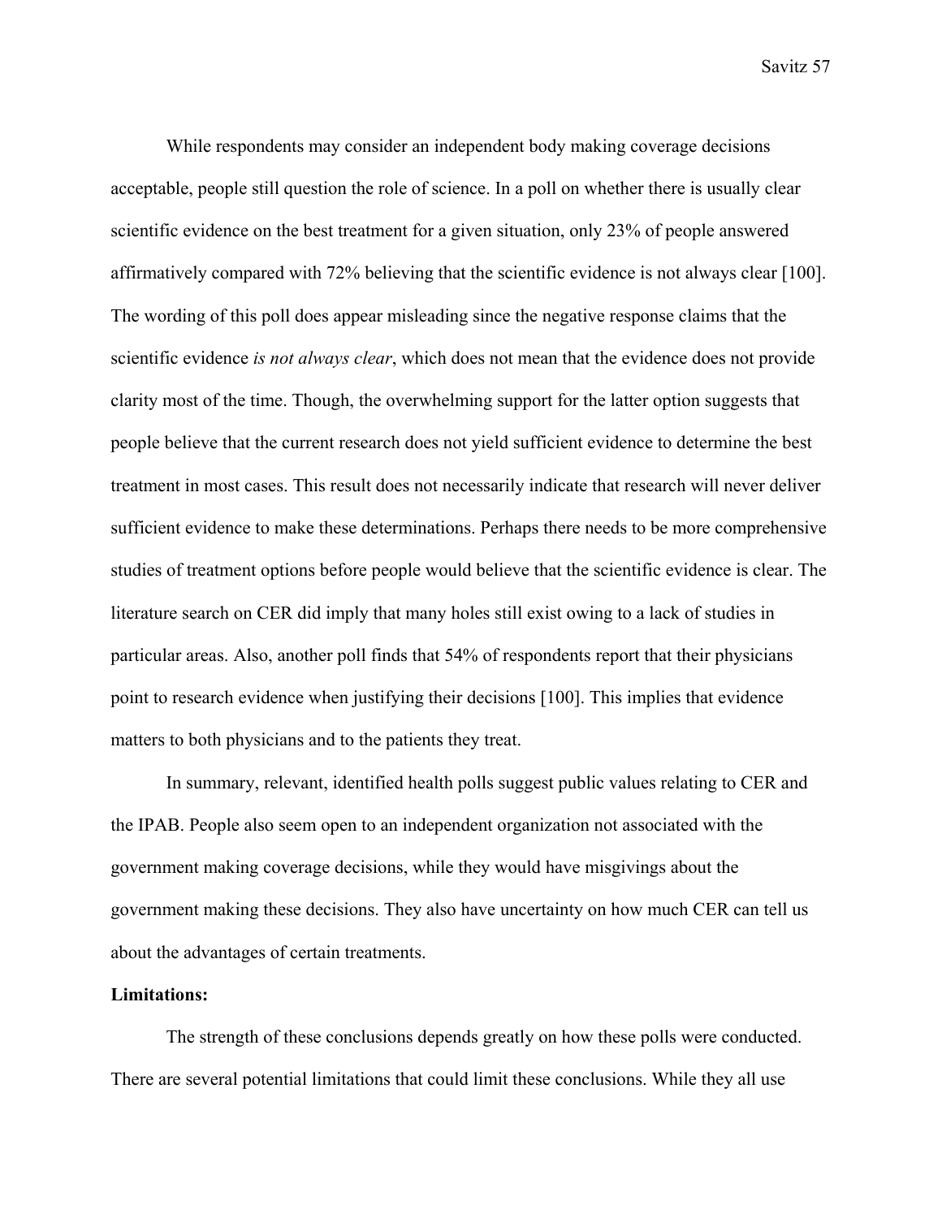While respondents may consider an independent body making coverage decisions acceptable, people still question the role of science. In a poll on whether there is usually clear scientific evidence on the best treatment for a given situation, only 23% of people answered affirmatively compared with 72% believing that the scientific evidence is not always clear [100]. The wording of this poll does appear misleading since the negative response claims that the scientific evidence *is not always clear*, which does not mean that the evidence does not provide clarity most of the time. Though, the overwhelming support for the latter option suggests that people believe that the current research does not yield sufficient evidence to determine the best treatment in most cases. This result does not necessarily indicate that research will never deliver sufficient evidence to make these determinations. Perhaps there needs to be more comprehensive studies of treatment options before people would believe that the scientific evidence is clear. The literature search on CER did imply that many holes still exist owing to a lack of studies in particular areas. Also, another poll finds that 54% of respondents report that their physicians point to research evidence when justifying their decisions [100]. This implies that evidence matters to both physicians and to the patients they treat.

In summary, relevant, identified health polls suggest public values relating to CER and the IPAB. People also seem open to an independent organization not associated with the government making coverage decisions, while they would have misgivings about the government making these decisions. They also have uncertainty on how much CER can tell us about the advantages of certain treatments.

**Limitations:**

The strength of these conclusions depends greatly on how these polls were conducted. There are several potential limitations that could limit these conclusions. While they all use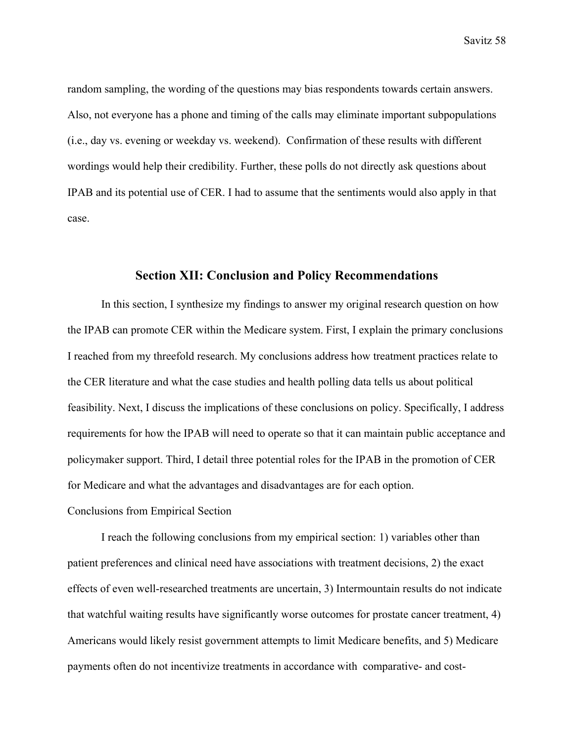random sampling, the wording of the questions may bias respondents towards certain answers. Also, not everyone has a phone and timing of the calls may eliminate important subpopulations (i.e., day vs. evening or weekday vs. weekend). Confirmation of these results with different wordings would help their credibility. Further, these polls do not directly ask questions about IPAB and its potential use of CER. I had to assume that the sentiments would also apply in that case.

## Section XII: Conclusion and Policy Recommendations

In this section, I synthesize my findings to answer my original research question on how the IPAB can promote CER within the Medicare system. First, I explain the primary conclusions I reached from my threefold research. My conclusions address how treatment practices relate to the CER literature and what the case studies and health polling data tells us about political feasibility. Next, I discuss the implications of these conclusions on policy. Specifically, I address requirements for how the IPAB will need to operate so that it can maintain public acceptance and policymaker support. Third, I detail three potential roles for the IPAB in the promotion of CER for Medicare and what the advantages and disadvantages are for each option.

### Conclusions from Empirical Section

I reach the following conclusions from my empirical section: 1) variables other than patient preferences and clinical need have associations with treatment decisions, 2) the exact effects of even well-researched treatments are uncertain, 3) Intermountain results do not indicate that watchful waiting results have significantly worse outcomes for prostate cancer treatment, 4) Americans would likely resist government attempts to limit Medicare benefits, and 5) Medicare payments often do not incentivize treatments in accordance with comparative- and cost-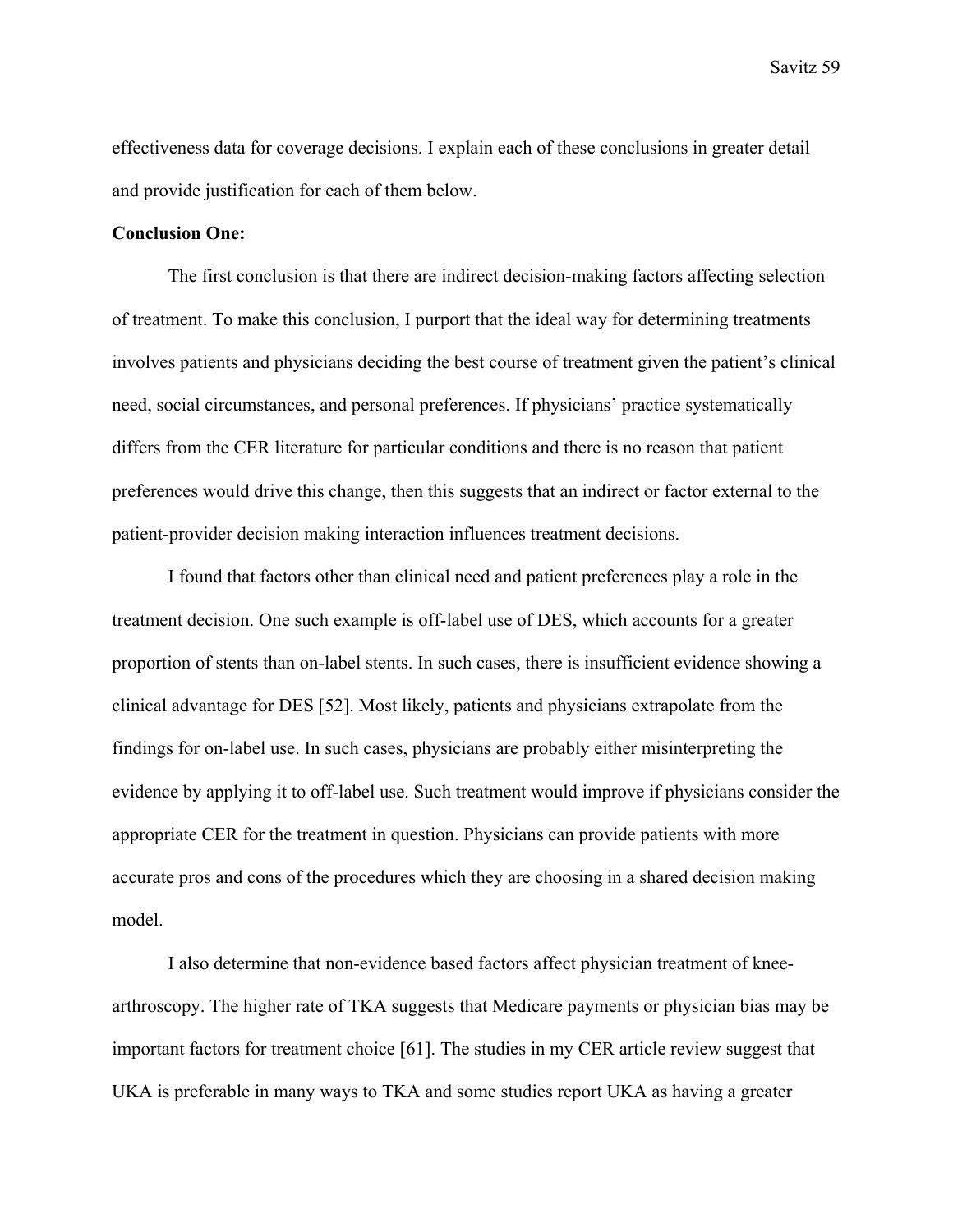effectiveness data for coverage decisions. I explain each of these conclusions in greater detail and provide justification for each of them below.

**Conclusion One:**

The first conclusion is that there are indirect decision-making factors affecting selection of treatment. To make this conclusion, I purport that the ideal way for determining treatments involves patients and physicians deciding the best course of treatment given the patient's clinical need, social circumstances, and personal preferences. If physicians' practice systematically differs from the CER literature for particular conditions and there is no reason that patient preferences would drive this change, then this suggests that an indirect or factor external to the patient-provider decision making interaction influences treatment decisions.

I found that factors other than clinical need and patient preferences play a role in the treatment decision. One such example is off-label use of DES, which accounts for a greater proportion of stents than on-label stents. In such cases, there is insufficient evidence showing a clinical advantage for DES [52]. Most likely, patients and physicians extrapolate from the findings for on-label use. In such cases, physicians are probably either misinterpreting the evidence by applying it to off-label use. Such treatment would improve if physicians consider the appropriate CER for the treatment in question. Physicians can provide patients with more accurate pros and cons of the procedures which they are choosing in a shared decision making model.

I also determine that non-evidence based factors affect physician treatment of knee-arthroscopy. The higher rate of TKA suggests that Medicare payments or physician bias may be important factors for treatment choice [61]. The studies in my CER article review suggest that UKA is preferable in many ways to TKA and some studies report UKA as having a greater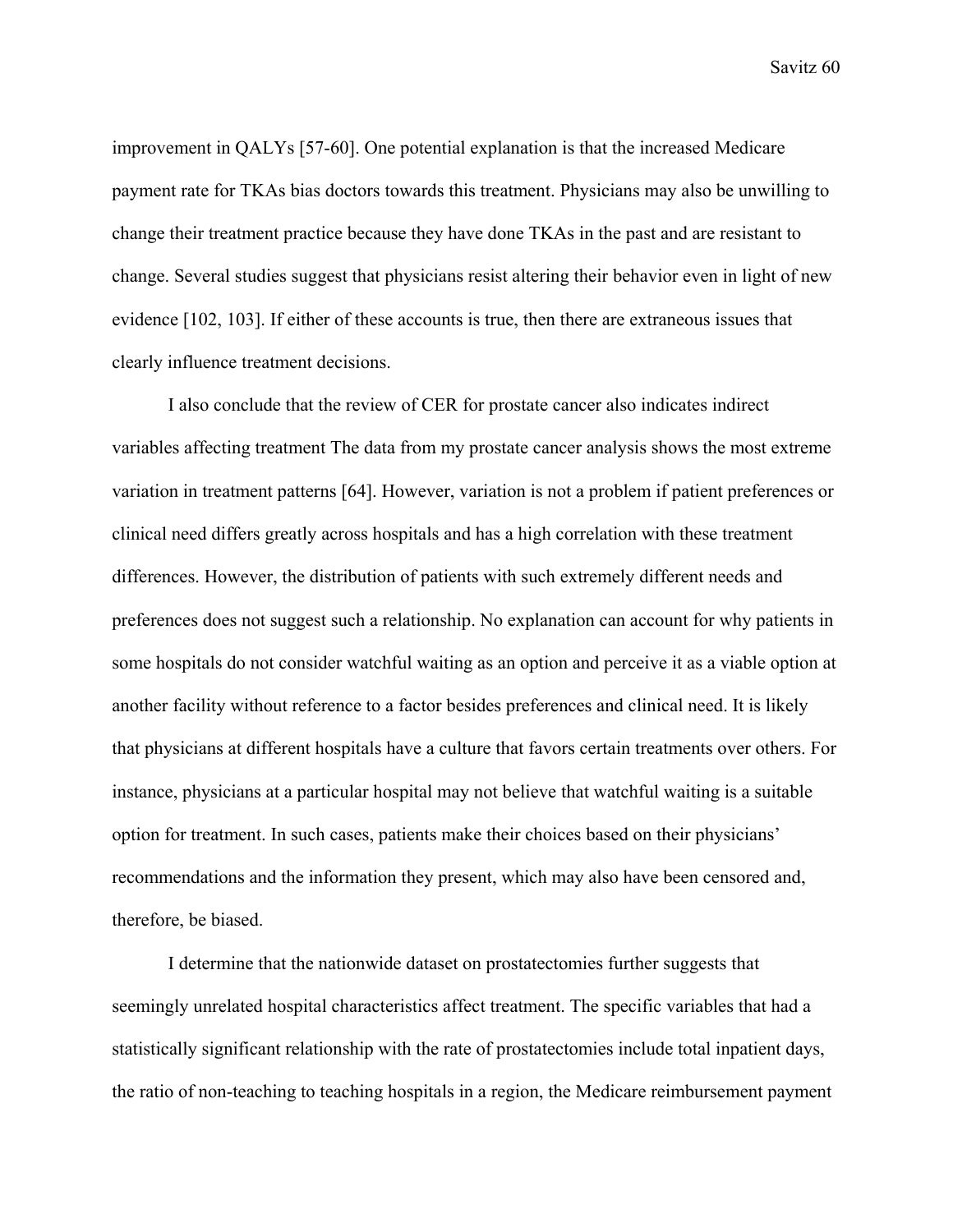improvement in QALYs [57-60]. One potential explanation is that the increased Medicare payment rate for TKAs bias doctors towards this treatment. Physicians may also be unwilling to change their treatment practice because they have done TKAs in the past and are resistant to change. Several studies suggest that physicians resist altering their behavior even in light of new evidence [102, 103]. If either of these accounts is true, then there are extraneous issues that clearly influence treatment decisions.

I also conclude that the review of CER for prostate cancer also indicates indirect variables affecting treatment The data from my prostate cancer analysis shows the most extreme variation in treatment patterns [64]. However, variation is not a problem if patient preferences or clinical need differs greatly across hospitals and has a high correlation with these treatment differences. However, the distribution of patients with such extremely different needs and preferences does not suggest such a relationship. No explanation can account for why patients in some hospitals do not consider watchful waiting as an option and perceive it as a viable option at another facility without reference to a factor besides preferences and clinical need. It is likely that physicians at different hospitals have a culture that favors certain treatments over others. For instance, physicians at a particular hospital may not believe that watchful waiting is a suitable option for treatment. In such cases, patients make their choices based on their physicians' recommendations and the information they present, which may also have been censored and, therefore, be biased.

I determine that the nationwide dataset on prostatectomies further suggests that seemingly unrelated hospital characteristics affect treatment. The specific variables that had a statistically significant relationship with the rate of prostatectomies include total inpatient days, the ratio of non-teaching to teaching hospitals in a region, the Medicare reimbursement payment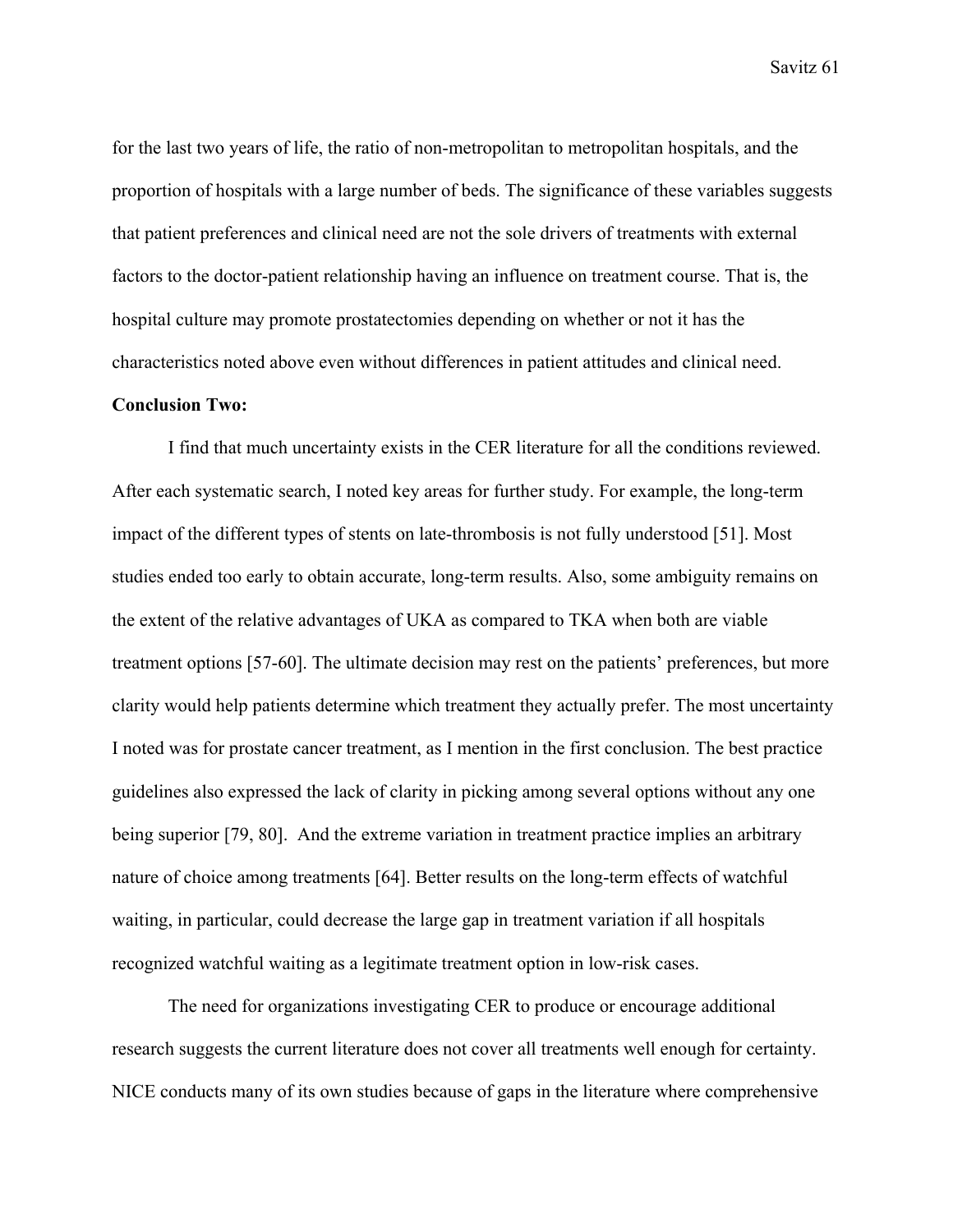for the last two years of life, the ratio of non-metropolitan to metropolitan hospitals, and the proportion of hospitals with a large number of beds. The significance of these variables suggests that patient preferences and clinical need are not the sole drivers of treatments with external factors to the doctor-patient relationship having an influence on treatment course. That is, the hospital culture may promote prostatectomies depending on whether or not it has the characteristics noted above even without differences in patient attitudes and clinical need.

**Conclusion Two:**

I find that much uncertainty exists in the CER literature for all the conditions reviewed. After each systematic search, I noted key areas for further study. For example, the long-term impact of the different types of stents on late-thrombosis is not fully understood [51]. Most studies ended too early to obtain accurate, long-term results. Also, some ambiguity remains on the extent of the relative advantages of UKA as compared to TKA when both are viable treatment options [57-60]. The ultimate decision may rest on the patients' preferences, but more clarity would help patients determine which treatment they actually prefer. The most uncertainty I noted was for prostate cancer treatment, as I mention in the first conclusion. The best practice guidelines also expressed the lack of clarity in picking among several options without any one being superior [79, 80]. And the extreme variation in treatment practice implies an arbitrary nature of choice among treatments [64]. Better results on the long-term effects of watchful waiting, in particular, could decrease the large gap in treatment variation if all hospitals recognized watchful waiting as a legitimate treatment option in low-risk cases.

The need for organizations investigating CER to produce or encourage additional research suggests the current literature does not cover all treatments well enough for certainty. NICE conducts many of its own studies because of gaps in the literature where comprehensive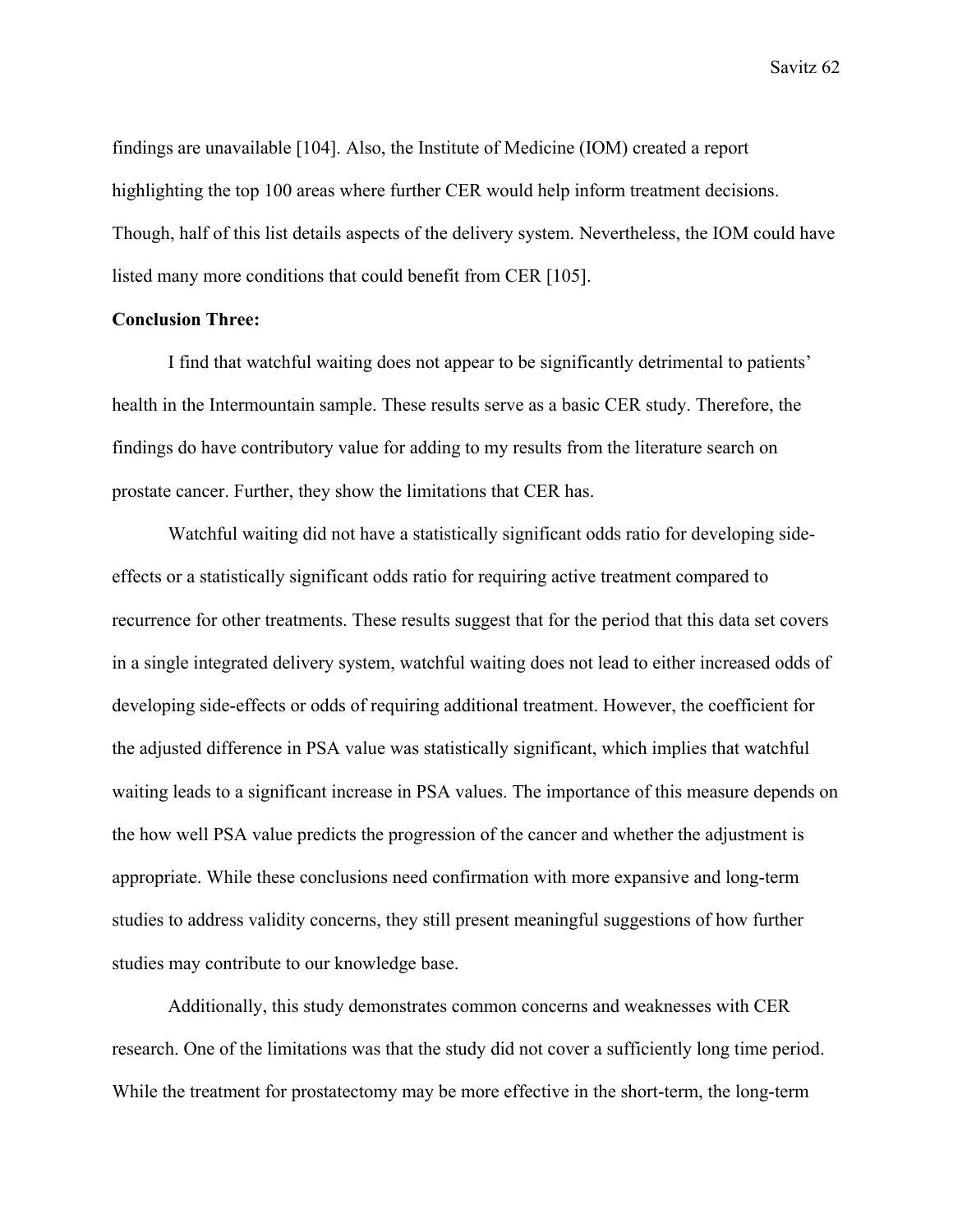findings are unavailable [104]. Also, the Institute of Medicine (IOM) created a report highlighting the top 100 areas where further CER would help inform treatment decisions. Though, half of this list details aspects of the delivery system. Nevertheless, the IOM could have listed many more conditions that could benefit from CER [105].

**Conclusion Three:**

I find that watchful waiting does not appear to be significantly detrimental to patients' health in the Intermountain sample. These results serve as a basic CER study. Therefore, the findings do have contributory value for adding to my results from the literature search on prostate cancer. Further, they show the limitations that CER has.

Watchful waiting did not have a statistically significant odds ratio for developing side-effects or a statistically significant odds ratio for requiring active treatment compared to recurrence for other treatments. These results suggest that for the period that this data set covers in a single integrated delivery system, watchful waiting does not lead to either increased odds of developing side-effects or odds of requiring additional treatment. However, the coefficient for the adjusted difference in PSA value was statistically significant, which implies that watchful waiting leads to a significant increase in PSA values. The importance of this measure depends on the how well PSA value predicts the progression of the cancer and whether the adjustment is appropriate. While these conclusions need confirmation with more expansive and long-term studies to address validity concerns, they still present meaningful suggestions of how further studies may contribute to our knowledge base.

Additionally, this study demonstrates common concerns and weaknesses with CER research. One of the limitations was that the study did not cover a sufficiently long time period. While the treatment for prostatectomy may be more effective in the short-term, the long-term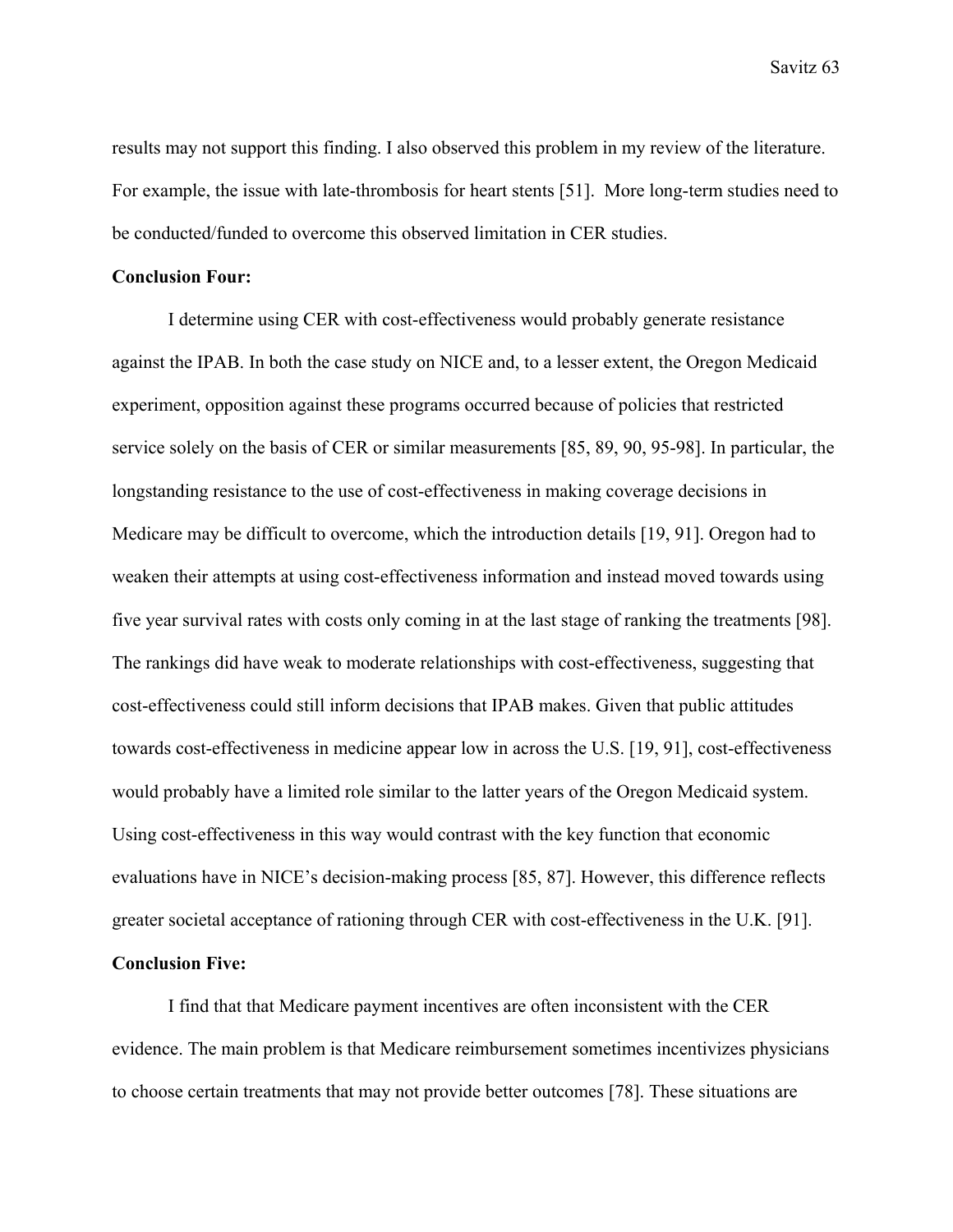results may not support this finding. I also observed this problem in my review of the literature. For example, the issue with late-thrombosis for heart stents [51]. More long-term studies need to be conducted/funded to overcome this observed limitation in CER studies.

**Conclusion Four:**

I determine using CER with cost-effectiveness would probably generate resistance against the IPAB. In both the case study on NICE and, to a lesser extent, the Oregon Medicaid experiment, opposition against these programs occurred because of policies that restricted service solely on the basis of CER or similar measurements [85, 89, 90, 95-98]. In particular, the longstanding resistance to the use of cost-effectiveness in making coverage decisions in Medicare may be difficult to overcome, which the introduction details [19, 91]. Oregon had to weaken their attempts at using cost-effectiveness information and instead moved towards using five year survival rates with costs only coming in at the last stage of ranking the treatments [98]. The rankings did have weak to moderate relationships with cost-effectiveness, suggesting that cost-effectiveness could still inform decisions that IPAB makes. Given that public attitudes towards cost-effectiveness in medicine appear low in across the U.S. [19, 91], cost-effectiveness would probably have a limited role similar to the latter years of the Oregon Medicaid system. Using cost-effectiveness in this way would contrast with the key function that economic evaluations have in NICE's decision-making process [85, 87]. However, this difference reflects greater societal acceptance of rationing through CER with cost-effectiveness in the U.K. [91].

**Conclusion Five:**

I find that that Medicare payment incentives are often inconsistent with the CER evidence. The main problem is that Medicare reimbursement sometimes incentivizes physicians to choose certain treatments that may not provide better outcomes [78]. These situations are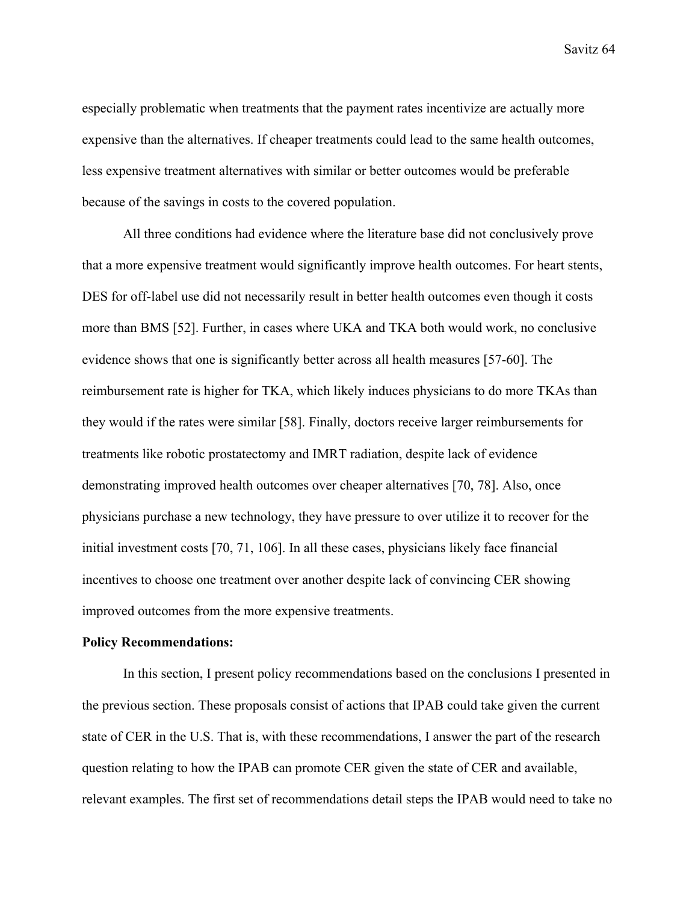especially problematic when treatments that the payment rates incentivize are actually more expensive than the alternatives. If cheaper treatments could lead to the same health outcomes, less expensive treatment alternatives with similar or better outcomes would be preferable because of the savings in costs to the covered population.

All three conditions had evidence where the literature base did not conclusively prove that a more expensive treatment would significantly improve health outcomes. For heart stents, DES for off-label use did not necessarily result in better health outcomes even though it costs more than BMS [52]. Further, in cases where UKA and TKA both would work, no conclusive evidence shows that one is significantly better across all health measures [57-60]. The reimbursement rate is higher for TKA, which likely induces physicians to do more TKAs than they would if the rates were similar [58]. Finally, doctors receive larger reimbursements for treatments like robotic prostatectomy and IMRT radiation, despite lack of evidence demonstrating improved health outcomes over cheaper alternatives [70, 78]. Also, once physicians purchase a new technology, they have pressure to over utilize it to recover for the initial investment costs [70, 71, 106]. In all these cases, physicians likely face financial incentives to choose one treatment over another despite lack of convincing CER showing improved outcomes from the more expensive treatments.

**Policy Recommendations:**

In this section, I present policy recommendations based on the conclusions I presented in the previous section. These proposals consist of actions that IPAB could take given the current state of CER in the U.S. That is, with these recommendations, I answer the part of the research question relating to how the IPAB can promote CER given the state of CER and available, relevant examples. The first set of recommendations detail steps the IPAB would need to take no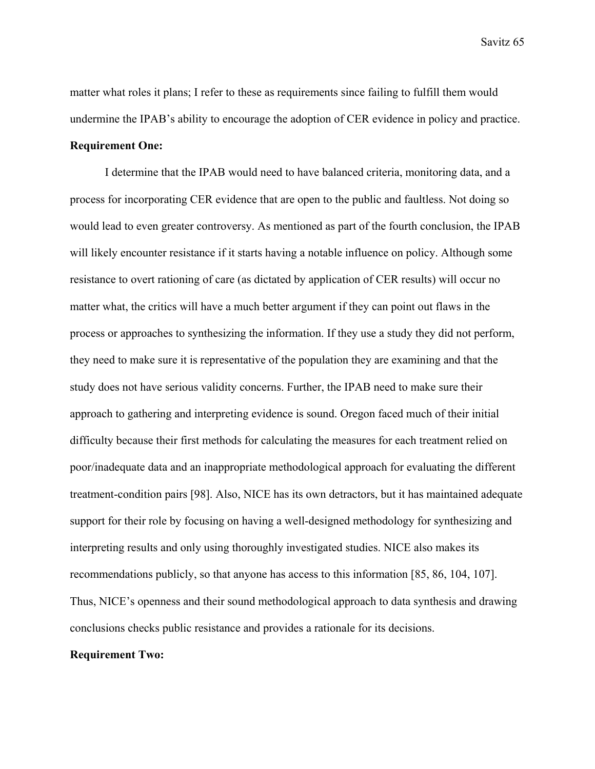matter what roles it plans; I refer to these as requirements since failing to fulfill them would undermine the IPAB's ability to encourage the adoption of CER evidence in policy and practice.

**Requirement One:**

I determine that the IPAB would need to have balanced criteria, monitoring data, and a process for incorporating CER evidence that are open to the public and faultless. Not doing so would lead to even greater controversy. As mentioned as part of the fourth conclusion, the IPAB will likely encounter resistance if it starts having a notable influence on policy. Although some resistance to overt rationing of care (as dictated by application of CER results) will occur no matter what, the critics will have a much better argument if they can point out flaws in the process or approaches to synthesizing the information. If they use a study they did not perform, they need to make sure it is representative of the population they are examining and that the study does not have serious validity concerns. Further, the IPAB need to make sure their approach to gathering and interpreting evidence is sound. Oregon faced much of their initial difficulty because their first methods for calculating the measures for each treatment relied on poor/inadequate data and an inappropriate methodological approach for evaluating the different treatment-condition pairs [98]. Also, NICE has its own detractors, but it has maintained adequate support for their role by focusing on having a well-designed methodology for synthesizing and interpreting results and only using thoroughly investigated studies. NICE also makes its recommendations publicly, so that anyone has access to this information [85, 86, 104, 107]. Thus, NICE's openness and their sound methodological approach to data synthesis and drawing conclusions checks public resistance and provides a rationale for its decisions.

**Requirement Two:**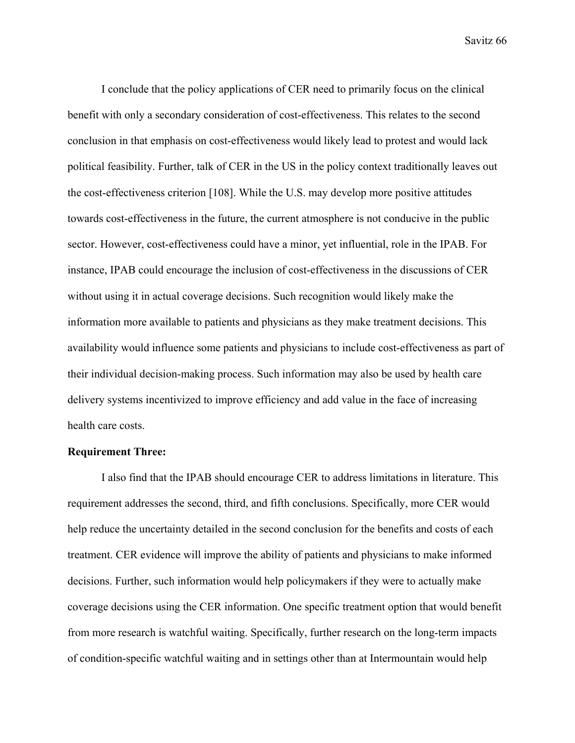I conclude that the policy applications of CER need to primarily focus on the clinical benefit with only a secondary consideration of cost-effectiveness. This relates to the second conclusion in that emphasis on cost-effectiveness would likely lead to protest and would lack political feasibility. Further, talk of CER in the US in the policy context traditionally leaves out the cost-effectiveness criterion [108]. While the U.S. may develop more positive attitudes towards cost-effectiveness in the future, the current atmosphere is not conducive in the public sector. However, cost-effectiveness could have a minor, yet influential, role in the IPAB. For instance, IPAB could encourage the inclusion of cost-effectiveness in the discussions of CER without using it in actual coverage decisions. Such recognition would likely make the information more available to patients and physicians as they make treatment decisions. This availability would influence some patients and physicians to include cost-effectiveness as part of their individual decision-making process. Such information may also be used by health care delivery systems incentivized to improve efficiency and add value in the face of increasing health care costs.

**Requirement Three:**

I also find that the IPAB should encourage CER to address limitations in literature. This requirement addresses the second, third, and fifth conclusions. Specifically, more CER would help reduce the uncertainty detailed in the second conclusion for the benefits and costs of each treatment. CER evidence will improve the ability of patients and physicians to make informed decisions. Further, such information would help policymakers if they were to actually make coverage decisions using the CER information. One specific treatment option that would benefit from more research is watchful waiting. Specifically, further research on the long-term impacts of condition-specific watchful waiting and in settings other than at Intermountain would help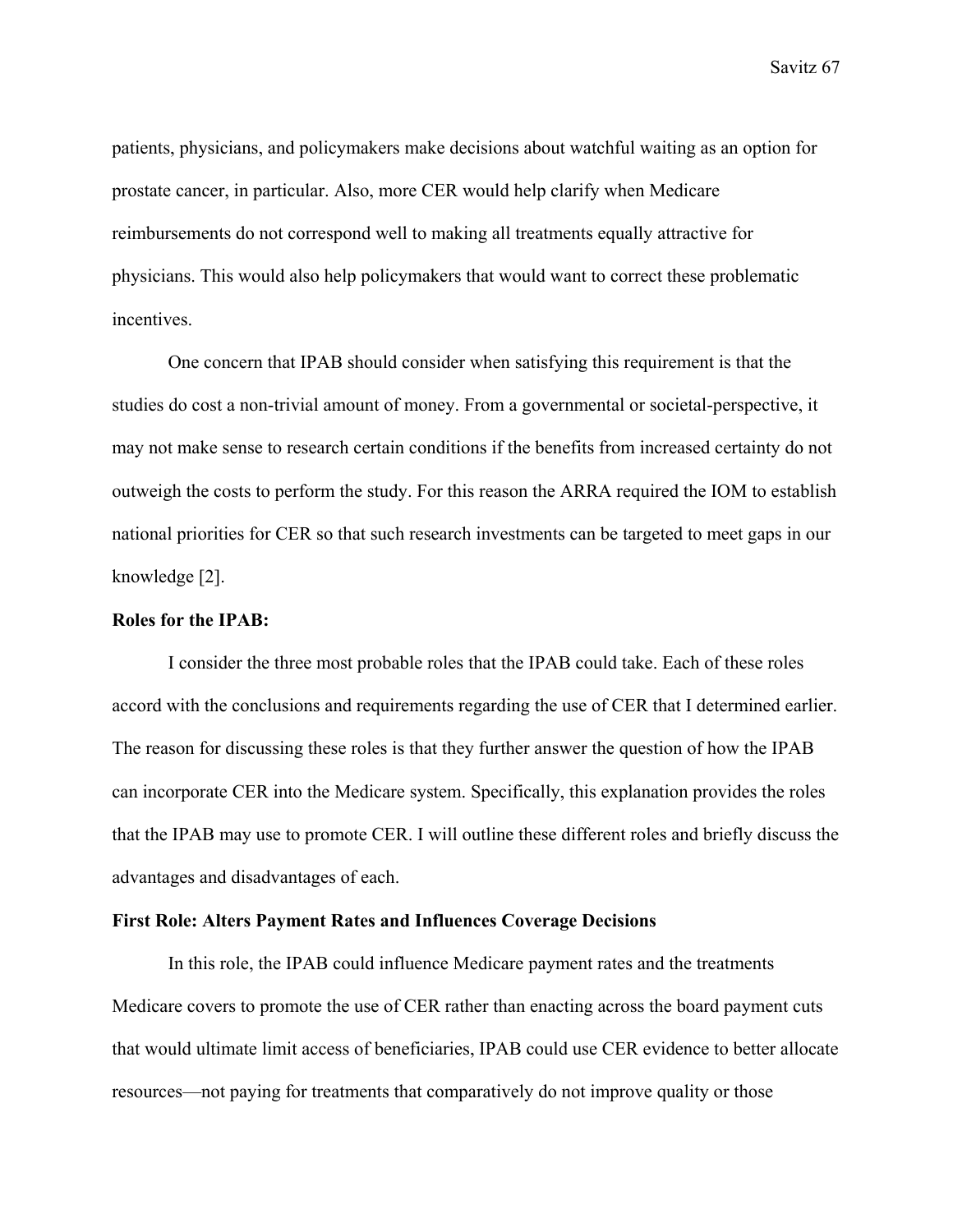patients, physicians, and policymakers make decisions about watchful waiting as an option for prostate cancer, in particular. Also, more CER would help clarify when Medicare reimbursements do not correspond well to making all treatments equally attractive for physicians. This would also help policymakers that would want to correct these problematic incentives.

One concern that IPAB should consider when satisfying this requirement is that the studies do cost a non-trivial amount of money. From a governmental or societal-perspective, it may not make sense to research certain conditions if the benefits from increased certainty do not outweigh the costs to perform the study. For this reason the ARRA required the IOM to establish national priorities for CER so that such research investments can be targeted to meet gaps in our knowledge [2].

**Roles for the IPAB:**

I consider the three most probable roles that the IPAB could take. Each of these roles accord with the conclusions and requirements regarding the use of CER that I determined earlier. The reason for discussing these roles is that they further answer the question of how the IPAB can incorporate CER into the Medicare system. Specifically, this explanation provides the roles that the IPAB may use to promote CER. I will outline these different roles and briefly discuss the advantages and disadvantages of each.

**First Role: Alters Payment Rates and Influences Coverage Decisions**

In this role, the IPAB could influence Medicare payment rates and the treatments Medicare covers to promote the use of CER rather than enacting across the board payment cuts that would ultimate limit access of beneficiaries, IPAB could use CER evidence to better allocate resources—not paying for treatments that comparatively do not improve quality or those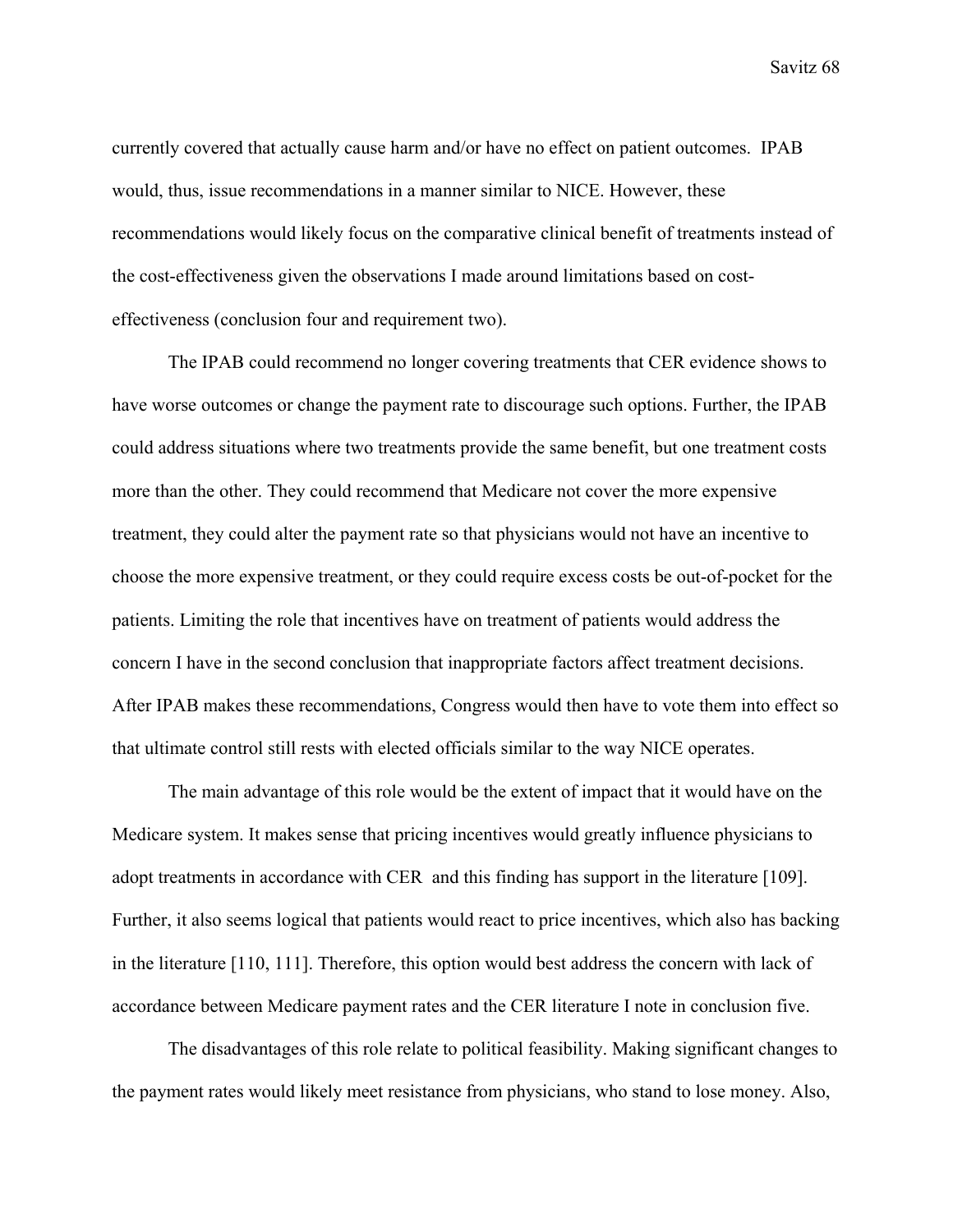currently covered that actually cause harm and/or have no effect on patient outcomes. IPAB would, thus, issue recommendations in a manner similar to NICE. However, these recommendations would likely focus on the comparative clinical benefit of treatments instead of the cost-effectiveness given the observations I made around limitations based on cost-effectiveness (conclusion four and requirement two).

The IPAB could recommend no longer covering treatments that CER evidence shows to have worse outcomes or change the payment rate to discourage such options. Further, the IPAB could address situations where two treatments provide the same benefit, but one treatment costs more than the other. They could recommend that Medicare not cover the more expensive treatment, they could alter the payment rate so that physicians would not have an incentive to choose the more expensive treatment, or they could require excess costs be out-of-pocket for the patients. Limiting the role that incentives have on treatment of patients would address the concern I have in the second conclusion that inappropriate factors affect treatment decisions. After IPAB makes these recommendations, Congress would then have to vote them into effect so that ultimate control still rests with elected officials similar to the way NICE operates.

The main advantage of this role would be the extent of impact that it would have on the Medicare system. It makes sense that pricing incentives would greatly influence physicians to adopt treatments in accordance with CER and this finding has support in the literature [109]. Further, it also seems logical that patients would react to price incentives, which also has backing in the literature [110, 111]. Therefore, this option would best address the concern with lack of accordance between Medicare payment rates and the CER literature I note in conclusion five.

The disadvantages of this role relate to political feasibility. Making significant changes to the payment rates would likely meet resistance from physicians, who stand to lose money. Also,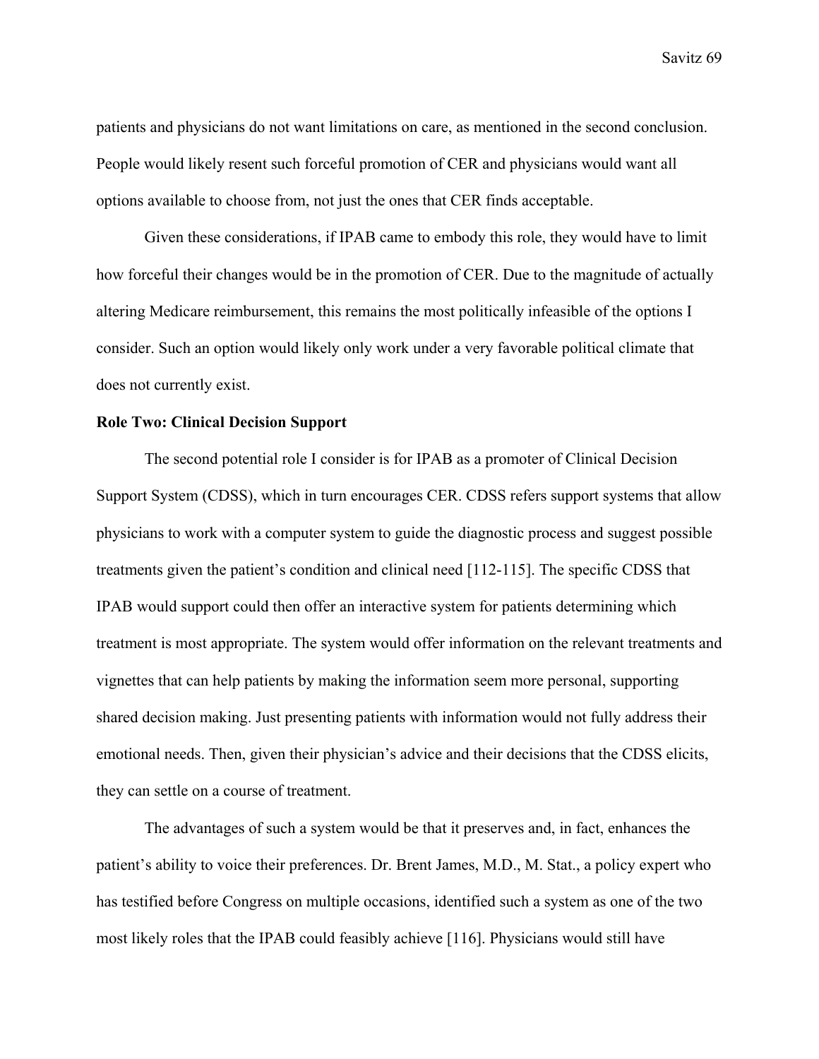patients and physicians do not want limitations on care, as mentioned in the second conclusion. People would likely resent such forceful promotion of CER and physicians would want all options available to choose from, not just the ones that CER finds acceptable.

Given these considerations, if IPAB came to embody this role, they would have to limit how forceful their changes would be in the promotion of CER. Due to the magnitude of actually altering Medicare reimbursement, this remains the most politically infeasible of the options I consider. Such an option would likely only work under a very favorable political climate that does not currently exist.

**Role Two: Clinical Decision Support**

The second potential role I consider is for IPAB as a promoter of Clinical Decision Support System (CDSS), which in turn encourages CER. CDSS refers support systems that allow physicians to work with a computer system to guide the diagnostic process and suggest possible treatments given the patient's condition and clinical need [112-115]. The specific CDSS that IPAB would support could then offer an interactive system for patients determining which treatment is most appropriate. The system would offer information on the relevant treatments and vignettes that can help patients by making the information seem more personal, supporting shared decision making. Just presenting patients with information would not fully address their emotional needs. Then, given their physician's advice and their decisions that the CDSS elicits, they can settle on a course of treatment.

The advantages of such a system would be that it preserves and, in fact, enhances the patient's ability to voice their preferences. Dr. Brent James, M.D., M. Stat., a policy expert who has testified before Congress on multiple occasions, identified such a system as one of the two most likely roles that the IPAB could feasibly achieve [116]. Physicians would still have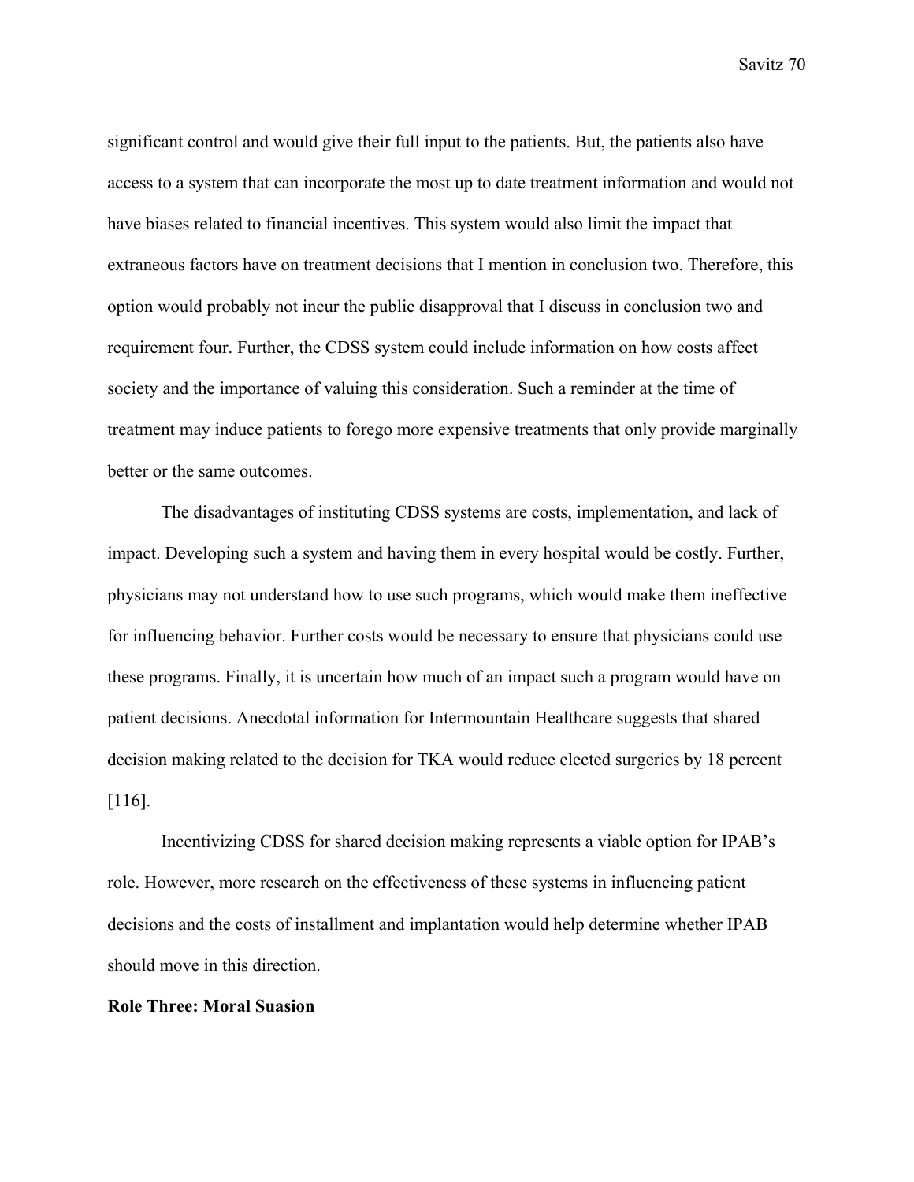significant control and would give their full input to the patients. But, the patients also have access to a system that can incorporate the most up to date treatment information and would not have biases related to financial incentives. This system would also limit the impact that extraneous factors have on treatment decisions that I mention in conclusion two. Therefore, this option would probably not incur the public disapproval that I discuss in conclusion two and requirement four. Further, the CDSS system could include information on how costs affect society and the importance of valuing this consideration. Such a reminder at the time of treatment may induce patients to forego more expensive treatments that only provide marginally better or the same outcomes.

The disadvantages of instituting CDSS systems are costs, implementation, and lack of impact. Developing such a system and having them in every hospital would be costly. Further, physicians may not understand how to use such programs, which would make them ineffective for influencing behavior. Further costs would be necessary to ensure that physicians could use these programs. Finally, it is uncertain how much of an impact such a program would have on patient decisions. Anecdotal information for Intermountain Healthcare suggests that shared decision making related to the decision for TKA would reduce elected surgeries by 18 percent [116].

Incentivizing CDSS for shared decision making represents a viable option for IPAB's role. However, more research on the effectiveness of these systems in influencing patient decisions and the costs of installment and implantation would help determine whether IPAB should move in this direction.

**Role Three: Moral Suasion**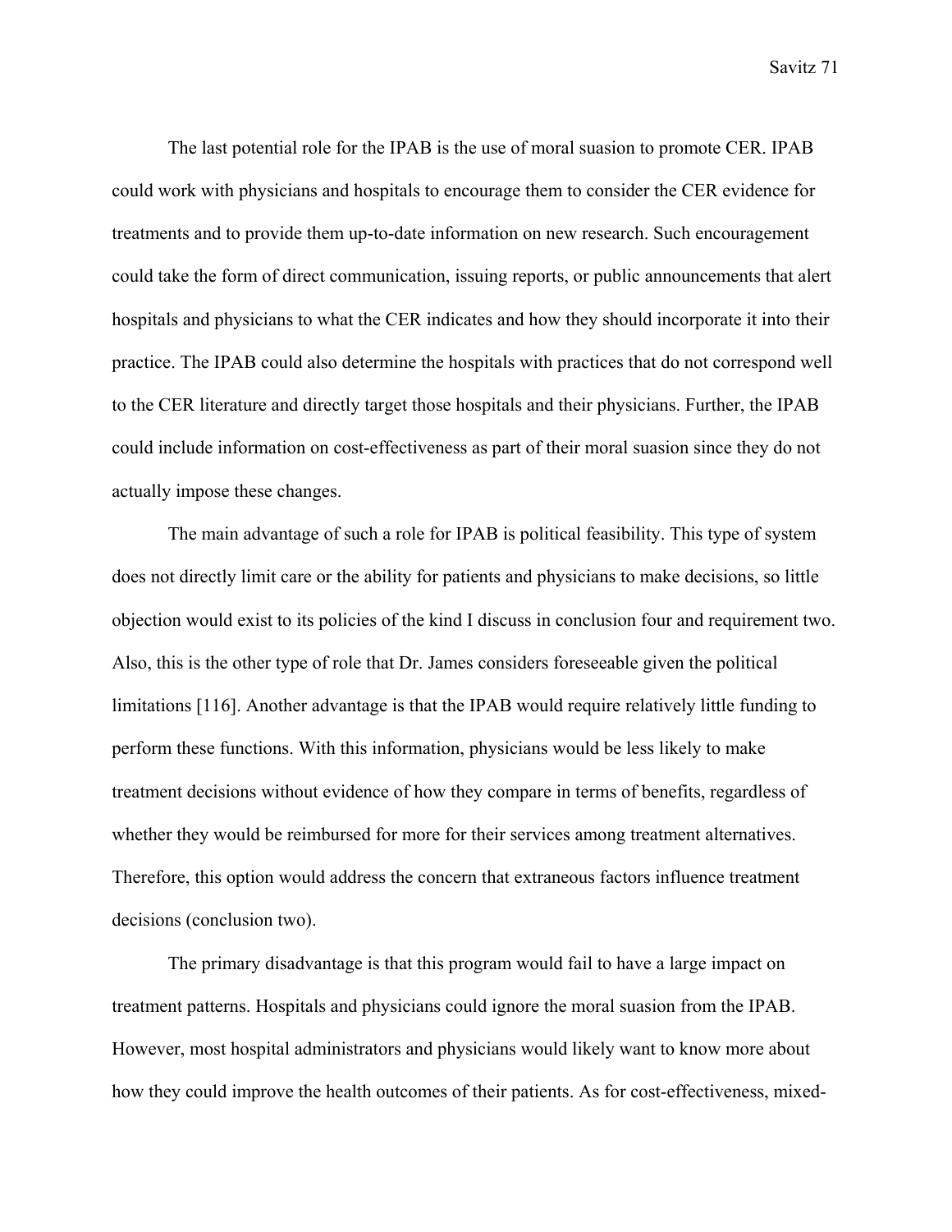The last potential role for the IPAB is the use of moral suasion to promote CER. IPAB could work with physicians and hospitals to encourage them to consider the CER evidence for treatments and to provide them up-to-date information on new research. Such encouragement could take the form of direct communication, issuing reports, or public announcements that alert hospitals and physicians to what the CER indicates and how they should incorporate it into their practice. The IPAB could also determine the hospitals with practices that do not correspond well to the CER literature and directly target those hospitals and their physicians. Further, the IPAB could include information on cost-effectiveness as part of their moral suasion since they do not actually impose these changes.

The main advantage of such a role for IPAB is political feasibility. This type of system does not directly limit care or the ability for patients and physicians to make decisions, so little objection would exist to its policies of the kind I discuss in conclusion four and requirement two. Also, this is the other type of role that Dr. James considers foreseeable given the political limitations [116]. Another advantage is that the IPAB would require relatively little funding to perform these functions. With this information, physicians would be less likely to make treatment decisions without evidence of how they compare in terms of benefits, regardless of whether they would be reimbursed for more for their services among treatment alternatives. Therefore, this option would address the concern that extraneous factors influence treatment decisions (conclusion two).

The primary disadvantage is that this program would fail to have a large impact on treatment patterns. Hospitals and physicians could ignore the moral suasion from the IPAB. However, most hospital administrators and physicians would likely want to know more about how they could improve the health outcomes of their patients. As for cost-effectiveness, mixed-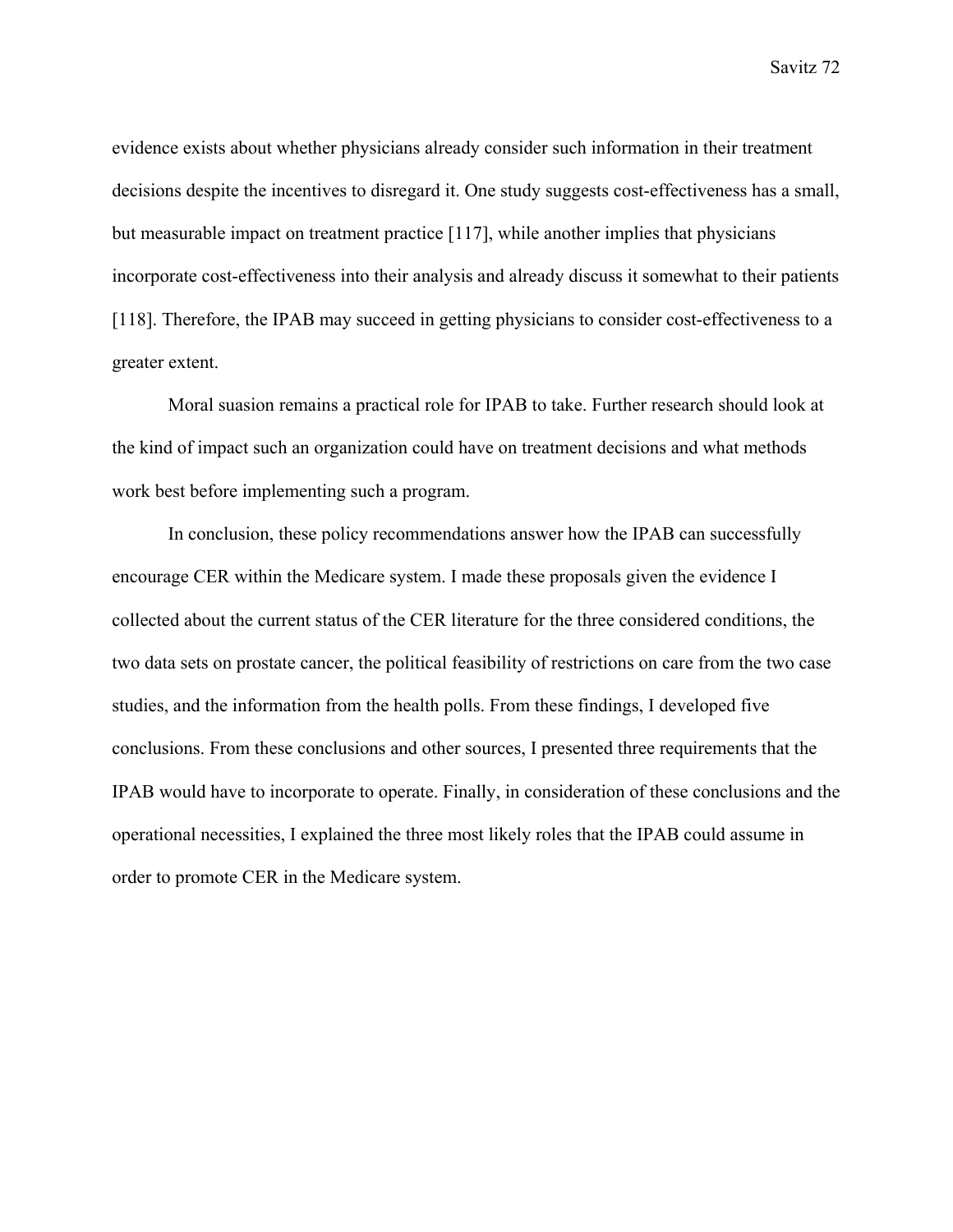evidence exists about whether physicians already consider such information in their treatment decisions despite the incentives to disregard it. One study suggests cost-effectiveness has a small, but measurable impact on treatment practice [117], while another implies that physicians incorporate cost-effectiveness into their analysis and already discuss it somewhat to their patients [118]. Therefore, the IPAB may succeed in getting physicians to consider cost-effectiveness to a greater extent.

Moral suasion remains a practical role for IPAB to take. Further research should look at the kind of impact such an organization could have on treatment decisions and what methods work best before implementing such a program.

In conclusion, these policy recommendations answer how the IPAB can successfully encourage CER within the Medicare system. I made these proposals given the evidence I collected about the current status of the CER literature for the three considered conditions, the two data sets on prostate cancer, the political feasibility of restrictions on care from the two case studies, and the information from the health polls. From these findings, I developed five conclusions. From these conclusions and other sources, I presented three requirements that the IPAB would have to incorporate to operate. Finally, in consideration of these conclusions and the operational necessities, I explained the three most likely roles that the IPAB could assume in order to promote CER in the Medicare system.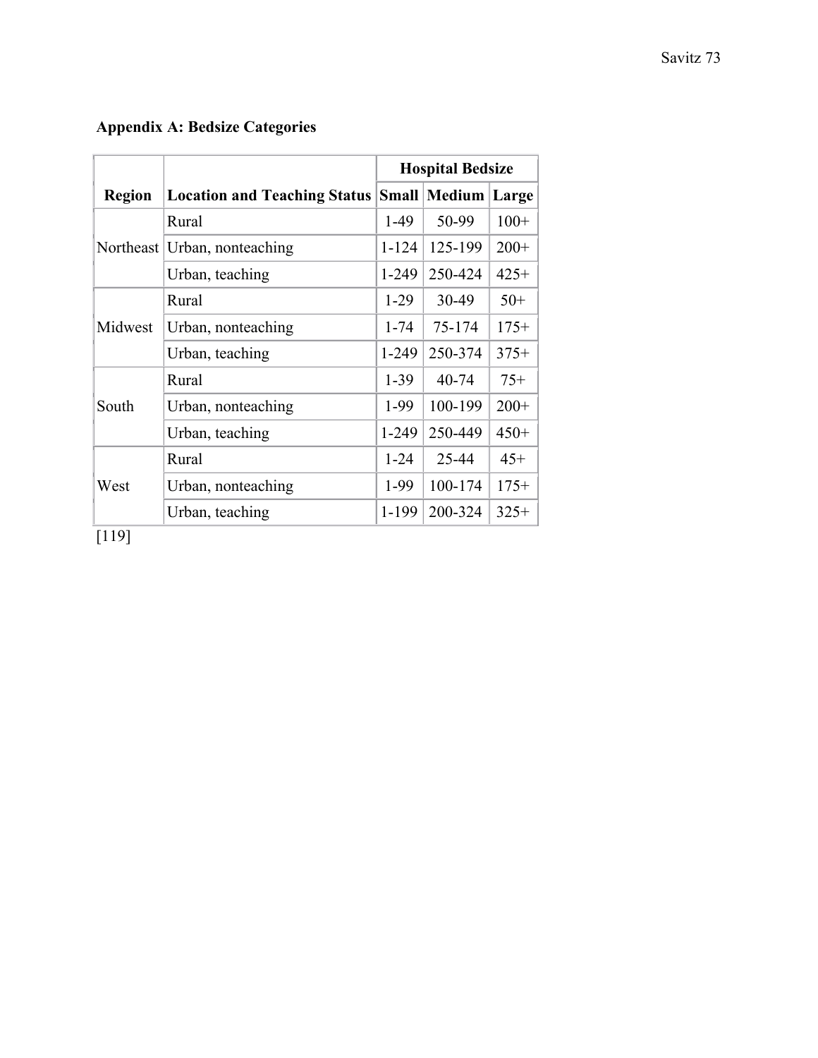**Appendix A: Bedsize Categories**

| Region | Location and Teaching Status | Hospital Bedsize | | |
|---|---|---|---|---|
| | | Small | Medium | Large |
| Northeast | Rural | 1-49 | 50-99 | 100+ |
| | Urban, nonteaching | 1-124 | 125-199 | 200+ |
| | Urban, teaching | 1-249 | 250-424 | 425+ |
| Midwest | Rural | 1-29 | 30-49 | 50+ |
| | Urban, nonteaching | 1-74 | 75-174 | 175+ |
| | Urban, teaching | 1-249 | 250-374 | 375+ |
| South | Rural | 1-39 | 40-74 | 75+ |
| | Urban, nonteaching | 1-99 | 100-199 | 200+ |
| | Urban, teaching | 1-249 | 250-449 | 450+ |
| West | Rural | 1-24 | 25-44 | 45+ |
| | Urban, nonteaching | 1-99 | 100-174 | 175+ |
| | Urban, teaching | 1-199 | 200-324 | 325+ |

[119]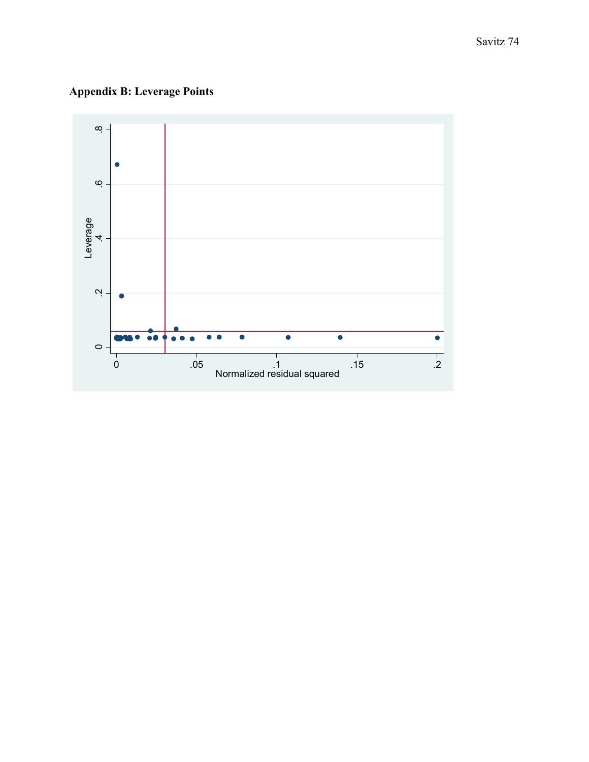**Appendix B: Leverage Points**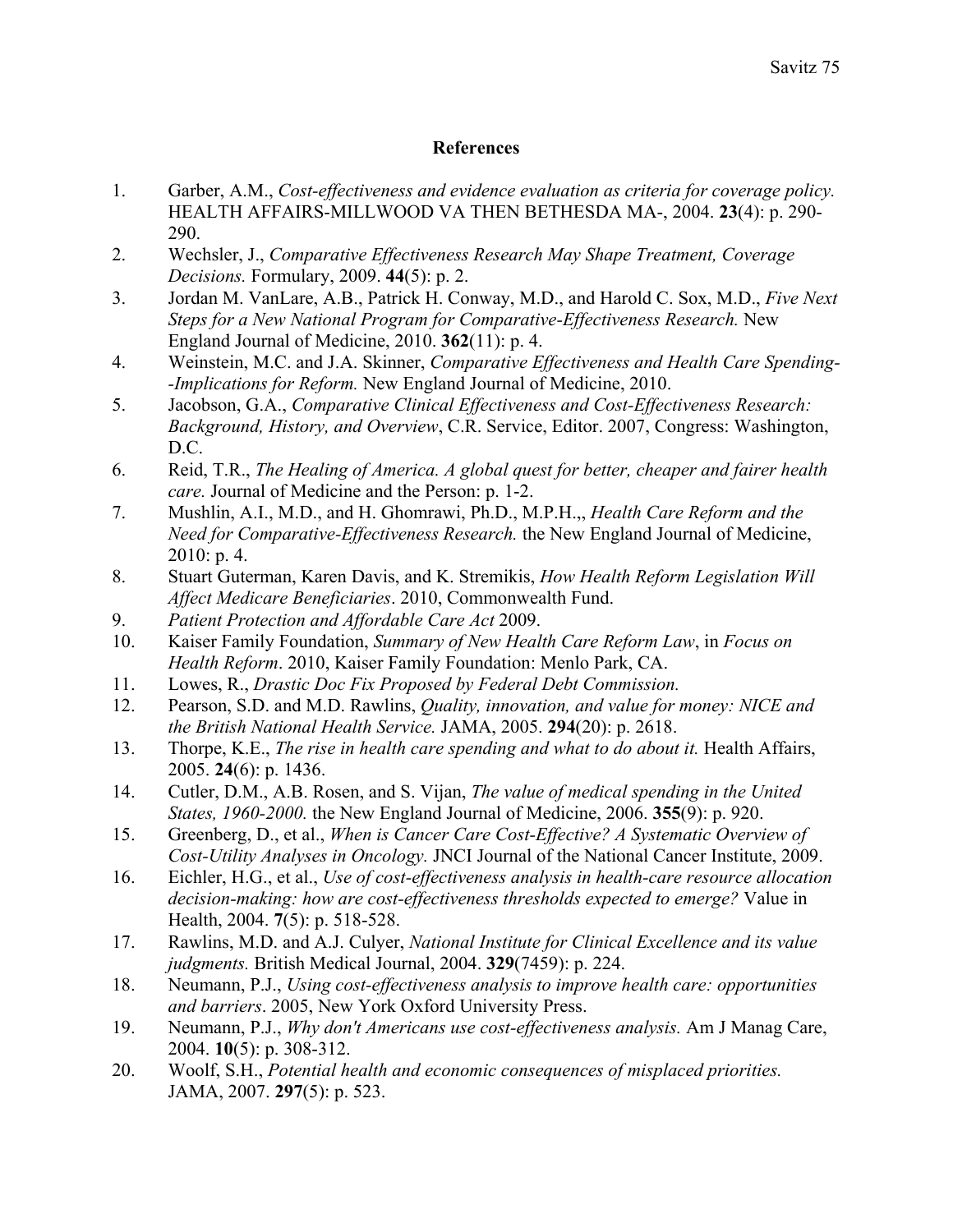## References

1. Garber, A.M., *Cost-effectiveness and evidence evaluation as criteria for coverage policy.* HEALTH AFFAIRS-MILLWOOD VA THEN BETHESDA MA-, 2004. **23**(4): p. 290-290.
2. Wechsler, J., *Comparative Effectiveness Research May Shape Treatment, Coverage Decisions.* Formulary, 2009. **44**(5): p. 2.
3. Jordan M. VanLare, A.B., Patrick H. Conway, M.D., and Harold C. Sox, M.D., *Five Next Steps for a New National Program for Comparative-Effectiveness Research.* New England Journal of Medicine, 2010. **362**(11): p. 4.
4. Weinstein, M.C. and J.A. Skinner, *Comparative Effectiveness and Health Care Spending--Implications for Reform.* New England Journal of Medicine, 2010.
5. Jacobson, G.A., *Comparative Clinical Effectiveness and Cost-Effectiveness Research: Background, History, and Overview*, C.R. Service, Editor. 2007, Congress: Washington, D.C.
6. Reid, T.R., *The Healing of America. A global quest for better, cheaper and fairer health care.* Journal of Medicine and the Person: p. 1-2.
7. Mushlin, A.I., M.D., and H. Ghomrawi, Ph.D., M.P.H.,, *Health Care Reform and the Need for Comparative-Effectiveness Research.* the New England Journal of Medicine, 2010: p. 4.
8. Stuart Guterman, Karen Davis, and K. Stremikis, *How Health Reform Legislation Will Affect Medicare Beneficiaries*. 2010, Commonwealth Fund.
9. *Patient Protection and Affordable Care Act* 2009.
10. Kaiser Family Foundation, *Summary of New Health Care Reform Law*, in *Focus on Health Reform*. 2010, Kaiser Family Foundation: Menlo Park, CA.
11. Lowes, R., *Drastic Doc Fix Proposed by Federal Debt Commission.*
12. Pearson, S.D. and M.D. Rawlins, *Quality, innovation, and value for money: NICE and the British National Health Service.* JAMA, 2005. **294**(20): p. 2618.
13. Thorpe, K.E., *The rise in health care spending and what to do about it.* Health Affairs, 2005. **24**(6): p. 1436.
14. Cutler, D.M., A.B. Rosen, and S. Vijan, *The value of medical spending in the United States, 1960-2000.* the New England Journal of Medicine, 2006. **355**(9): p. 920.
15. Greenberg, D., et al., *When is Cancer Care Cost-Effective? A Systematic Overview of Cost-Utility Analyses in Oncology.* JNCI Journal of the National Cancer Institute, 2009.
16. Eichler, H.G., et al., *Use of cost-effectiveness analysis in health-care resource allocation decision-making: how are cost-effectiveness thresholds expected to emerge?* Value in Health, 2004. **7**(5): p. 518-528.
17. Rawlins, M.D. and A.J. Culyer, *National Institute for Clinical Excellence and its value judgments.* British Medical Journal, 2004. **329**(7459): p. 224.
18. Neumann, P.J., *Using cost-effectiveness analysis to improve health care: opportunities and barriers*. 2005, New York Oxford University Press.
19. Neumann, P.J., *Why don't Americans use cost-effectiveness analysis.* Am J Manag Care, 2004. **10**(5): p. 308-312.
20. Woolf, S.H., *Potential health and economic consequences of misplaced priorities.* JAMA, 2007. **297**(5): p. 523.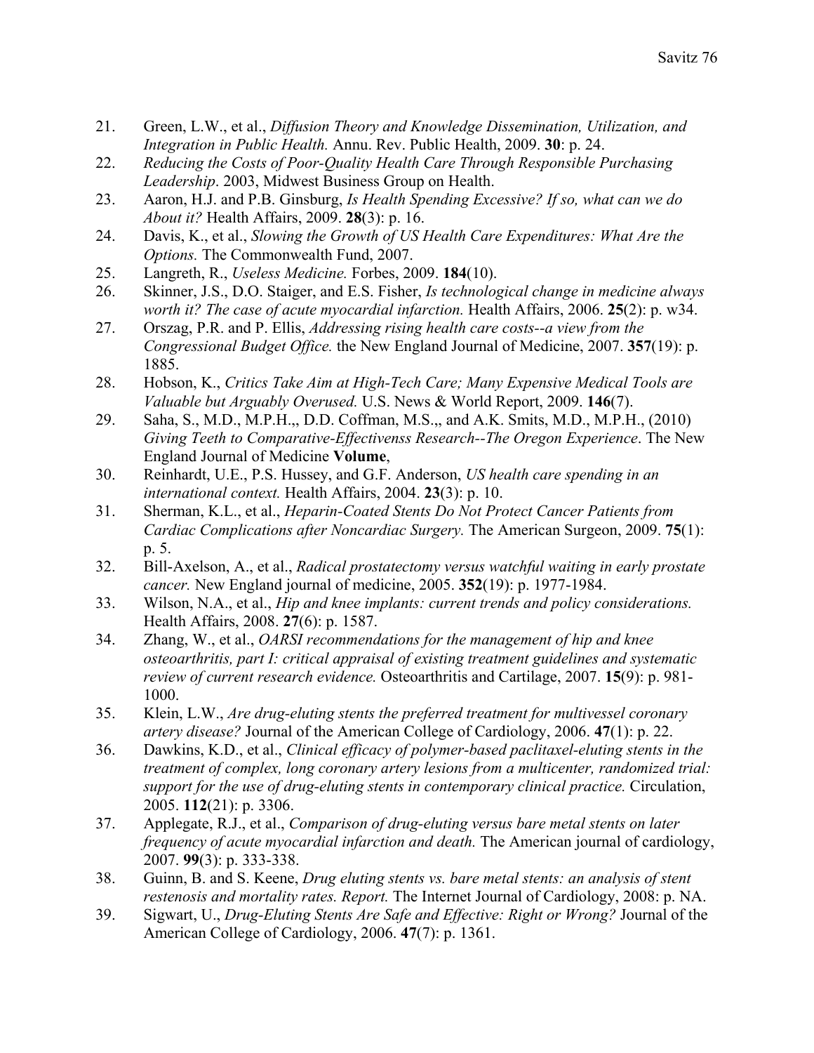21. Green, L.W., et al., *Diffusion Theory and Knowledge Dissemination, Utilization, and Integration in Public Health.* Annu. Rev. Public Health, 2009. **30**: p. 24.
22. *Reducing the Costs of Poor-Quality Health Care Through Responsible Purchasing Leadership*. 2003, Midwest Business Group on Health.
23. Aaron, H.J. and P.B. Ginsburg, *Is Health Spending Excessive? If so, what can we do About it?* Health Affairs, 2009. **28**(3): p. 16.
24. Davis, K., et al., *Slowing the Growth of US Health Care Expenditures: What Are the Options.* The Commonwealth Fund, 2007.
25. Langreth, R., *Useless Medicine.* Forbes, 2009. **184**(10).
26. Skinner, J.S., D.O. Staiger, and E.S. Fisher, *Is technological change in medicine always worth it? The case of acute myocardial infarction.* Health Affairs, 2006. **25**(2): p. w34.
27. Orszag, P.R. and P. Ellis, *Addressing rising health care costs--a view from the Congressional Budget Office.* the New England Journal of Medicine, 2007. **357**(19): p. 1885.
28. Hobson, K., *Critics Take Aim at High-Tech Care; Many Expensive Medical Tools are Valuable but Arguably Overused.* U.S. News & World Report, 2009. **146**(7).
29. Saha, S., M.D., M.P.H.,, D.D. Coffman, M.S.,, and A.K. Smits, M.D., M.P.H., (2010) *Giving Teeth to Comparative-Effectivenss Research--The Oregon Experience*. The New England Journal of Medicine **Volume**,
30. Reinhardt, U.E., P.S. Hussey, and G.F. Anderson, *US health care spending in an international context.* Health Affairs, 2004. **23**(3): p. 10.
31. Sherman, K.L., et al., *Heparin-Coated Stents Do Not Protect Cancer Patients from Cardiac Complications after Noncardiac Surgery.* The American Surgeon, 2009. **75**(1): p. 5.
32. Bill-Axelson, A., et al., *Radical prostatectomy versus watchful waiting in early prostate cancer.* New England journal of medicine, 2005. **352**(19): p. 1977-1984.
33. Wilson, N.A., et al., *Hip and knee implants: current trends and policy considerations.* Health Affairs, 2008. **27**(6): p. 1587.
34. Zhang, W., et al., *OARSI recommendations for the management of hip and knee osteoarthritis, part I: critical appraisal of existing treatment guidelines and systematic review of current research evidence.* Osteoarthritis and Cartilage, 2007. **15**(9): p. 981-1000.
35. Klein, L.W., *Are drug-eluting stents the preferred treatment for multivessel coronary artery disease?* Journal of the American College of Cardiology, 2006. **47**(1): p. 22.
36. Dawkins, K.D., et al., *Clinical efficacy of polymer-based paclitaxel-eluting stents in the treatment of complex, long coronary artery lesions from a multicenter, randomized trial: support for the use of drug-eluting stents in contemporary clinical practice.* Circulation, 2005. **112**(21): p. 3306.
37. Applegate, R.J., et al., *Comparison of drug-eluting versus bare metal stents on later frequency of acute myocardial infarction and death.* The American journal of cardiology, 2007. **99**(3): p. 333-338.
38. Guinn, B. and S. Keene, *Drug eluting stents vs. bare metal stents: an analysis of stent restenosis and mortality rates. Report.* The Internet Journal of Cardiology, 2008: p. NA.
39. Sigwart, U., *Drug-Eluting Stents Are Safe and Effective: Right or Wrong?* Journal of the American College of Cardiology, 2006. **47**(7): p. 1361.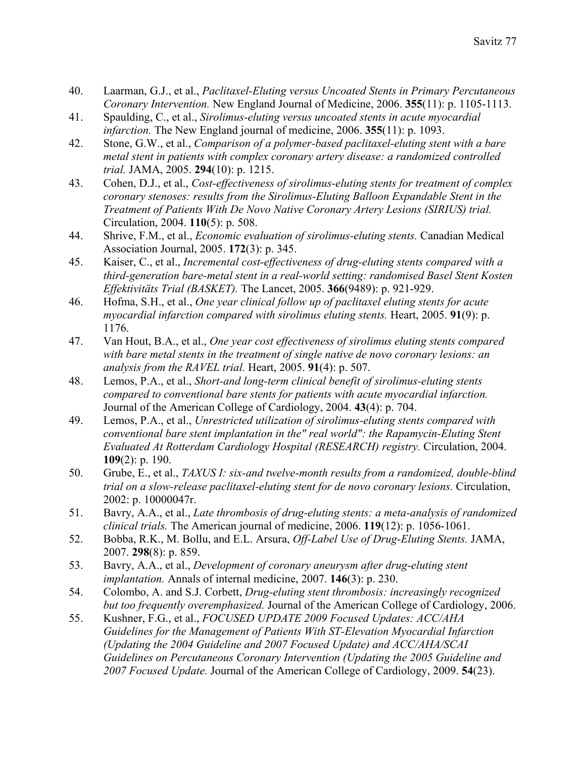40. Laarman, G.J., et al., *Paclitaxel-Eluting versus Uncoated Stents in Primary Percutaneous Coronary Intervention.* New England Journal of Medicine, 2006. **355**(11): p. 1105-1113.
41. Spaulding, C., et al., *Sirolimus-eluting versus uncoated stents in acute myocardial infarction.* The New England journal of medicine, 2006. **355**(11): p. 1093.
42. Stone, G.W., et al., *Comparison of a polymer-based paclitaxel-eluting stent with a bare metal stent in patients with complex coronary artery disease: a randomized controlled trial.* JAMA, 2005. **294**(10): p. 1215.
43. Cohen, D.J., et al., *Cost-effectiveness of sirolimus-eluting stents for treatment of complex coronary stenoses: results from the Sirolimus-Eluting Balloon Expandable Stent in the Treatment of Patients With De Novo Native Coronary Artery Lesions (SIRIUS) trial.* Circulation, 2004. **110**(5): p. 508.
44. Shrive, F.M., et al., *Economic evaluation of sirolimus-eluting stents.* Canadian Medical Association Journal, 2005. **172**(3): p. 345.
45. Kaiser, C., et al., *Incremental cost-effectiveness of drug-eluting stents compared with a third-generation bare-metal stent in a real-world setting: randomised Basel Stent Kosten Effektivitäts Trial (BASKET).* The Lancet, 2005. **366**(9489): p. 921-929.
46. Hofma, S.H., et al., *One year clinical follow up of paclitaxel eluting stents for acute myocardial infarction compared with sirolimus eluting stents.* Heart, 2005. **91**(9): p. 1176.
47. Van Hout, B.A., et al., *One year cost effectiveness of sirolimus eluting stents compared with bare metal stents in the treatment of single native de novo coronary lesions: an analysis from the RAVEL trial.* Heart, 2005. **91**(4): p. 507.
48. Lemos, P.A., et al., *Short-and long-term clinical benefit of sirolimus-eluting stents compared to conventional bare stents for patients with acute myocardial infarction.* Journal of the American College of Cardiology, 2004. **43**(4): p. 704.
49. Lemos, P.A., et al., *Unrestricted utilization of sirolimus-eluting stents compared with conventional bare stent implantation in the" real world": the Rapamycin-Eluting Stent Evaluated At Rotterdam Cardiology Hospital (RESEARCH) registry.* Circulation, 2004. **109**(2): p. 190.
50. Grube, E., et al., *TAXUS I: six-and twelve-month results from a randomized, double-blind trial on a slow-release paclitaxel-eluting stent for de novo coronary lesions.* Circulation, 2002: p. 10000047r.
51. Bavry, A.A., et al., *Late thrombosis of drug-eluting stents: a meta-analysis of randomized clinical trials.* The American journal of medicine, 2006. **119**(12): p. 1056-1061.
52. Bobba, R.K., M. Bollu, and E.L. Arsura, *Off-Label Use of Drug-Eluting Stents.* JAMA, 2007. **298**(8): p. 859.
53. Bavry, A.A., et al., *Development of coronary aneurysm after drug-eluting stent implantation.* Annals of internal medicine, 2007. **146**(3): p. 230.
54. Colombo, A. and S.J. Corbett, *Drug-eluting stent thrombosis: increasingly recognized but too frequently overemphasized.* Journal of the American College of Cardiology, 2006.
55. Kushner, F.G., et al., *FOCUSED UPDATE 2009 Focused Updates: ACC/AHA Guidelines for the Management of Patients With ST-Elevation Myocardial Infarction (Updating the 2004 Guideline and 2007 Focused Update) and ACC/AHA/SCAI Guidelines on Percutaneous Coronary Intervention (Updating the 2005 Guideline and 2007 Focused Update.* Journal of the American College of Cardiology, 2009. **54**(23).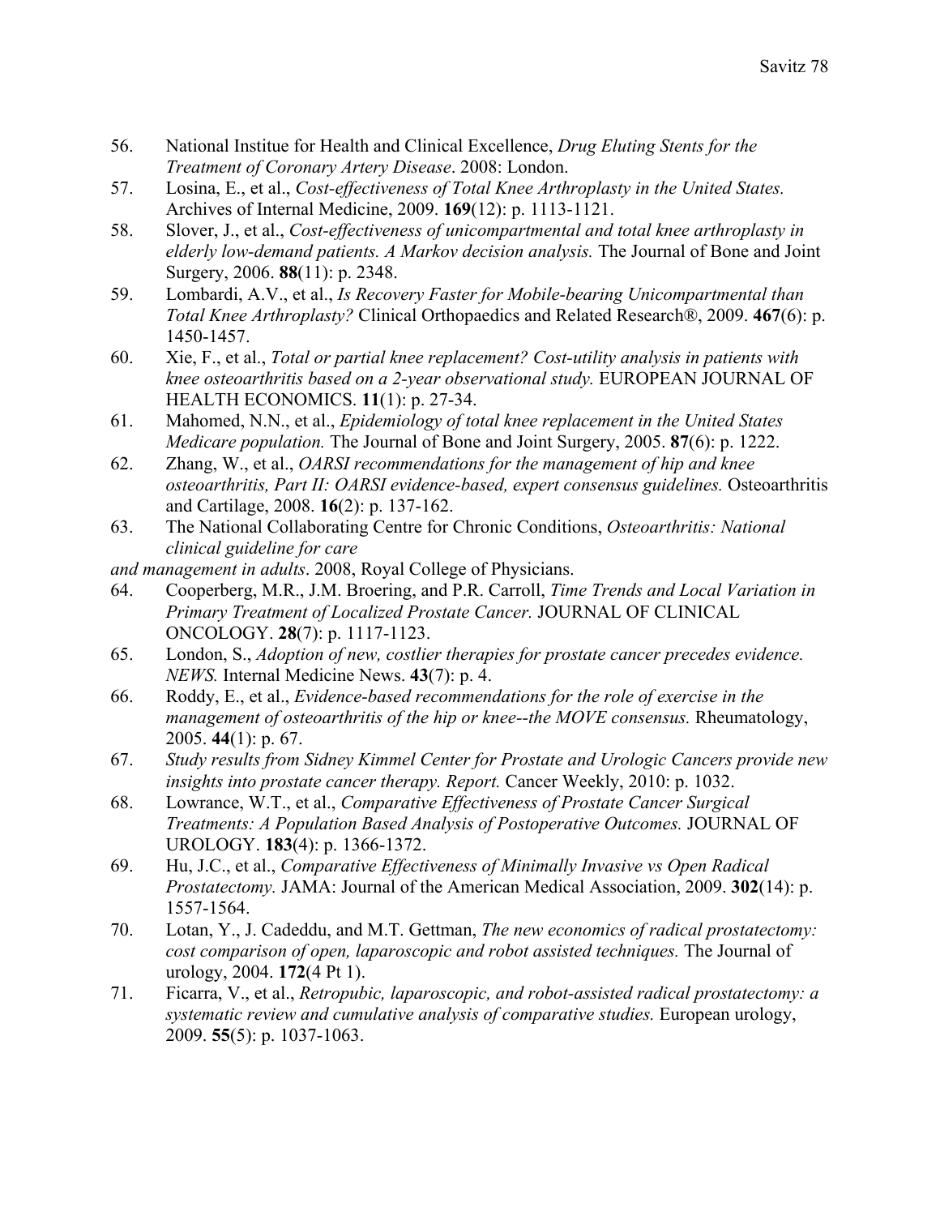56. National Institue for Health and Clinical Excellence, *Drug Eluting Stents for the Treatment of Coronary Artery Disease*. 2008: London.
57. Losina, E., et al., *Cost-effectiveness of Total Knee Arthroplasty in the United States.* Archives of Internal Medicine, 2009. **169**(12): p. 1113-1121.
58. Slover, J., et al., *Cost-effectiveness of unicompartmental and total knee arthroplasty in elderly low-demand patients. A Markov decision analysis.* The Journal of Bone and Joint Surgery, 2006. **88**(11): p. 2348.
59. Lombardi, A.V., et al., *Is Recovery Faster for Mobile-bearing Unicompartmental than Total Knee Arthroplasty?* Clinical Orthopaedics and Related Research®, 2009. **467**(6): p. 1450-1457.
60. Xie, F., et al., *Total or partial knee replacement? Cost-utility analysis in patients with knee osteoarthritis based on a 2-year observational study.* EUROPEAN JOURNAL OF HEALTH ECONOMICS. **11**(1): p. 27-34.
61. Mahomed, N.N., et al., *Epidemiology of total knee replacement in the United States Medicare population.* The Journal of Bone and Joint Surgery, 2005. **87**(6): p. 1222.
62. Zhang, W., et al., *OARSI recommendations for the management of hip and knee osteoarthritis, Part II: OARSI evidence-based, expert consensus guidelines.* Osteoarthritis and Cartilage, 2008. **16**(2): p. 137-162.
63. The National Collaborating Centre for Chronic Conditions, *Osteoarthritis: National clinical guideline for care and management in adults*. 2008, Royal College of Physicians.
64. Cooperberg, M.R., J.M. Broering, and P.R. Carroll, *Time Trends and Local Variation in Primary Treatment of Localized Prostate Cancer.* JOURNAL OF CLINICAL ONCOLOGY. **28**(7): p. 1117-1123.
65. London, S., *Adoption of new, costlier therapies for prostate cancer precedes evidence. NEWS.* Internal Medicine News. **43**(7): p. 4.
66. Roddy, E., et al., *Evidence-based recommendations for the role of exercise in the management of osteoarthritis of the hip or knee--the MOVE consensus.* Rheumatology, 2005. **44**(1): p. 67.
67. *Study results from Sidney Kimmel Center for Prostate and Urologic Cancers provide new insights into prostate cancer therapy. Report.* Cancer Weekly, 2010: p. 1032.
68. Lowrance, W.T., et al., *Comparative Effectiveness of Prostate Cancer Surgical Treatments: A Population Based Analysis of Postoperative Outcomes.* JOURNAL OF UROLOGY. **183**(4): p. 1366-1372.
69. Hu, J.C., et al., *Comparative Effectiveness of Minimally Invasive vs Open Radical Prostatectomy.* JAMA: Journal of the American Medical Association, 2009. **302**(14): p. 1557-1564.
70. Lotan, Y., J. Cadeddu, and M.T. Gettman, *The new economics of radical prostatectomy: cost comparison of open, laparoscopic and robot assisted techniques.* The Journal of urology, 2004. **172**(4 Pt 1).
71. Ficarra, V., et al., *Retropubic, laparoscopic, and robot-assisted radical prostatectomy: a systematic review and cumulative analysis of comparative studies.* European urology, 2009. **55**(5): p. 1037-1063.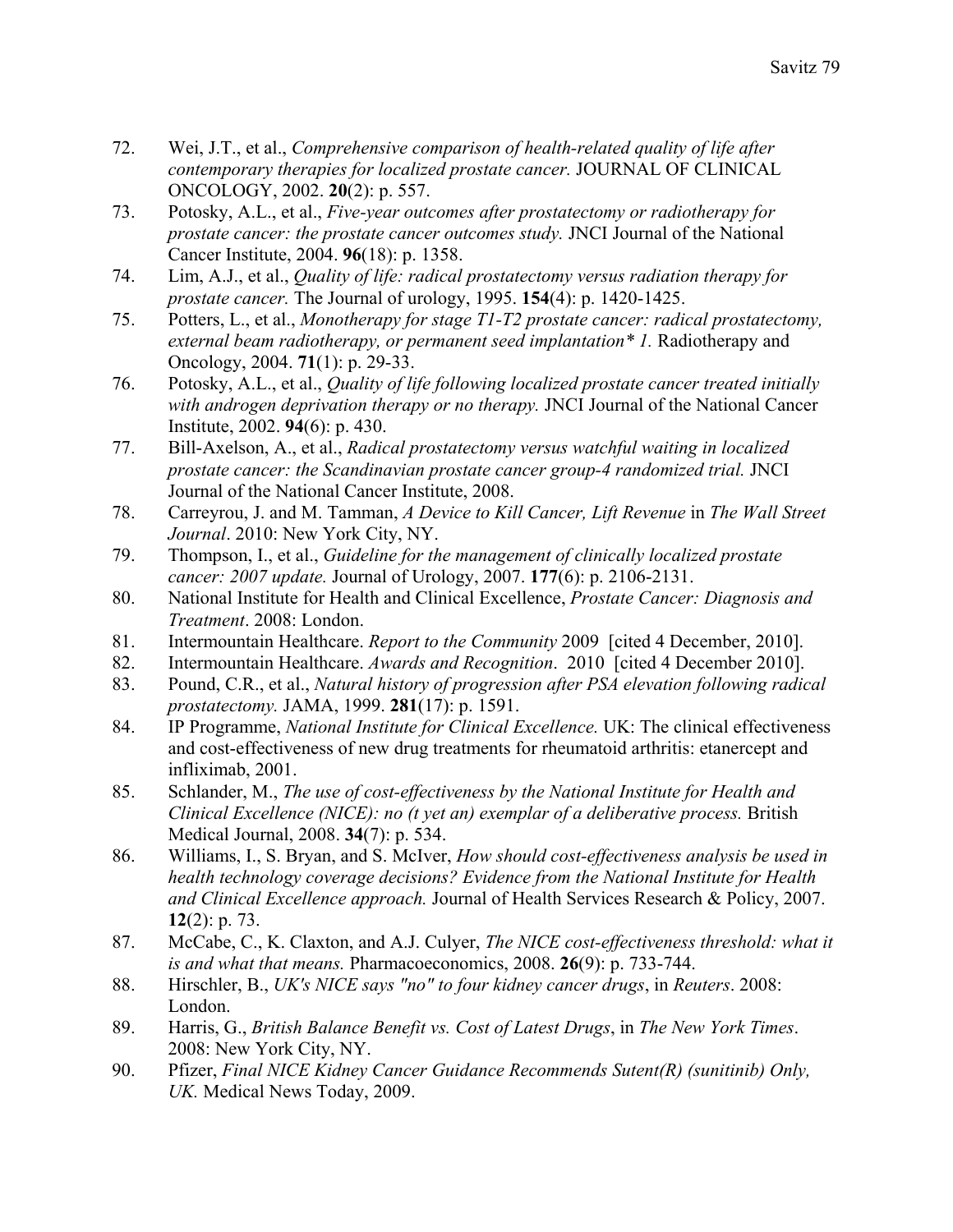72. Wei, J.T., et al., *Comprehensive comparison of health-related quality of life after contemporary therapies for localized prostate cancer.* JOURNAL OF CLINICAL ONCOLOGY, 2002. **20**(2): p. 557.
73. Potosky, A.L., et al., *Five-year outcomes after prostatectomy or radiotherapy for prostate cancer: the prostate cancer outcomes study.* JNCI Journal of the National Cancer Institute, 2004. **96**(18): p. 1358.
74. Lim, A.J., et al., *Quality of life: radical prostatectomy versus radiation therapy for prostate cancer.* The Journal of urology, 1995. **154**(4): p. 1420-1425.
75. Potters, L., et al., *Monotherapy for stage T1-T2 prostate cancer: radical prostatectomy, external beam radiotherapy, or permanent seed implantation* 1.* Radiotherapy and Oncology, 2004. **71**(1): p. 29-33.
76. Potosky, A.L., et al., *Quality of life following localized prostate cancer treated initially with androgen deprivation therapy or no therapy.* JNCI Journal of the National Cancer Institute, 2002. **94**(6): p. 430.
77. Bill-Axelson, A., et al., *Radical prostatectomy versus watchful waiting in localized prostate cancer: the Scandinavian prostate cancer group-4 randomized trial.* JNCI Journal of the National Cancer Institute, 2008.
78. Carreyrou, J. and M. Tamman, *A Device to Kill Cancer, Lift Revenue* in *The Wall Street Journal*. 2010: New York City, NY.
79. Thompson, I., et al., *Guideline for the management of clinically localized prostate cancer: 2007 update.* Journal of Urology, 2007. **177**(6): p. 2106-2131.
80. National Institute for Health and Clinical Excellence, *Prostate Cancer: Diagnosis and Treatment*. 2008: London.
81. Intermountain Healthcare. *Report to the Community* 2009 [cited 4 December, 2010].
82. Intermountain Healthcare. *Awards and Recognition*. 2010 [cited 4 December 2010].
83. Pound, C.R., et al., *Natural history of progression after PSA elevation following radical prostatectomy.* JAMA, 1999. **281**(17): p. 1591.
84. IP Programme, *National Institute for Clinical Excellence.* UK: The clinical effectiveness and cost-effectiveness of new drug treatments for rheumatoid arthritis: etanercept and infliximab, 2001.
85. Schlander, M., *The use of cost-effectiveness by the National Institute for Health and Clinical Excellence (NICE): no (t yet an) exemplar of a deliberative process.* British Medical Journal, 2008. **34**(7): p. 534.
86. Williams, I., S. Bryan, and S. McIver, *How should cost-effectiveness analysis be used in health technology coverage decisions? Evidence from the National Institute for Health and Clinical Excellence approach.* Journal of Health Services Research & Policy, 2007. **12**(2): p. 73.
87. McCabe, C., K. Claxton, and A.J. Culyer, *The NICE cost-effectiveness threshold: what it is and what that means.* Pharmacoeconomics, 2008. **26**(9): p. 733-744.
88. Hirschler, B., *UK's NICE says "no" to four kidney cancer drugs*, in *Reuters*. 2008: London.
89. Harris, G., *British Balance Benefit vs. Cost of Latest Drugs*, in *The New York Times*. 2008: New York City, NY.
90. Pfizer, *Final NICE Kidney Cancer Guidance Recommends Sutent(R) (sunitinib) Only, UK.* Medical News Today, 2009.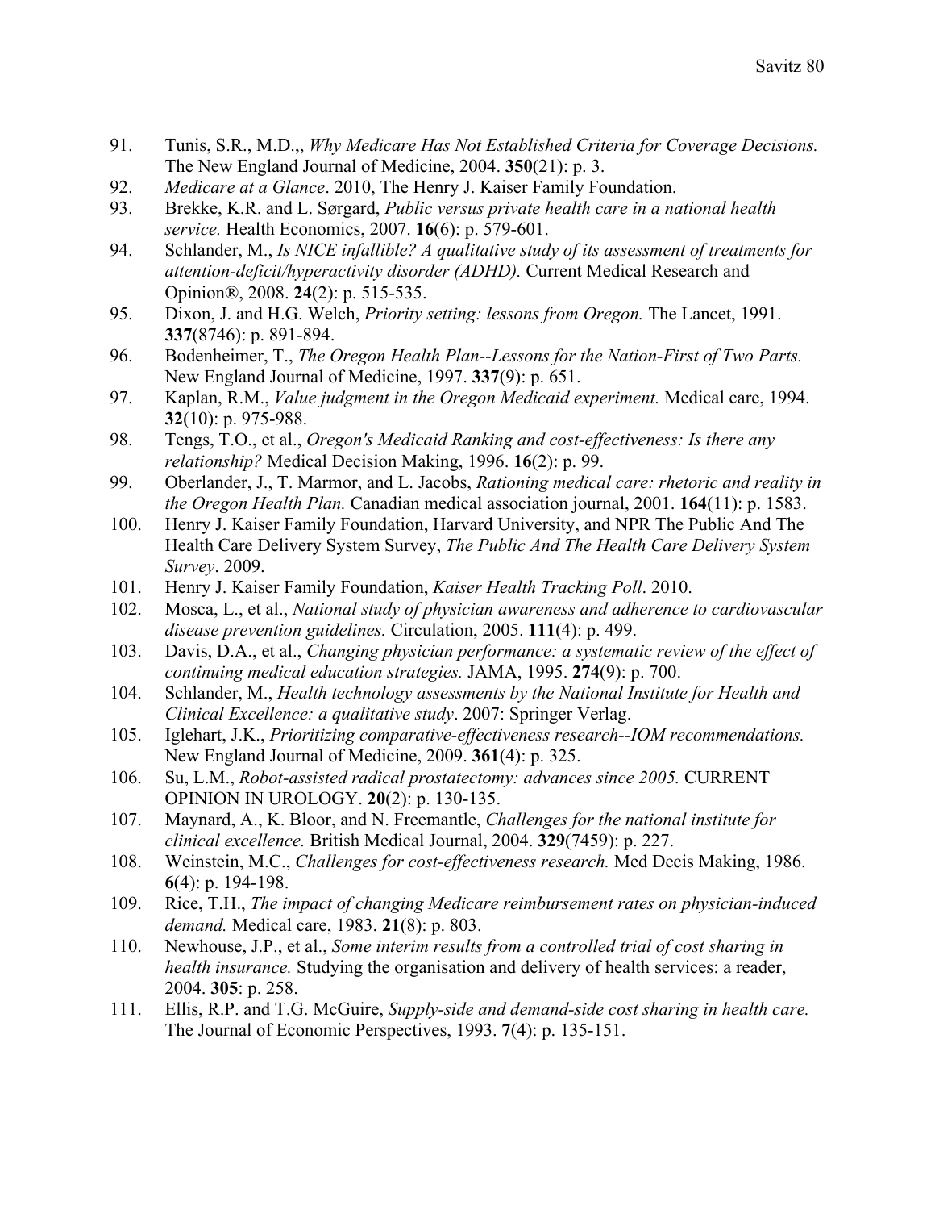91. Tunis, S.R., M.D.,, *Why Medicare Has Not Established Criteria for Coverage Decisions.* The New England Journal of Medicine, 2004. **350**(21): p. 3.
92. *Medicare at a Glance*. 2010, The Henry J. Kaiser Family Foundation.
93. Brekke, K.R. and L. Sørgard, *Public versus private health care in a national health service.* Health Economics, 2007. **16**(6): p. 579-601.
94. Schlander, M., *Is NICE infallible? A qualitative study of its assessment of treatments for attention-deficit/hyperactivity disorder (ADHD).* Current Medical Research and Opinion®, 2008. **24**(2): p. 515-535.
95. Dixon, J. and H.G. Welch, *Priority setting: lessons from Oregon.* The Lancet, 1991. **337**(8746): p. 891-894.
96. Bodenheimer, T., *The Oregon Health Plan--Lessons for the Nation-First of Two Parts.* New England Journal of Medicine, 1997. **337**(9): p. 651.
97. Kaplan, R.M., *Value judgment in the Oregon Medicaid experiment.* Medical care, 1994. **32**(10): p. 975-988.
98. Tengs, T.O., et al., *Oregon's Medicaid Ranking and cost-effectiveness: Is there any relationship?* Medical Decision Making, 1996. **16**(2): p. 99.
99. Oberlander, J., T. Marmor, and L. Jacobs, *Rationing medical care: rhetoric and reality in the Oregon Health Plan.* Canadian medical association journal, 2001. **164**(11): p. 1583.
100. Henry J. Kaiser Family Foundation, Harvard University, and NPR The Public And The Health Care Delivery System Survey, *The Public And The Health Care Delivery System Survey*. 2009.
101. Henry J. Kaiser Family Foundation, *Kaiser Health Tracking Poll*. 2010.
102. Mosca, L., et al., *National study of physician awareness and adherence to cardiovascular disease prevention guidelines.* Circulation, 2005. **111**(4): p. 499.
103. Davis, D.A., et al., *Changing physician performance: a systematic review of the effect of continuing medical education strategies.* JAMA, 1995. **274**(9): p. 700.
104. Schlander, M., *Health technology assessments by the National Institute for Health and Clinical Excellence: a qualitative study*. 2007: Springer Verlag.
105. Iglehart, J.K., *Prioritizing comparative-effectiveness research--IOM recommendations.* New England Journal of Medicine, 2009. **361**(4): p. 325.
106. Su, L.M., *Robot-assisted radical prostatectomy: advances since 2005.* CURRENT OPINION IN UROLOGY. **20**(2): p. 130-135.
107. Maynard, A., K. Bloor, and N. Freemantle, *Challenges for the national institute for clinical excellence.* British Medical Journal, 2004. **329**(7459): p. 227.
108. Weinstein, M.C., *Challenges for cost-effectiveness research.* Med Decis Making, 1986. **6**(4): p. 194-198.
109. Rice, T.H., *The impact of changing Medicare reimbursement rates on physician-induced demand.* Medical care, 1983. **21**(8): p. 803.
110. Newhouse, J.P., et al., *Some interim results from a controlled trial of cost sharing in health insurance.* Studying the organisation and delivery of health services: a reader, 2004. **305**: p. 258.
111. Ellis, R.P. and T.G. McGuire, *Supply-side and demand-side cost sharing in health care.* The Journal of Economic Perspectives, 1993. **7**(4): p. 135-151.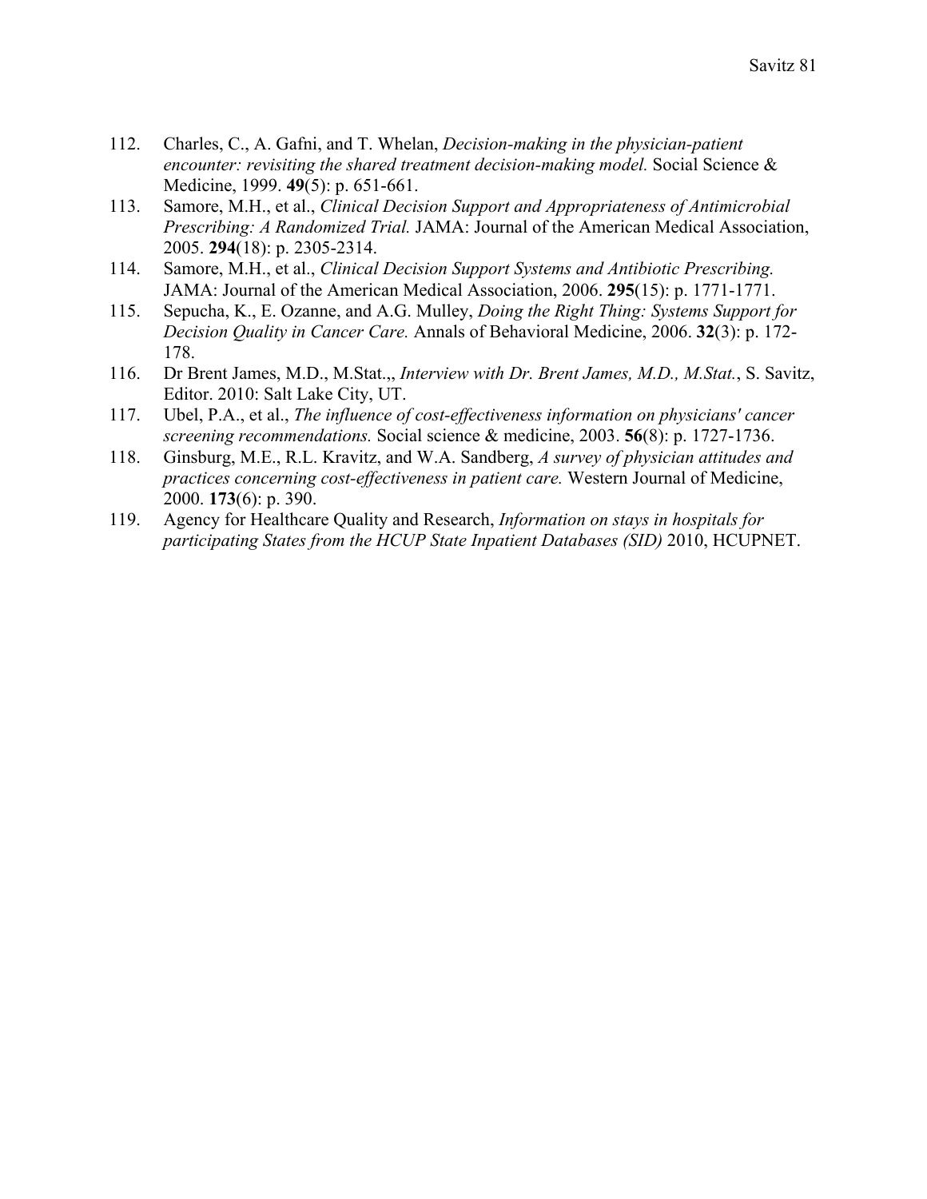112. Charles, C., A. Gafni, and T. Whelan, *Decision-making in the physician-patient encounter: revisiting the shared treatment decision-making model.* Social Science & Medicine, 1999. **49**(5): p. 651-661.
113. Samore, M.H., et al., *Clinical Decision Support and Appropriateness of Antimicrobial Prescribing: A Randomized Trial.* JAMA: Journal of the American Medical Association, 2005. **294**(18): p. 2305-2314.
114. Samore, M.H., et al., *Clinical Decision Support Systems and Antibiotic Prescribing.* JAMA: Journal of the American Medical Association, 2006. **295**(15): p. 1771-1771.
115. Sepucha, K., E. Ozanne, and A.G. Mulley, *Doing the Right Thing: Systems Support for Decision Quality in Cancer Care.* Annals of Behavioral Medicine, 2006. **32**(3): p. 172-178.
116. Dr Brent James, M.D., M.Stat.,, *Interview with Dr. Brent James, M.D., M.Stat.*, S. Savitz, Editor. 2010: Salt Lake City, UT.
117. Ubel, P.A., et al., *The influence of cost-effectiveness information on physicians' cancer screening recommendations.* Social science & medicine, 2003. **56**(8): p. 1727-1736.
118. Ginsburg, M.E., R.L. Kravitz, and W.A. Sandberg, *A survey of physician attitudes and practices concerning cost-effectiveness in patient care.* Western Journal of Medicine, 2000. **173**(6): p. 390.
119. Agency for Healthcare Quality and Research, *Information on stays in hospitals for participating States from the HCUP State Inpatient Databases (SID)* 2010, HCUPNET.